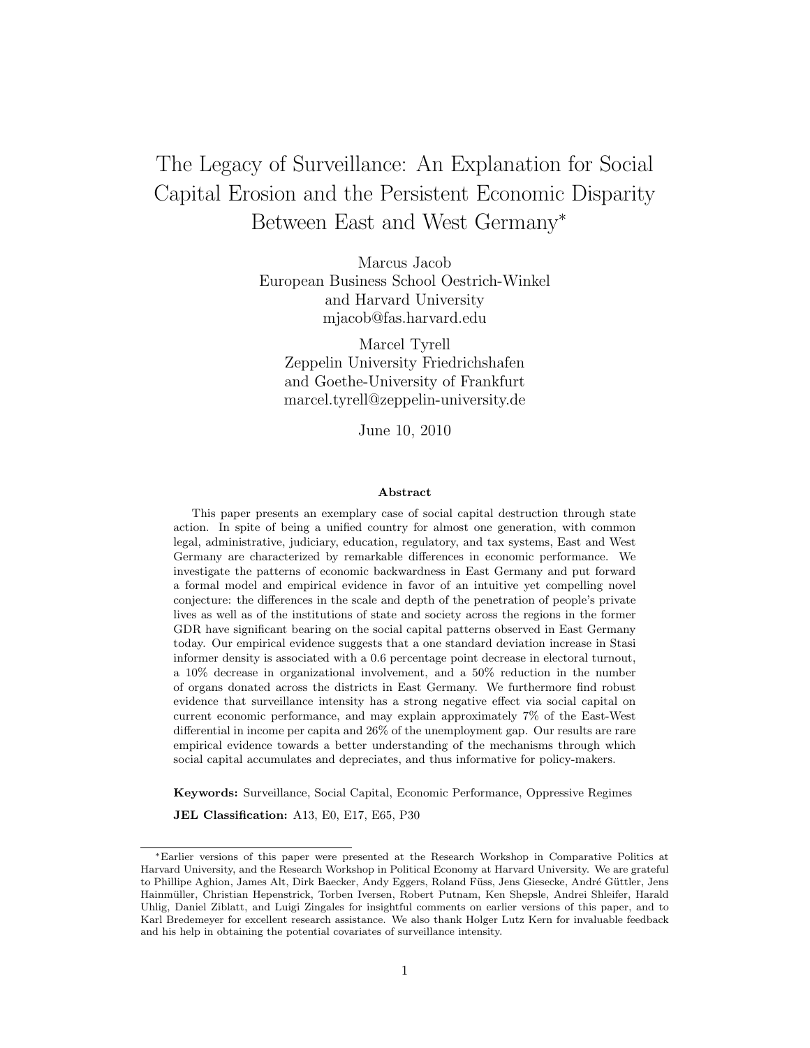# The Legacy of Surveillance: An Explanation for Social Capital Erosion and the Persistent Economic Disparity Between East and West Germany*

Marcus Jacob
European Business School Oestrich-Winkel
and Harvard University
mjacob@fas.harvard.edu

Marcel Tyrell
Zeppelin University Friedrichshafen
and Goethe-University of Frankfurt
marcel.tyrell@zeppelin-university.de

June 10, 2010

### Abstract

This paper presents an exemplary case of social capital destruction through state action. In spite of being a unified country for almost one generation, with common legal, administrative, judiciary, education, regulatory, and tax systems, East and West Germany are characterized by remarkable differences in economic performance. We investigate the patterns of economic backwardness in East Germany and put forward a formal model and empirical evidence in favor of an intuitive yet compelling novel conjecture: the differences in the scale and depth of the penetration of people's private lives as well as of the institutions of state and society across the regions in the former GDR have significant bearing on the social capital patterns observed in East Germany today. Our empirical evidence suggests that a one standard deviation increase in Stasi informer density is associated with a 0.6 percentage point decrease in electoral turnout, a 10% decrease in organizational involvement, and a 50% reduction in the number of organs donated across the districts in East Germany. We furthermore find robust evidence that surveillance intensity has a strong negative effect via social capital on current economic performance, and may explain approximately 7% of the East-West differential in income per capita and 26% of the unemployment gap. Our results are rare empirical evidence towards a better understanding of the mechanisms through which social capital accumulates and depreciates, and thus informative for policy-makers.

**Keywords:** Surveillance, Social Capital, Economic Performance, Oppressive Regimes

**JEL Classification:** A13, E0, E17, E65, P30

---

*Earlier versions of this paper were presented at the Research Workshop in Comparative Politics at Harvard University, and the Research Workshop in Political Economy at Harvard University. We are grateful to Phillipe Aghion, James Alt, Dirk Baecker, Andy Eggers, Roland Füss, Jens Giesecke, André Güttler, Jens Hainmüller, Christian Hepenstrick, Torben Iversen, Robert Putnam, Ken Shepsle, Andrei Shleifer, Harald Uhlig, Daniel Ziblatt, and Luigi Zingales for insightful comments on earlier versions of this paper, and to Karl Bredemeyer for excellent research assistance. We also thank Holger Lutz Kern for invaluable feedback and his help in obtaining the potential covariates of surveillance intensity.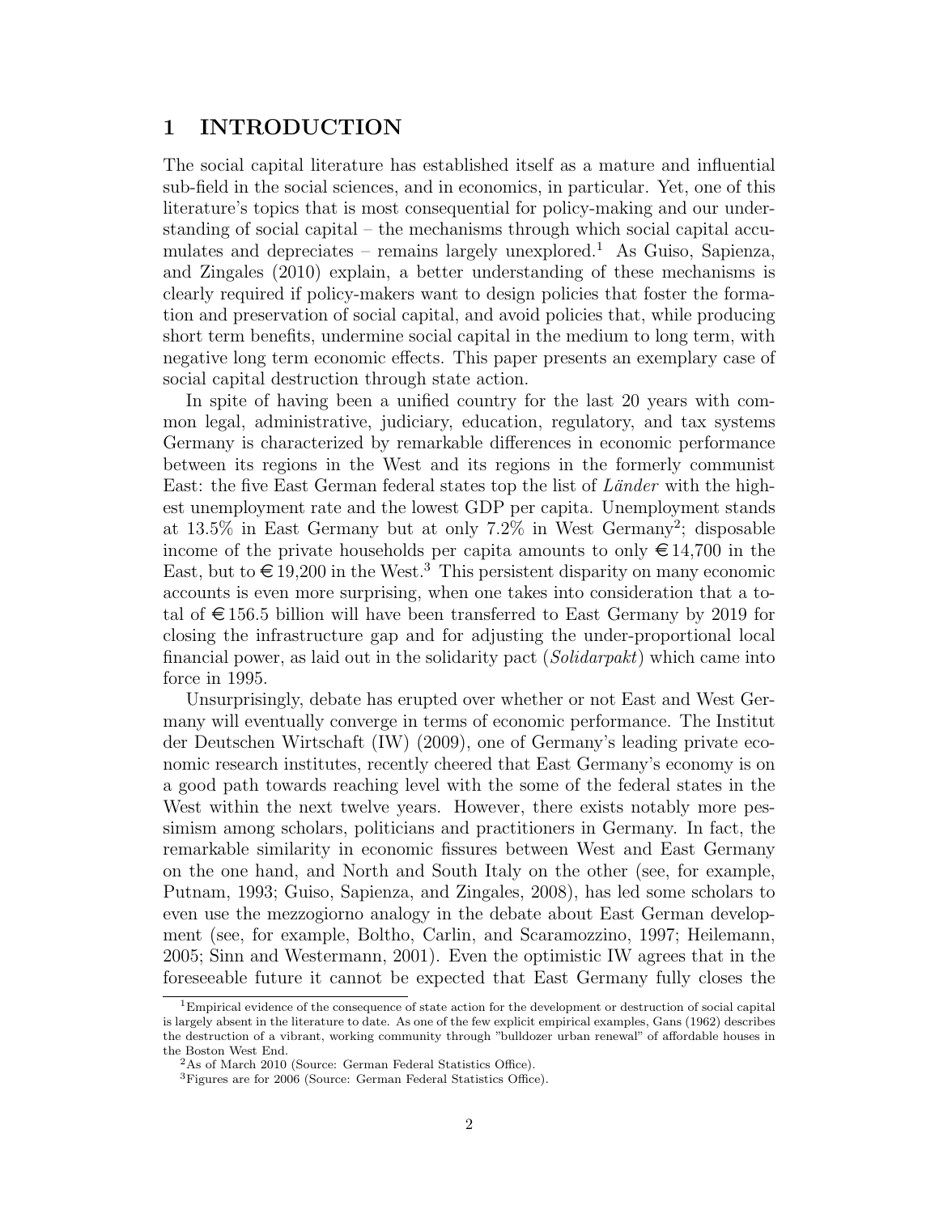# 1 INTRODUCTION

The social capital literature has established itself as a mature and influential sub-field in the social sciences, and in economics, in particular. Yet, one of this literature's topics that is most consequential for policy-making and our understanding of social capital – the mechanisms through which social capital accumulates and depreciates – remains largely unexplored.[1] As Guiso, Sapienza, and Zingales (2010) explain, a better understanding of these mechanisms is clearly required if policy-makers want to design policies that foster the formation and preservation of social capital, and avoid policies that, while producing short term benefits, undermine social capital in the medium to long term, with negative long term economic effects. This paper presents an exemplary case of social capital destruction through state action.

In spite of having been a unified country for the last 20 years with common legal, administrative, judiciary, education, regulatory, and tax systems Germany is characterized by remarkable differences in economic performance between its regions in the West and its regions in the formerly communist East: the five East German federal states top the list of *Länder* with the highest unemployment rate and the lowest GDP per capita. Unemployment stands at 13.5% in East Germany but at only 7.2% in West Germany[2]; disposable income of the private households per capita amounts to only €14,700 in the East, but to €19,200 in the West.[3] This persistent disparity on many economic accounts is even more surprising, when one takes into consideration that a total of €156.5 billion will have been transferred to East Germany by 2019 for closing the infrastructure gap and for adjusting the under-proportional local financial power, as laid out in the solidarity pact (*Solidarpakt*) which came into force in 1995.

Unsurprisingly, debate has erupted over whether or not East and West Germany will eventually converge in terms of economic performance. The Institut der Deutschen Wirtschaft (IW) (2009), one of Germany's leading private economic research institutes, recently cheered that East Germany's economy is on a good path towards reaching level with the some of the federal states in the West within the next twelve years. However, there exists notably more pessimism among scholars, politicians and practitioners in Germany. In fact, the remarkable similarity in economic fissures between West and East Germany on the one hand, and North and South Italy on the other (see, for example, Putnam, 1993; Guiso, Sapienza, and Zingales, 2008), has led some scholars to even use the mezzogiorno analogy in the debate about East German development (see, for example, Boltho, Carlin, and Scaramozzino, 1997; Heilemann, 2005; Sinn and Westermann, 2001). Even the optimistic IW agrees that in the foreseeable future it cannot be expected that East Germany fully closes the

[1] Empirical evidence of the consequence of state action for the development or destruction of social capital is largely absent in the literature to date. As one of the few explicit empirical examples, Gans (1962) describes the destruction of a vibrant, working community through "bulldozer urban renewal" of affordable houses in the Boston West End.

[2] As of March 2010 (Source: German Federal Statistics Office).

[3] Figures are for 2006 (Source: German Federal Statistics Office).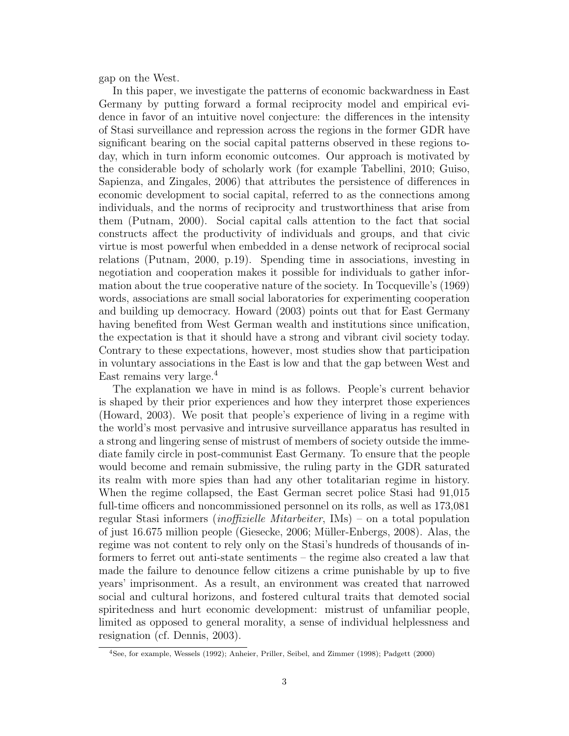gap on the West.

In this paper, we investigate the patterns of economic backwardness in East Germany by putting forward a formal reciprocity model and empirical evidence in favor of an intuitive novel conjecture: the differences in the intensity of Stasi surveillance and repression across the regions in the former GDR have significant bearing on the social capital patterns observed in these regions today, which in turn inform economic outcomes. Our approach is motivated by the considerable body of scholarly work (for example Tabellini, 2010; Guiso, Sapienza, and Zingales, 2006) that attributes the persistence of differences in economic development to social capital, referred to as the connections among individuals, and the norms of reciprocity and trustworthiness that arise from them (Putnam, 2000). Social capital calls attention to the fact that social constructs affect the productivity of individuals and groups, and that civic virtue is most powerful when embedded in a dense network of reciprocal social relations (Putnam, 2000, p.19). Spending time in associations, investing in negotiation and cooperation makes it possible for individuals to gather information about the true cooperative nature of the society. In Tocqueville's (1969) words, associations are small social laboratories for experimenting cooperation and building up democracy. Howard (2003) points out that for East Germany having benefited from West German wealth and institutions since unification, the expectation is that it should have a strong and vibrant civil society today. Contrary to these expectations, however, most studies show that participation in voluntary associations in the East is low and that the gap between West and East remains very large.[4]

The explanation we have in mind is as follows. People's current behavior is shaped by their prior experiences and how they interpret those experiences (Howard, 2003). We posit that people's experience of living in a regime with the world's most pervasive and intrusive surveillance apparatus has resulted in a strong and lingering sense of mistrust of members of society outside the immediate family circle in post-communist East Germany. To ensure that the people would become and remain submissive, the ruling party in the GDR saturated its realm with more spies than had any other totalitarian regime in history. When the regime collapsed, the East German secret police Stasi had 91,015 full-time officers and noncommissioned personnel on its rolls, as well as 173,081 regular Stasi informers (*inoffizielle Mitarbeiter*, IMs) – on a total population of just 16.675 million people (Giesecke, 2006; Müller-Enbergs, 2008). Alas, the regime was not content to rely only on the Stasi's hundreds of thousands of informers to ferret out anti-state sentiments – the regime also created a law that made the failure to denounce fellow citizens a crime punishable by up to five years' imprisonment. As a result, an environment was created that narrowed social and cultural horizons, and fostered cultural traits that demoted social spiritedness and hurt economic development: mistrust of unfamiliar people, limited as opposed to general morality, a sense of individual helplessness and resignation (cf. Dennis, 2003).

[4]See, for example, Wessels (1992); Anheier, Priller, Seibel, and Zimmer (1998); Padgett (2000)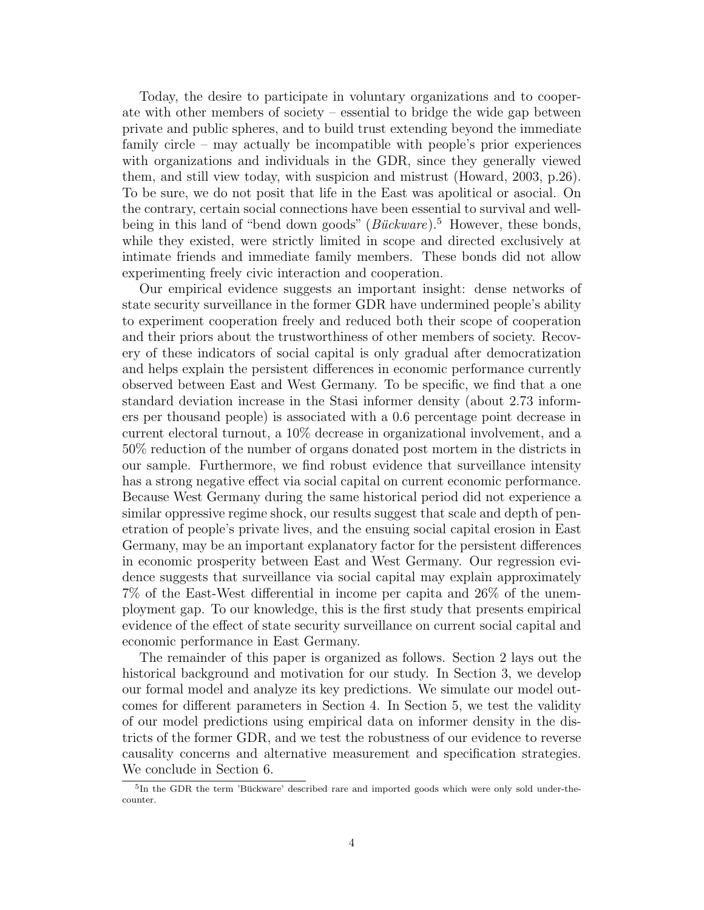Today, the desire to participate in voluntary organizations and to cooperate with other members of society – essential to bridge the wide gap between private and public spheres, and to build trust extending beyond the immediate family circle – may actually be incompatible with people's prior experiences with organizations and individuals in the GDR, since they generally viewed them, and still view today, with suspicion and mistrust (Howard, 2003, p.26). To be sure, we do not posit that life in the East was apolitical or asocial. On the contrary, certain social connections have been essential to survival and well-being in this land of "bend down goods" (*Bückware*).[5] However, these bonds, while they existed, were strictly limited in scope and directed exclusively at intimate friends and immediate family members. These bonds did not allow experimenting freely civic interaction and cooperation.

Our empirical evidence suggests an important insight: dense networks of state security surveillance in the former GDR have undermined people's ability to experiment cooperation freely and reduced both their scope of cooperation and their priors about the trustworthiness of other members of society. Recovery of these indicators of social capital is only gradual after democratization and helps explain the persistent differences in economic performance currently observed between East and West Germany. To be specific, we find that a one standard deviation increase in the Stasi informer density (about 2.73 informers per thousand people) is associated with a 0.6 percentage point decrease in current electoral turnout, a 10% decrease in organizational involvement, and a 50% reduction of the number of organs donated post mortem in the districts in our sample. Furthermore, we find robust evidence that surveillance intensity has a strong negative effect via social capital on current economic performance. Because West Germany during the same historical period did not experience a similar oppressive regime shock, our results suggest that scale and depth of penetration of people's private lives, and the ensuing social capital erosion in East Germany, may be an important explanatory factor for the persistent differences in economic prosperity between East and West Germany. Our regression evidence suggests that surveillance via social capital may explain approximately 7% of the East-West differential in income per capita and 26% of the unemployment gap. To our knowledge, this is the first study that presents empirical evidence of the effect of state security surveillance on current social capital and economic performance in East Germany.

The remainder of this paper is organized as follows. Section 2 lays out the historical background and motivation for our study. In Section 3, we develop our formal model and analyze its key predictions. We simulate our model outcomes for different parameters in Section 4. In Section 5, we test the validity of our model predictions using empirical data on informer density in the districts of the former GDR, and we test the robustness of our evidence to reverse causality concerns and alternative measurement and specification strategies. We conclude in Section 6.

[5] In the GDR the term 'Bückware' described rare and imported goods which were only sold under-the-counter.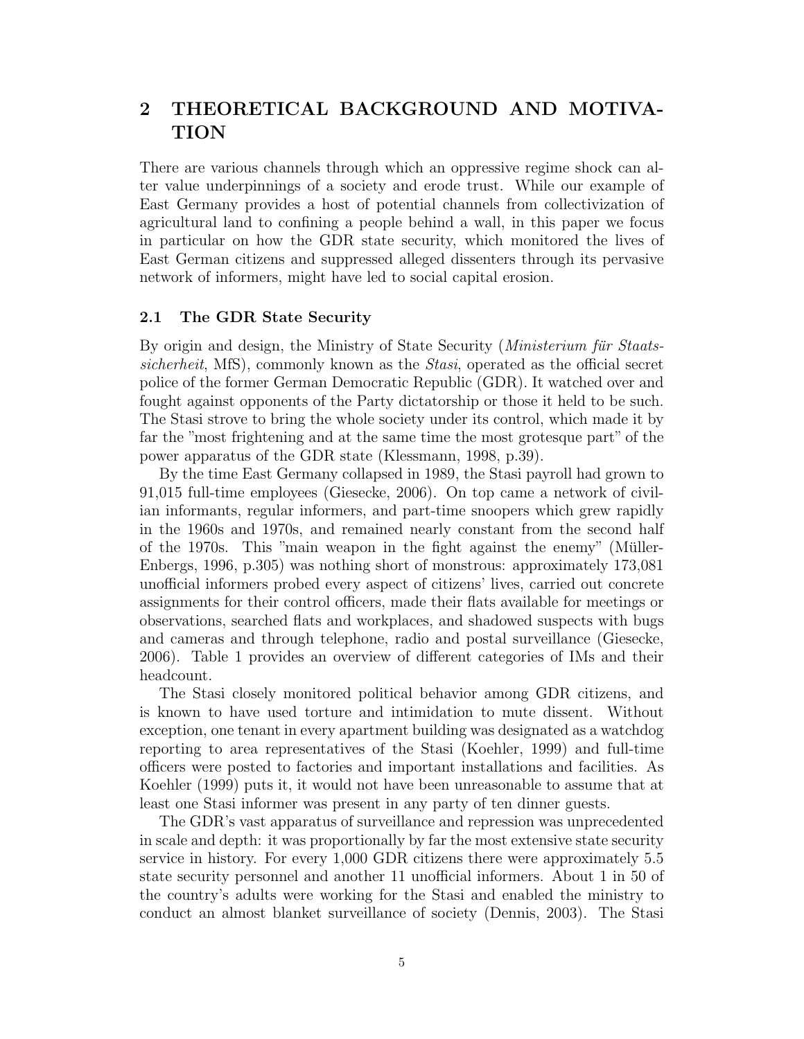# 2 THEORETICAL BACKGROUND AND MOTIVATION

There are various channels through which an oppressive regime shock can alter value underpinnings of a society and erode trust. While our example of East Germany provides a host of potential channels from collectivization of agricultural land to confining a people behind a wall, in this paper we focus in particular on how the GDR state security, which monitored the lives of East German citizens and suppressed alleged dissenters through its pervasive network of informers, might have led to social capital erosion.

## 2.1 The GDR State Security

By origin and design, the Ministry of State Security (*Ministerium für Staatssicherheit*, MfS), commonly known as the *Stasi*, operated as the official secret police of the former German Democratic Republic (GDR). It watched over and fought against opponents of the Party dictatorship or those it held to be such. The Stasi strove to bring the whole society under its control, which made it by far the "most frightening and at the same time the most grotesque part" of the power apparatus of the GDR state (Klessmann, 1998, p.39).

By the time East Germany collapsed in 1989, the Stasi payroll had grown to 91,015 full-time employees (Giesecke, 2006). On top came a network of civilian informants, regular informers, and part-time snoopers which grew rapidly in the 1960s and 1970s, and remained nearly constant from the second half of the 1970s. This "main weapon in the fight against the enemy" (Müller-Enbergs, 1996, p.305) was nothing short of monstrous: approximately 173,081 unofficial informers probed every aspect of citizens' lives, carried out concrete assignments for their control officers, made their flats available for meetings or observations, searched flats and workplaces, and shadowed suspects with bugs and cameras and through telephone, radio and postal surveillance (Giesecke, 2006). Table 1 provides an overview of different categories of IMs and their headcount.

The Stasi closely monitored political behavior among GDR citizens, and is known to have used torture and intimidation to mute dissent. Without exception, one tenant in every apartment building was designated as a watchdog reporting to area representatives of the Stasi (Koehler, 1999) and full-time officers were posted to factories and important installations and facilities. As Koehler (1999) puts it, it would not have been unreasonable to assume that at least one Stasi informer was present in any party of ten dinner guests.

The GDR's vast apparatus of surveillance and repression was unprecedented in scale and depth: it was proportionally by far the most extensive state security service in history. For every 1,000 GDR citizens there were approximately 5.5 state security personnel and another 11 unofficial informers. About 1 in 50 of the country's adults were working for the Stasi and enabled the ministry to conduct an almost blanket surveillance of society (Dennis, 2003). The Stasi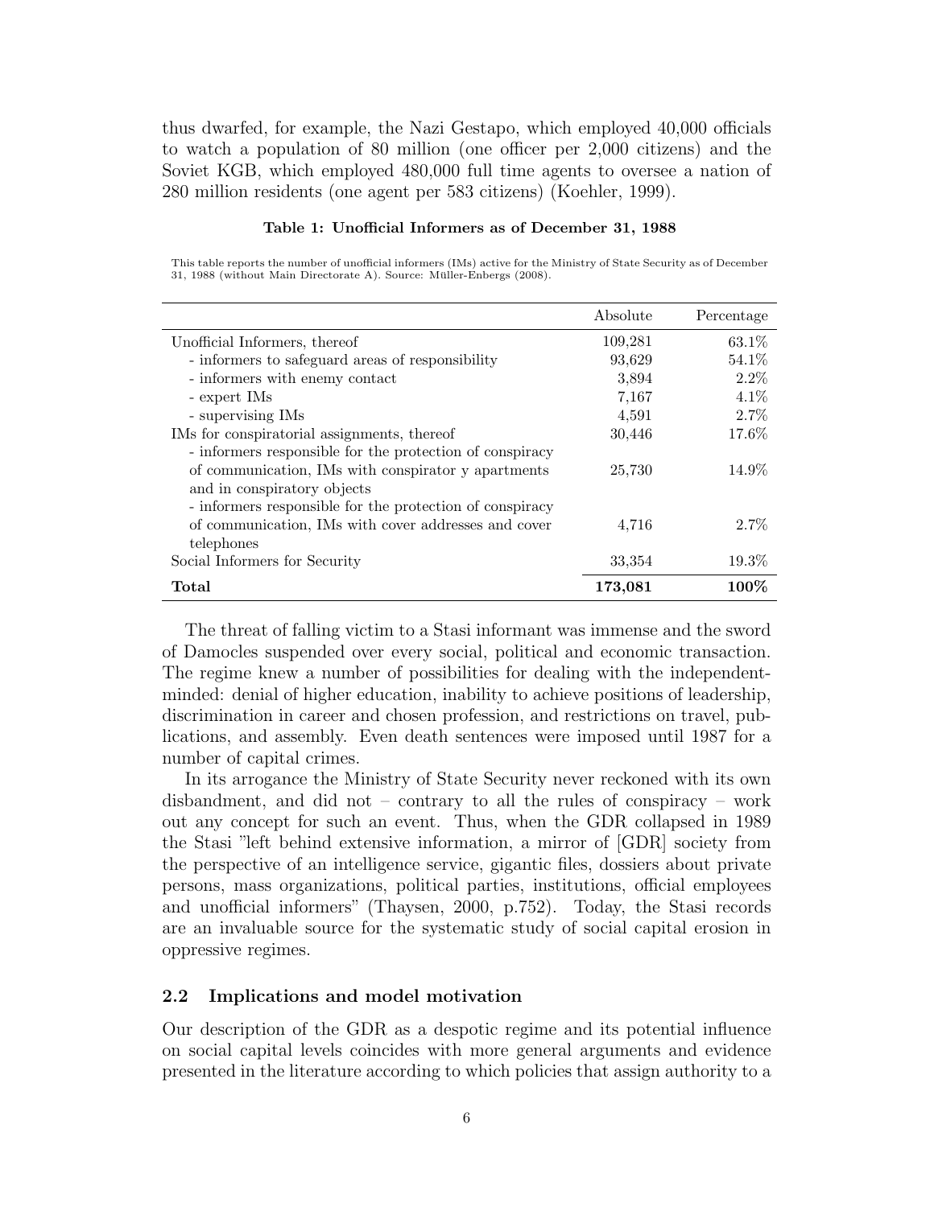thus dwarfed, for example, the Nazi Gestapo, which employed 40,000 officials to watch a population of 80 million (one officer per 2,000 citizens) and the Soviet KGB, which employed 480,000 full time agents to oversee a nation of 280 million residents (one agent per 583 citizens) (Koehler, 1999).

**Table 1: Unofficial Informers as of December 31, 1988**

This table reports the number of unofficial informers (IMs) active for the Ministry of State Security as of December 31, 1988 (without Main Directorate A). Source: Müller-Enbergs (2008).

| | Absolute | Percentage |
|---|---|---|
| Unofficial Informers, thereof | 109,281 | 63.1% |
| - informers to safeguard areas of responsibility | 93,629 | 54.1% |
| - informers with enemy contact | 3,894 | 2.2% |
| - expert IMs | 7,167 | 4.1% |
| - supervising IMs | 4,591 | 2.7% |
| IMs for conspiratorial assignments, thereof | 30,446 | 17.6% |
| - informers responsible for the protection of conspiracy of communication, IMs with conspirator y apartments and in conspiratory objects | 25,730 | 14.9% |
| - informers responsible for the protection of conspiracy of communication, IMs with cover addresses and cover telephones | 4,716 | 2.7% |
| Social Informers for Security | 33,354 | 19.3% |
| **Total** | **173,081** | **100%** |

The threat of falling victim to a Stasi informant was immense and the sword of Damocles suspended over every social, political and economic transaction. The regime knew a number of possibilities for dealing with the independent-minded: denial of higher education, inability to achieve positions of leadership, discrimination in career and chosen profession, and restrictions on travel, publications, and assembly. Even death sentences were imposed until 1987 for a number of capital crimes.

In its arrogance the Ministry of State Security never reckoned with its own disbandment, and did not – contrary to all the rules of conspiracy – work out any concept for such an event. Thus, when the GDR collapsed in 1989 the Stasi "left behind extensive information, a mirror of [GDR] society from the perspective of an intelligence service, gigantic files, dossiers about private persons, mass organizations, political parties, institutions, official employees and unofficial informers" (Thaysen, 2000, p.752). Today, the Stasi records are an invaluable source for the systematic study of social capital erosion in oppressive regimes.

### 2.2 Implications and model motivation

Our description of the GDR as a despotic regime and its potential influence on social capital levels coincides with more general arguments and evidence presented in the literature according to which policies that assign authority to a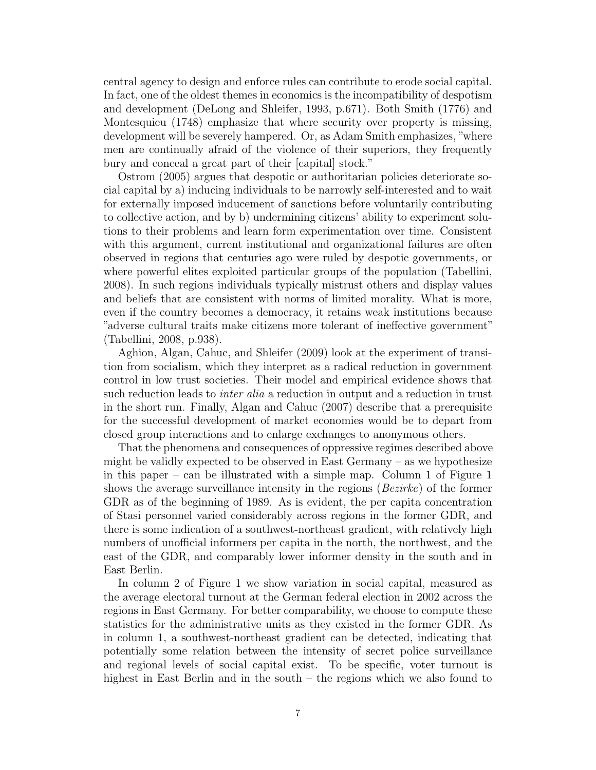central agency to design and enforce rules can contribute to erode social capital. In fact, one of the oldest themes in economics is the incompatibility of despotism and development (DeLong and Shleifer, 1993, p.671). Both Smith (1776) and Montesquieu (1748) emphasize that where security over property is missing, development will be severely hampered. Or, as Adam Smith emphasizes, "where men are continually afraid of the violence of their superiors, they frequently bury and conceal a great part of their [capital] stock."

Ostrom (2005) argues that despotic or authoritarian policies deteriorate social capital by a) inducing individuals to be narrowly self-interested and to wait for externally imposed inducement of sanctions before voluntarily contributing to collective action, and by b) undermining citizens' ability to experiment solutions to their problems and learn form experimentation over time. Consistent with this argument, current institutional and organizational failures are often observed in regions that centuries ago were ruled by despotic governments, or where powerful elites exploited particular groups of the population (Tabellini, 2008). In such regions individuals typically mistrust others and display values and beliefs that are consistent with norms of limited morality. What is more, even if the country becomes a democracy, it retains weak institutions because "adverse cultural traits make citizens more tolerant of ineffective government" (Tabellini, 2008, p.938).

Aghion, Algan, Cahuc, and Shleifer (2009) look at the experiment of transition from socialism, which they interpret as a radical reduction in government control in low trust societies. Their model and empirical evidence shows that such reduction leads to *inter alia* a reduction in output and a reduction in trust in the short run. Finally, Algan and Cahuc (2007) describe that a prerequisite for the successful development of market economies would be to depart from closed group interactions and to enlarge exchanges to anonymous others.

That the phenomena and consequences of oppressive regimes described above might be validly expected to be observed in East Germany – as we hypothesize in this paper – can be illustrated with a simple map. Column 1 of Figure 1 shows the average surveillance intensity in the regions (*Bezirke*) of the former GDR as of the beginning of 1989. As is evident, the per capita concentration of Stasi personnel varied considerably across regions in the former GDR, and there is some indication of a southwest-northeast gradient, with relatively high numbers of unofficial informers per capita in the north, the northwest, and the east of the GDR, and comparably lower informer density in the south and in East Berlin.

In column 2 of Figure 1 we show variation in social capital, measured as the average electoral turnout at the German federal election in 2002 across the regions in East Germany. For better comparability, we choose to compute these statistics for the administrative units as they existed in the former GDR. As in column 1, a southwest-northeast gradient can be detected, indicating that potentially some relation between the intensity of secret police surveillance and regional levels of social capital exist. To be specific, voter turnout is highest in East Berlin and in the south – the regions which we also found to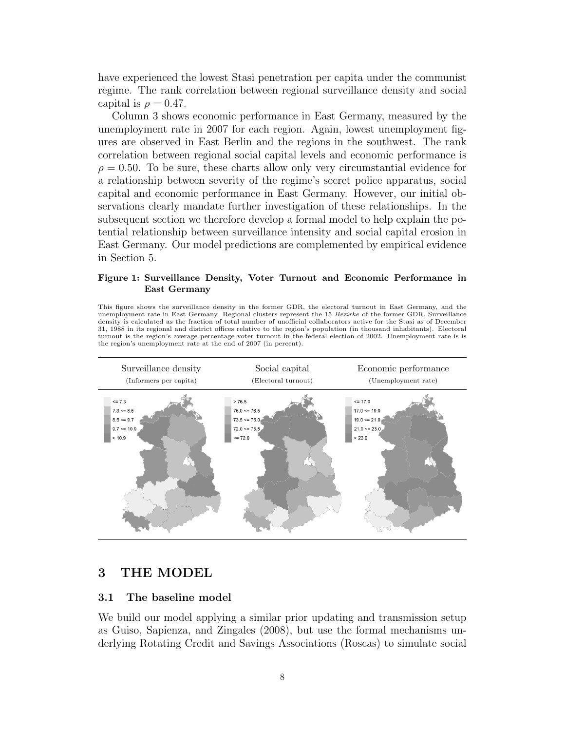have experienced the lowest Stasi penetration per capita under the communist regime. The rank correlation between regional surveillance density and social capital is $\rho = 0.47$.

Column 3 shows economic performance in East Germany, measured by the unemployment rate in 2007 for each region. Again, lowest unemployment figures are observed in East Berlin and the regions in the southwest. The rank correlation between regional social capital levels and economic performance is $\rho = 0.50$. To be sure, these charts allow only very circumstantial evidence for a relationship between severity of the regime's secret police apparatus, social capital and economic performance in East Germany. However, our initial observations clearly mandate further investigation of these relationships. In the subsequent section we therefore develop a formal model to help explain the potential relationship between surveillance intensity and social capital erosion in East Germany. Our model predictions are complemented by empirical evidence in Section 5.

**Figure 1: Surveillance Density, Voter Turnout and Economic Performance in East Germany**

This figure shows the surveillance density in the former GDR, the electoral turnout in East Germany, and the unemployment rate in East Germany. Regional clusters represent the 15 *Bezirke* of the former GDR. Surveillance density is calculated as the fraction of total number of unofficial collaborators active for the Stasi as of December 31, 1988 in its regional and district offices relative to the region's population (in thousand inhabitants). Electoral turnout is the region's average percentage voter turnout in the federal election of 2002. Unemployment rate is is the region's unemployment rate at the end of 2007 (in percent).

| Surveillance density (Informers per capita) | Social capital (Electoral turnout) | Economic performance (Unemployment rate) |
|---|---|---|
| <= 7.3 | > 76.5 | <= 17.0 |
| 7.3 <= 8.5 | 75.0 <= 76.5 | 17.0 <= 19.0 |
| 8.5 <= 9.7 | 73.5 <= 75.0 | 19.0 <= 21.0 |
| 9.7 <= 10.9 | 72.0 <= 73.5 | 21.0 <= 23.0 |
| > 10.9 | <= 72.0 | > 23.0 |

## 3 THE MODEL

### 3.1 The baseline model

We build our model applying a similar prior updating and transmission setup as Guiso, Sapienza, and Zingales (2008), but use the formal mechanisms underlying Rotating Credit and Savings Associations (Roscas) to simulate social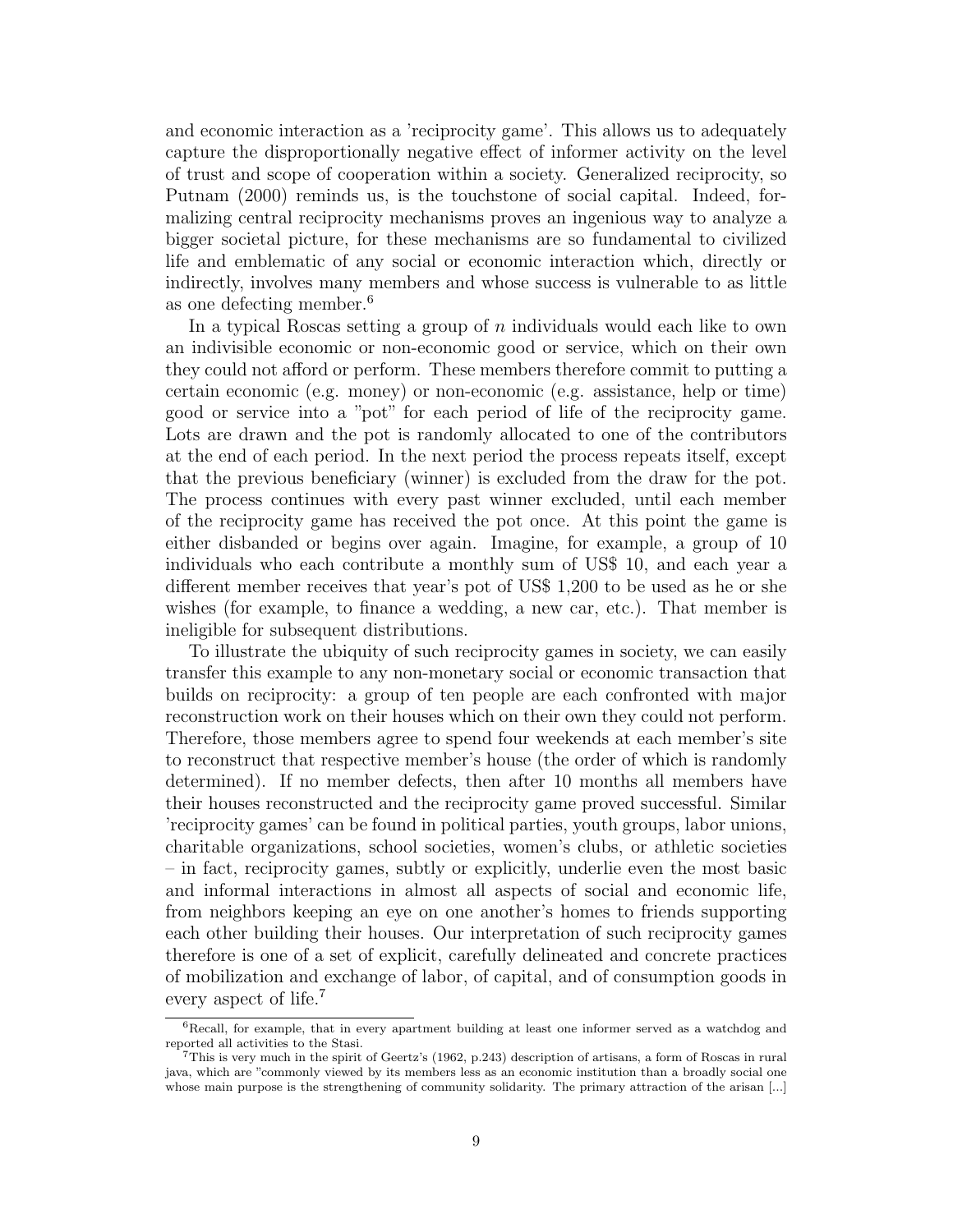and economic interaction as a 'reciprocity game'. This allows us to adequately capture the disproportionally negative effect of informer activity on the level of trust and scope of cooperation within a society. Generalized reciprocity, so Putnam (2000) reminds us, is the touchstone of social capital. Indeed, formalizing central reciprocity mechanisms proves an ingenious way to analyze a bigger societal picture, for these mechanisms are so fundamental to civilized life and emblematic of any social or economic interaction which, directly or indirectly, involves many members and whose success is vulnerable to as little as one defecting member.[6]

In a typical Roscas setting a group of $n$ individuals would each like to own an indivisible economic or non-economic good or service, which on their own they could not afford or perform. These members therefore commit to putting a certain economic (e.g. money) or non-economic (e.g. assistance, help or time) good or service into a "pot" for each period of life of the reciprocity game. Lots are drawn and the pot is randomly allocated to one of the contributors at the end of each period. In the next period the process repeats itself, except that the previous beneficiary (winner) is excluded from the draw for the pot. The process continues with every past winner excluded, until each member of the reciprocity game has received the pot once. At this point the game is either disbanded or begins over again. Imagine, for example, a group of 10 individuals who each contribute a monthly sum of US$ 10, and each year a different member receives that year's pot of US$ 1,200 to be used as he or she wishes (for example, to finance a wedding, a new car, etc.). That member is ineligible for subsequent distributions.

To illustrate the ubiquity of such reciprocity games in society, we can easily transfer this example to any non-monetary social or economic transaction that builds on reciprocity: a group of ten people are each confronted with major reconstruction work on their houses which on their own they could not perform. Therefore, those members agree to spend four weekends at each member's site to reconstruct that respective member's house (the order of which is randomly determined). If no member defects, then after 10 months all members have their houses reconstructed and the reciprocity game proved successful. Similar 'reciprocity games' can be found in political parties, youth groups, labor unions, charitable organizations, school societies, women's clubs, or athletic societies – in fact, reciprocity games, subtly or explicitly, underlie even the most basic and informal interactions in almost all aspects of social and economic life, from neighbors keeping an eye on one another's homes to friends supporting each other building their houses. Our interpretation of such reciprocity games therefore is one of a set of explicit, carefully delineated and concrete practices of mobilization and exchange of labor, of capital, and of consumption goods in every aspect of life.[7]

---

[6] Recall, for example, that in every apartment building at least one informer served as a watchdog and reported all activities to the Stasi.

[7] This is very much in the spirit of Geertz's (1962, p.243) description of artisans, a form of Roscas in rural java, which are "commonly viewed by its members less as an economic institution than a broadly social one whose main purpose is the strengthening of community solidarity. The primary attraction of the arisan [...]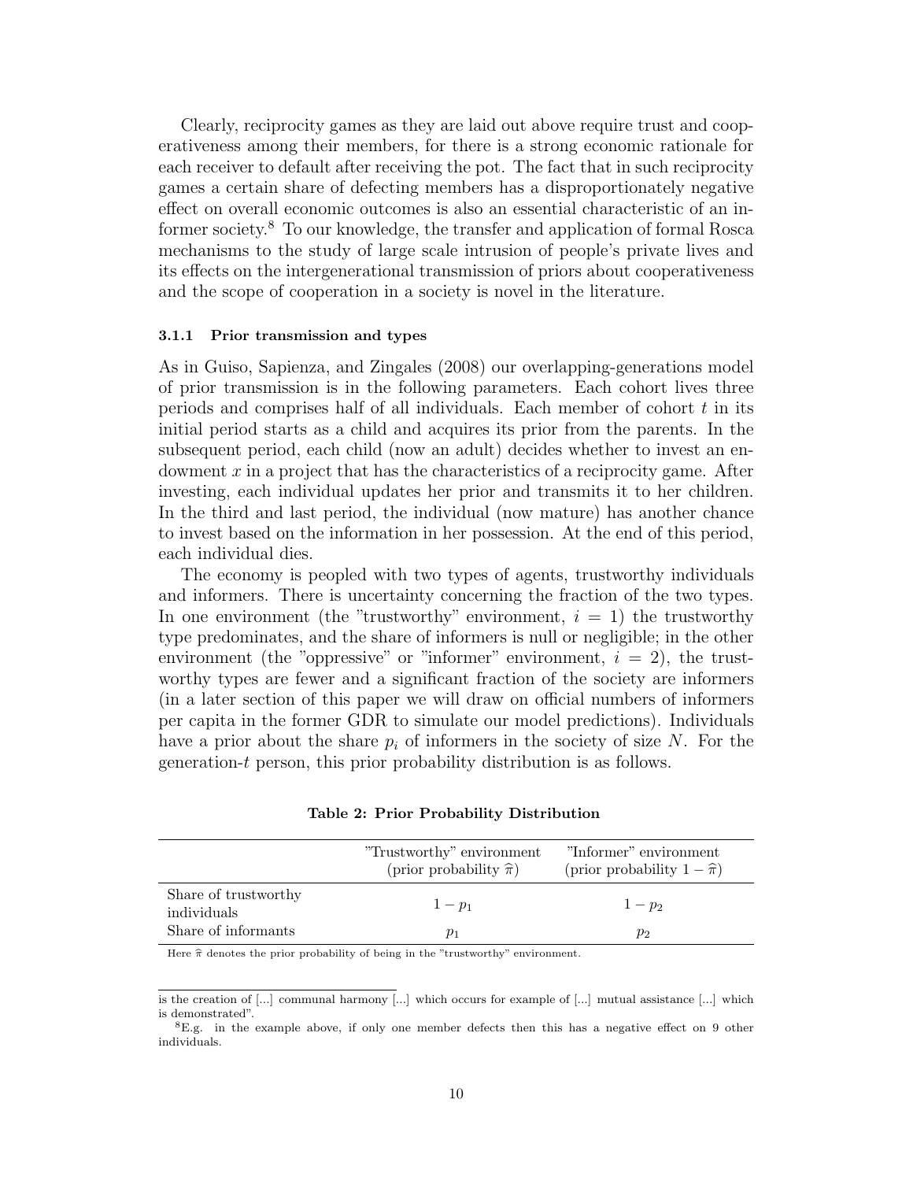Clearly, reciprocity games as they are laid out above require trust and cooperativeness among their members, for there is a strong economic rationale for each receiver to default after receiving the pot. The fact that in such reciprocity games a certain share of defecting members has a disproportionately negative effect on overall economic outcomes is also an essential characteristic of an informer society.[8] To our knowledge, the transfer and application of formal Rosca mechanisms to the study of large scale intrusion of people's private lives and its effects on the intergenerational transmission of priors about cooperativeness and the scope of cooperation in a society is novel in the literature.

#### 3.1.1 Prior transmission and types

As in Guiso, Sapienza, and Zingales (2008) our overlapping-generations model of prior transmission is in the following parameters. Each cohort lives three periods and comprises half of all individuals. Each member of cohort $t$ in its initial period starts as a child and acquires its prior from the parents. In the subsequent period, each child (now an adult) decides whether to invest an endowment $x$ in a project that has the characteristics of a reciprocity game. After investing, each individual updates her prior and transmits it to her children. In the third and last period, the individual (now mature) has another chance to invest based on the information in her possession. At the end of this period, each individual dies.

The economy is peopled with two types of agents, trustworthy individuals and informers. There is uncertainty concerning the fraction of the two types. In one environment (the "trustworthy" environment, $i = 1$) the trustworthy type predominates, and the share of informers is null or negligible; in the other environment (the "oppressive" or "informer" environment, $i = 2$), the trustworthy types are fewer and a significant fraction of the society are informers (in a later section of this paper we will draw on official numbers of informers per capita in the former GDR to simulate our model predictions). Individuals have a prior about the share $p_i$ of informers in the society of size $N$. For the generation-$t$ person, this prior probability distribution is as follows.

**Table 2: Prior Probability Distribution**

| | "Trustworthy" environment (prior probability $\widehat{\pi}$) | "Informer" environment (prior probability $1 - \widehat{\pi}$) |
|---|---|---|
| Share of trustworthy individuals | $1 - p_1$ | $1 - p_2$ |
| Share of informants | $p_1$ | $p_2$ |

Here $\widehat{\pi}$ denotes the prior probability of being in the "trustworthy" environment.

---

is the creation of [...] communal harmony [...] which occurs for example of [...] mutual assistance [...] which is demonstrated".

[8] E.g. in the example above, if only one member defects then this has a negative effect on 9 other individuals.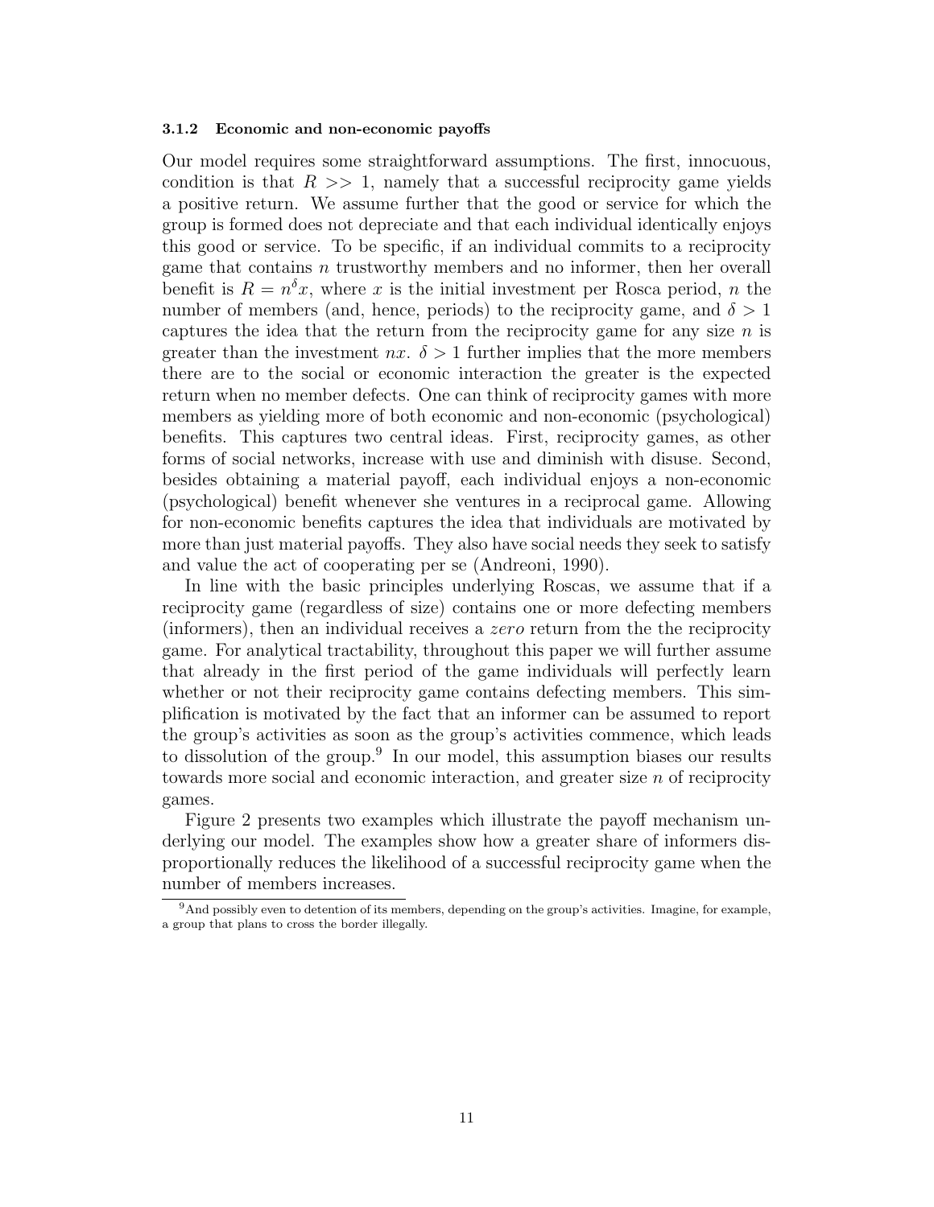#### 3.1.2 Economic and non-economic payoffs

Our model requires some straightforward assumptions. The first, innocuous, condition is that $R >> 1$, namely that a successful reciprocity game yields a positive return. We assume further that the good or service for which the group is formed does not depreciate and that each individual identically enjoys this good or service. To be specific, if an individual commits to a reciprocity game that contains $n$ trustworthy members and no informer, then her overall benefit is $R = n^{\delta}x$, where $x$ is the initial investment per Rosca period, $n$ the number of members (and, hence, periods) to the reciprocity game, and $\delta > 1$ captures the idea that the return from the reciprocity game for any size $n$ is greater than the investment $nx$. $\delta > 1$ further implies that the more members there are to the social or economic interaction the greater is the expected return when no member defects. One can think of reciprocity games with more members as yielding more of both economic and non-economic (psychological) benefits. This captures two central ideas. First, reciprocity games, as other forms of social networks, increase with use and diminish with disuse. Second, besides obtaining a material payoff, each individual enjoys a non-economic (psychological) benefit whenever she ventures in a reciprocal game. Allowing for non-economic benefits captures the idea that individuals are motivated by more than just material payoffs. They also have social needs they seek to satisfy and value the act of cooperating per se (Andreoni, 1990).

In line with the basic principles underlying Roscas, we assume that if a reciprocity game (regardless of size) contains one or more defecting members (informers), then an individual receives a *zero* return from the the reciprocity game. For analytical tractability, throughout this paper we will further assume that already in the first period of the game individuals will perfectly learn whether or not their reciprocity game contains defecting members. This simplification is motivated by the fact that an informer can be assumed to report the group's activities as soon as the group's activities commence, which leads to dissolution of the group.[9] In our model, this assumption biases our results towards more social and economic interaction, and greater size $n$ of reciprocity games.

Figure 2 presents two examples which illustrate the payoff mechanism underlying our model. The examples show how a greater share of informers disproportionally reduces the likelihood of a successful reciprocity game when the number of members increases.

[9] And possibly even to detention of its members, depending on the group's activities. Imagine, for example, a group that plans to cross the border illegally.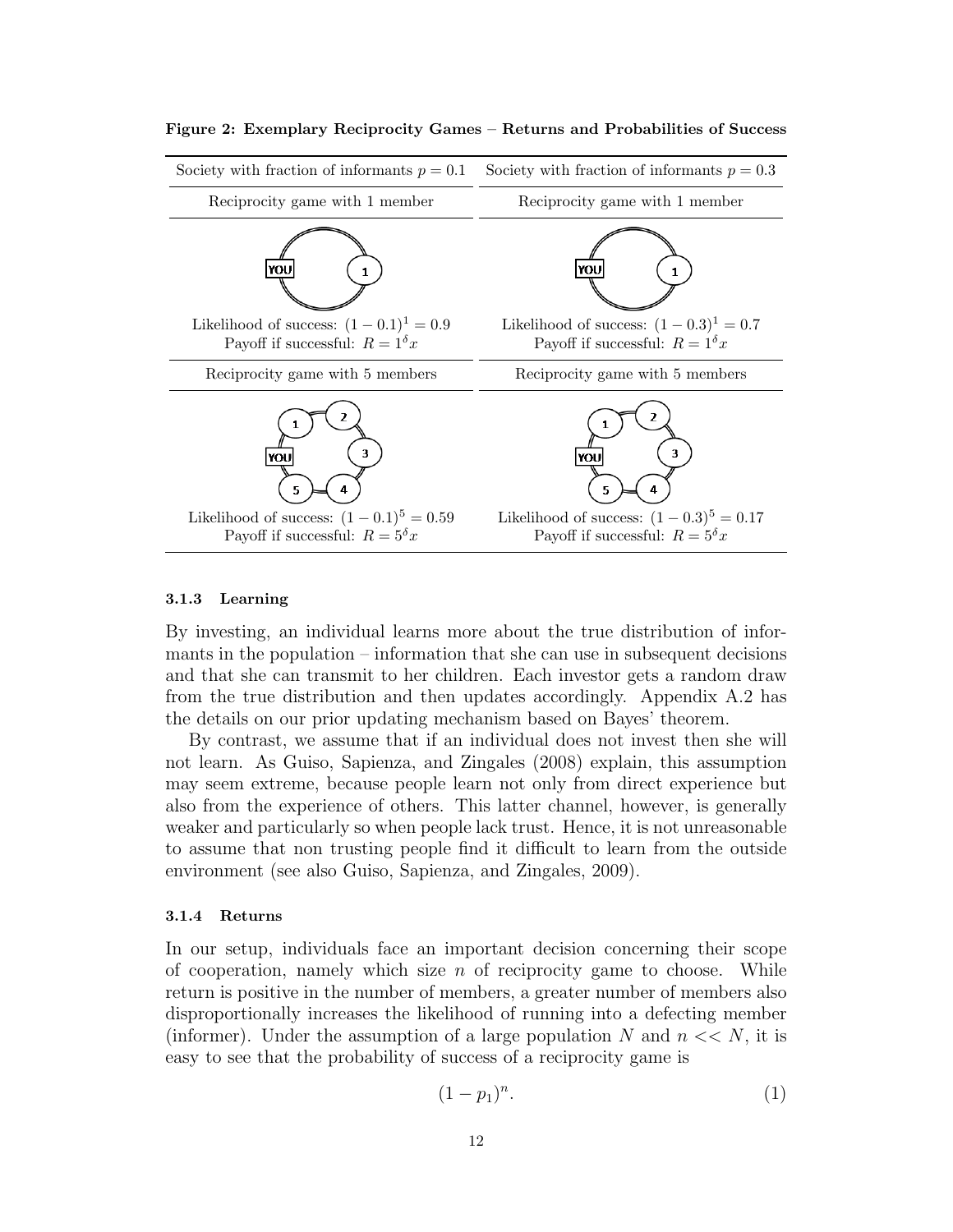**Figure 2: Exemplary Reciprocity Games – Returns and Probabilities of Success**

| Society with fraction of informants $p = 0.1$ | Society with fraction of informants $p = 0.3$ |
|---|---|
| Reciprocity game with 1 member | Reciprocity game with 1 member |
| Likelihood of success: $(1-0.1)^1 = 0.9$<br>Payoff if successful: $R = 1^{\delta}x$ | Likelihood of success: $(1-0.3)^1 = 0.7$<br>Payoff if successful: $R = 1^{\delta}x$ |
| Reciprocity game with 5 members | Reciprocity game with 5 members |
| Likelihood of success: $(1-0.1)^5 = 0.59$<br>Payoff if successful: $R = 5^{\delta}x$ | Likelihood of success: $(1-0.3)^5 = 0.17$<br>Payoff if successful: $R = 5^{\delta}x$ |

#### 3.1.3 Learning

By investing, an individual learns more about the true distribution of informants in the population – information that she can use in subsequent decisions and that she can transmit to her children. Each investor gets a random draw from the true distribution and then updates accordingly. Appendix A.2 has the details on our prior updating mechanism based on Bayes' theorem.

By contrast, we assume that if an individual does not invest then she will not learn. As Guiso, Sapienza, and Zingales (2008) explain, this assumption may seem extreme, because people learn not only from direct experience but also from the experience of others. This latter channel, however, is generally weaker and particularly so when people lack trust. Hence, it is not unreasonable to assume that non trusting people find it difficult to learn from the outside environment (see also Guiso, Sapienza, and Zingales, 2009).

#### 3.1.4 Returns

In our setup, individuals face an important decision concerning their scope of cooperation, namely which size $n$ of reciprocity game to choose. While return is positive in the number of members, a greater number of members also disproportionally increases the likelihood of running into a defecting member (informer). Under the assumption of a large population $N$ and $n << N$, it is easy to see that the probability of success of a reciprocity game is

$$(1 - p_1)^n. \tag{1}$$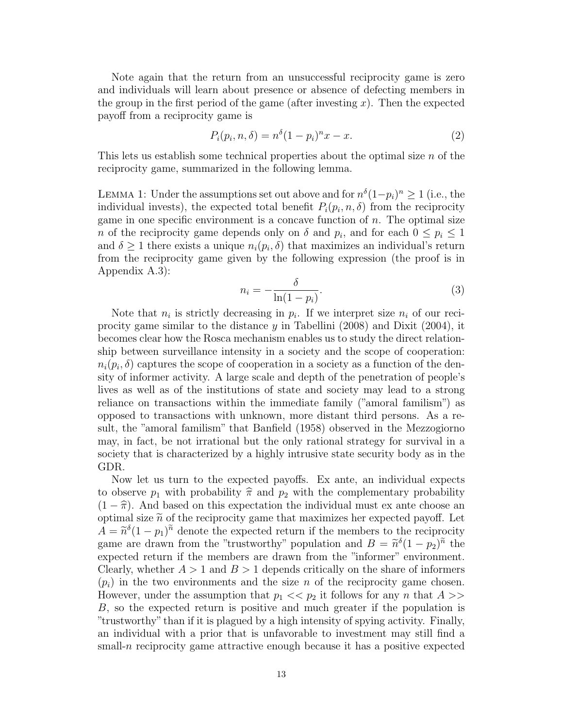Note again that the return from an unsuccessful reciprocity game is zero and individuals will learn about presence or absence of defecting members in the group in the first period of the game (after investing $x$). Then the expected payoff from a reciprocity game is

$$P_i(p_i, n, \delta) = n^\delta (1 - p_i)^n x - x. \tag{2}$$

This lets us establish some technical properties about the optimal size $n$ of the reciprocity game, summarized in the following lemma.

LEMMA 1: Under the assumptions set out above and for $n^\delta(1-p_i)^n \geq 1$ (i.e., the individual invests), the expected total benefit $P_i(p_i, n, \delta)$ from the reciprocity game in one specific environment is a concave function of $n$. The optimal size $n$ of the reciprocity game depends only on $\delta$ and $p_i$, and for each $0 \leq p_i \leq 1$ and $\delta \geq 1$ there exists a unique $n_i(p_i, \delta)$ that maximizes an individual's return from the reciprocity game given by the following expression (the proof is in Appendix A.3):

$$n_i = -\frac{\delta}{\ln(1 - p_i)}. \tag{3}$$

Note that $n_i$ is strictly decreasing in $p_i$. If we interpret size $n_i$ of our reciprocity game similar to the distance $y$ in Tabellini (2008) and Dixit (2004), it becomes clear how the Rosca mechanism enables us to study the direct relationship between surveillance intensity in a society and the scope of cooperation: $n_i(p_i, \delta)$ captures the scope of cooperation in a society as a function of the density of informer activity. A large scale and depth of the penetration of people's lives as well as of the institutions of state and society may lead to a strong reliance on transactions within the immediate family ("amoral familism") as opposed to transactions with unknown, more distant third persons. As a result, the "amoral familism" that Banfield (1958) observed in the Mezzogiorno may, in fact, be not irrational but the only rational strategy for survival in a society that is characterized by a highly intrusive state security body as in the GDR.

Now let us turn to the expected payoffs. Ex ante, an individual expects to observe $p_1$ with probability $\widehat{\pi}$ and $p_2$ with the complementary probability $(1 - \widehat{\pi})$. And based on this expectation the individual must ex ante choose an optimal size $\widetilde{n}$ of the reciprocity game that maximizes her expected payoff. Let $A = \widetilde{n}^\delta(1 - p_1)^{\widetilde{n}}$ denote the expected return if the members to the reciprocity game are drawn from the "trustworthy" population and $B = \widetilde{n}^\delta(1 - p_2)^{\widetilde{n}}$ the expected return if the members are drawn from the "informer" environment. Clearly, whether $A > 1$ and $B > 1$ depends critically on the share of informers ($p_i$) in the two environments and the size $n$ of the reciprocity game chosen. However, under the assumption that $p_1 << p_2$ it follows for any $n$ that $A >> B$, so the expected return is positive and much greater if the population is "trustworthy" than if it is plagued by a high intensity of spying activity. Finally, an individual with a prior that is unfavorable to investment may still find a small-$n$ reciprocity game attractive enough because it has a positive expected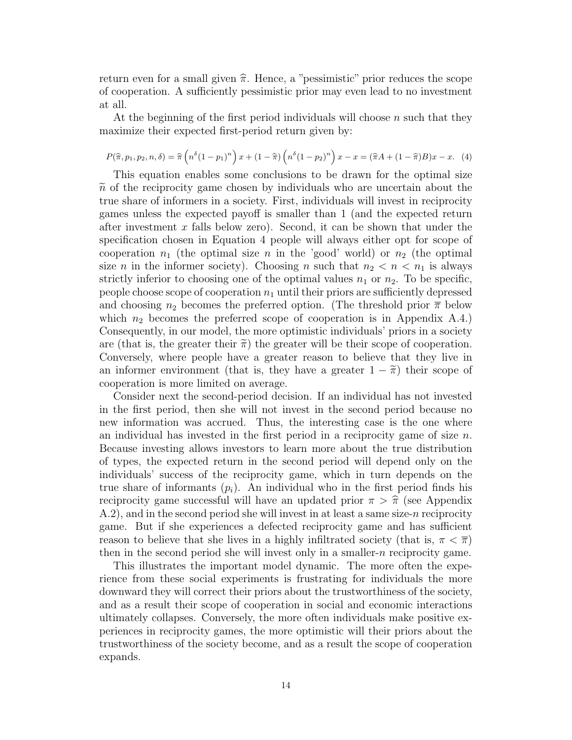return even for a small given $\widehat{\pi}$. Hence, a "pessimistic" prior reduces the scope of cooperation. A sufficiently pessimistic prior may even lead to no investment at all.

At the beginning of the first period individuals will choose $n$ such that they maximize their expected first-period return given by:

$$P(\widehat{\pi}, p_1, p_2, n, \delta) = \widehat{\pi}\left(n^{\delta}(1-p_1)^n\right)x + (1-\widehat{\pi})\left(n^{\delta}(1-p_2)^n\right)x - x = (\widehat{\pi}A + (1-\widehat{\pi})B)x - x. \quad (4)$$

This equation enables some conclusions to be drawn for the optimal size $\widetilde{n}$ of the reciprocity game chosen by individuals who are uncertain about the true share of informers in a society. First, individuals will invest in reciprocity games unless the expected payoff is smaller than 1 (and the expected return after investment $x$ falls below zero). Second, it can be shown that under the specification chosen in Equation 4 people will always either opt for scope of cooperation $n_1$ (the optimal size $n$ in the 'good' world) or $n_2$ (the optimal size $n$ in the informer society). Choosing $n$ such that $n_2 < n < n_1$ is always strictly inferior to choosing one of the optimal values $n_1$ or $n_2$. To be specific, people choose scope of cooperation $n_1$ until their priors are sufficiently depressed and choosing $n_2$ becomes the preferred option. (The threshold prior $\overline{\pi}$ below which $n_2$ becomes the preferred scope of cooperation is in Appendix A.4.) Consequently, in our model, the more optimistic individuals' priors in a society are (that is, the greater their $\widetilde{\pi}$) the greater will be their scope of cooperation. Conversely, where people have a greater reason to believe that they live in an informer environment (that is, they have a greater $1 - \widetilde{\pi}$) their scope of cooperation is more limited on average.

Consider next the second-period decision. If an individual has not invested in the first period, then she will not invest in the second period because no new information was accrued. Thus, the interesting case is the one where an individual has invested in the first period in a reciprocity game of size $n$. Because investing allows investors to learn more about the true distribution of types, the expected return in the second period will depend only on the individuals' success of the reciprocity game, which in turn depends on the true share of informants ($p_i$). An individual who in the first period finds his reciprocity game successful will have an updated prior $\pi > \widehat{\pi}$ (see Appendix A.2), and in the second period she will invest in at least a same size-$n$ reciprocity game. But if she experiences a defected reciprocity game and has sufficient reason to believe that she lives in a highly infiltrated society (that is, $\pi < \overline{\pi}$) then in the second period she will invest only in a smaller-$n$ reciprocity game.

This illustrates the important model dynamic. The more often the experience from these social experiments is frustrating for individuals the more downward they will correct their priors about the trustworthiness of the society, and as a result their scope of cooperation in social and economic interactions ultimately collapses. Conversely, the more often individuals make positive experiences in reciprocity games, the more optimistic will their priors about the trustworthiness of the society become, and as a result the scope of cooperation expands.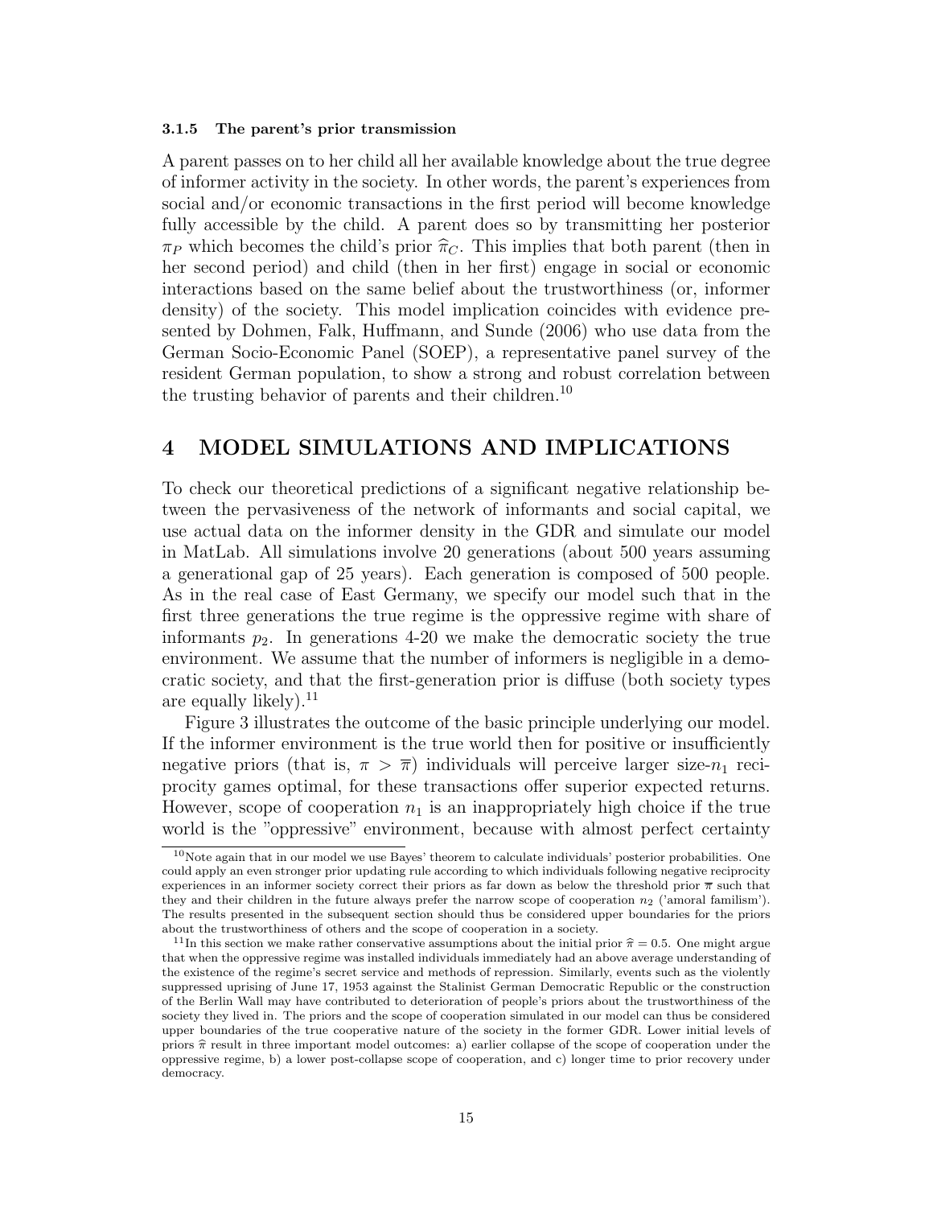#### 3.1.5 The parent's prior transmission

A parent passes on to her child all her available knowledge about the true degree of informer activity in the society. In other words, the parent's experiences from social and/or economic transactions in the first period will become knowledge fully accessible by the child. A parent does so by transmitting her posterior $\pi_P$ which becomes the child's prior $\widehat{\pi}_C$. This implies that both parent (then in her second period) and child (then in her first) engage in social or economic interactions based on the same belief about the trustworthiness (or, informer density) of the society. This model implication coincides with evidence presented by Dohmen, Falk, Huffmann, and Sunde (2006) who use data from the German Socio-Economic Panel (SOEP), a representative panel survey of the resident German population, to show a strong and robust correlation between the trusting behavior of parents and their children.[10]

## 4 MODEL SIMULATIONS AND IMPLICATIONS

To check our theoretical predictions of a significant negative relationship between the pervasiveness of the network of informants and social capital, we use actual data on the informer density in the GDR and simulate our model in MatLab. All simulations involve 20 generations (about 500 years assuming a generational gap of 25 years). Each generation is composed of 500 people. As in the real case of East Germany, we specify our model such that in the first three generations the true regime is the oppressive regime with share of informants $p_2$. In generations 4-20 we make the democratic society the true environment. We assume that the number of informers is negligible in a democratic society, and that the first-generation prior is diffuse (both society types are equally likely).[11]

Figure 3 illustrates the outcome of the basic principle underlying our model. If the informer environment is the true world then for positive or insufficiently negative priors (that is, $\pi > \overline{\pi}$) individuals will perceive larger size-$n_1$ reciprocity games optimal, for these transactions offer superior expected returns. However, scope of cooperation $n_1$ is an inappropriately high choice if the true world is the "oppressive" environment, because with almost perfect certainty

[10] Note again that in our model we use Bayes' theorem to calculate individuals' posterior probabilities. One could apply an even stronger prior updating rule according to which individuals following negative reciprocity experiences in an informer society correct their priors as far down as below the threshold prior $\overline{\pi}$ such that they and their children in the future always prefer the narrow scope of cooperation $n_2$ ('amoral familism'). The results presented in the subsequent section should thus be considered upper boundaries for the priors about the trustworthiness of others and the scope of cooperation in a society.

[11] In this section we make rather conservative assumptions about the initial prior $\widehat{\pi} = 0.5$. One might argue that when the oppressive regime was installed individuals immediately had an above average understanding of the existence of the regime's secret service and methods of repression. Similarly, events such as the violently suppressed uprising of June 17, 1953 against the Stalinist German Democratic Republic or the construction of the Berlin Wall may have contributed to deterioration of people's priors about the trustworthiness of the society they lived in. The priors and the scope of cooperation simulated in our model can thus be considered upper boundaries of the true cooperative nature of the society in the former GDR. Lower initial levels of priors $\widehat{\pi}$ result in three important model outcomes: a) earlier collapse of the scope of cooperation under the oppressive regime, b) a lower post-collapse scope of cooperation, and c) longer time to prior recovery under democracy.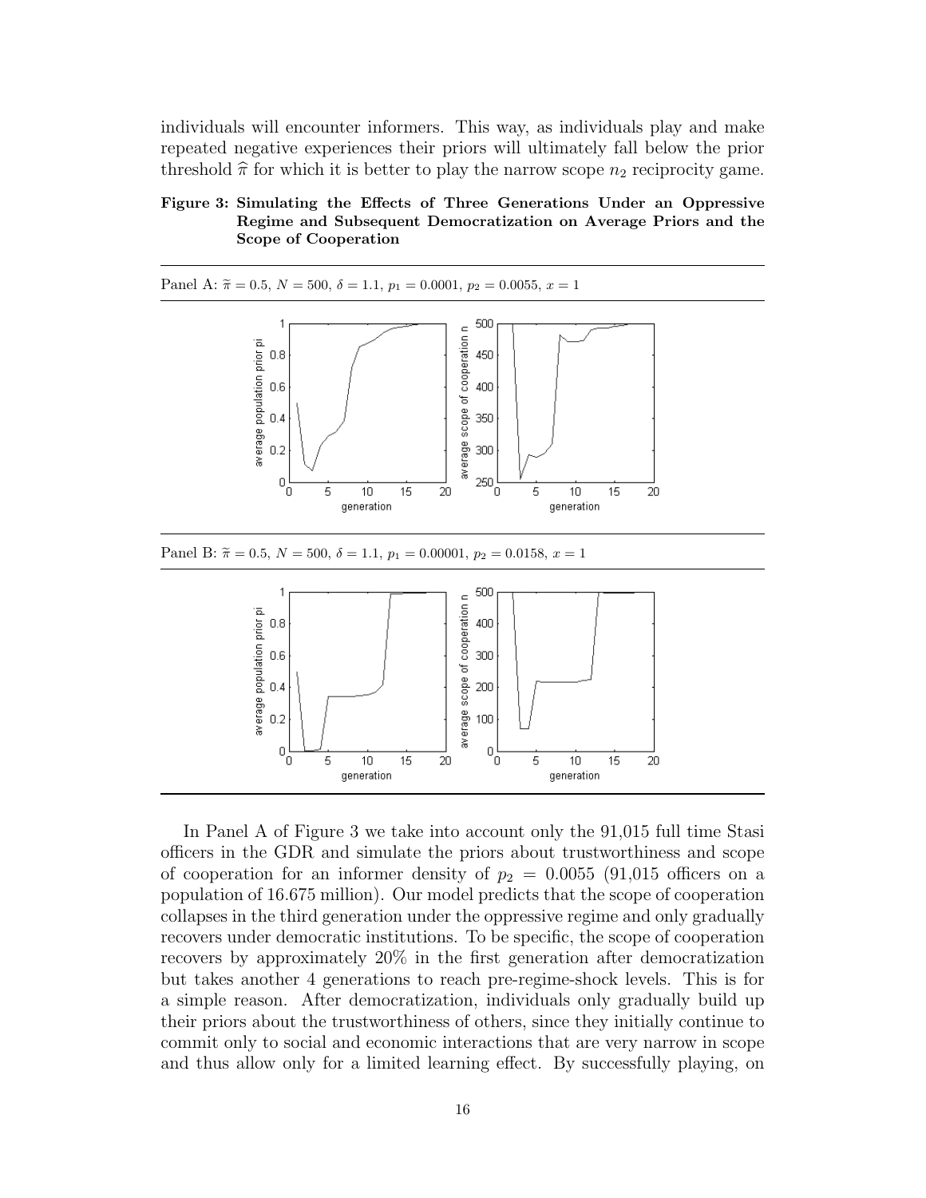individuals will encounter informers. This way, as individuals play and make repeated negative experiences their priors will ultimately fall below the prior threshold $\widehat{\pi}$ for which it is better to play the narrow scope $n_2$ reciprocity game.

**Figure 3: Simulating the Effects of Three Generations Under an Oppressive Regime and Subsequent Democratization on Average Priors and the Scope of Cooperation**

Panel A: $\widetilde{\pi} = 0.5$, $N = 500$, $\delta = 1.1$, $p_1 = 0.0001$, $p_2 = 0.0055$, $x = 1$

Panel B: $\widetilde{\pi} = 0.5$, $N = 500$, $\delta = 1.1$, $p_1 = 0.00001$, $p_2 = 0.0158$, $x = 1$

In Panel A of Figure 3 we take into account only the 91,015 full time Stasi officers in the GDR and simulate the priors about trustworthiness and scope of cooperation for an informer density of $p_2 = 0.0055$ (91,015 officers on a population of 16.675 million). Our model predicts that the scope of cooperation collapses in the third generation under the oppressive regime and only gradually recovers under democratic institutions. To be specific, the scope of cooperation recovers by approximately 20% in the first generation after democratization but takes another 4 generations to reach pre-regime-shock levels. This is for a simple reason. After democratization, individuals only gradually build up their priors about the trustworthiness of others, since they initially continue to commit only to social and economic interactions that are very narrow in scope and thus allow only for a limited learning effect. By successfully playing, on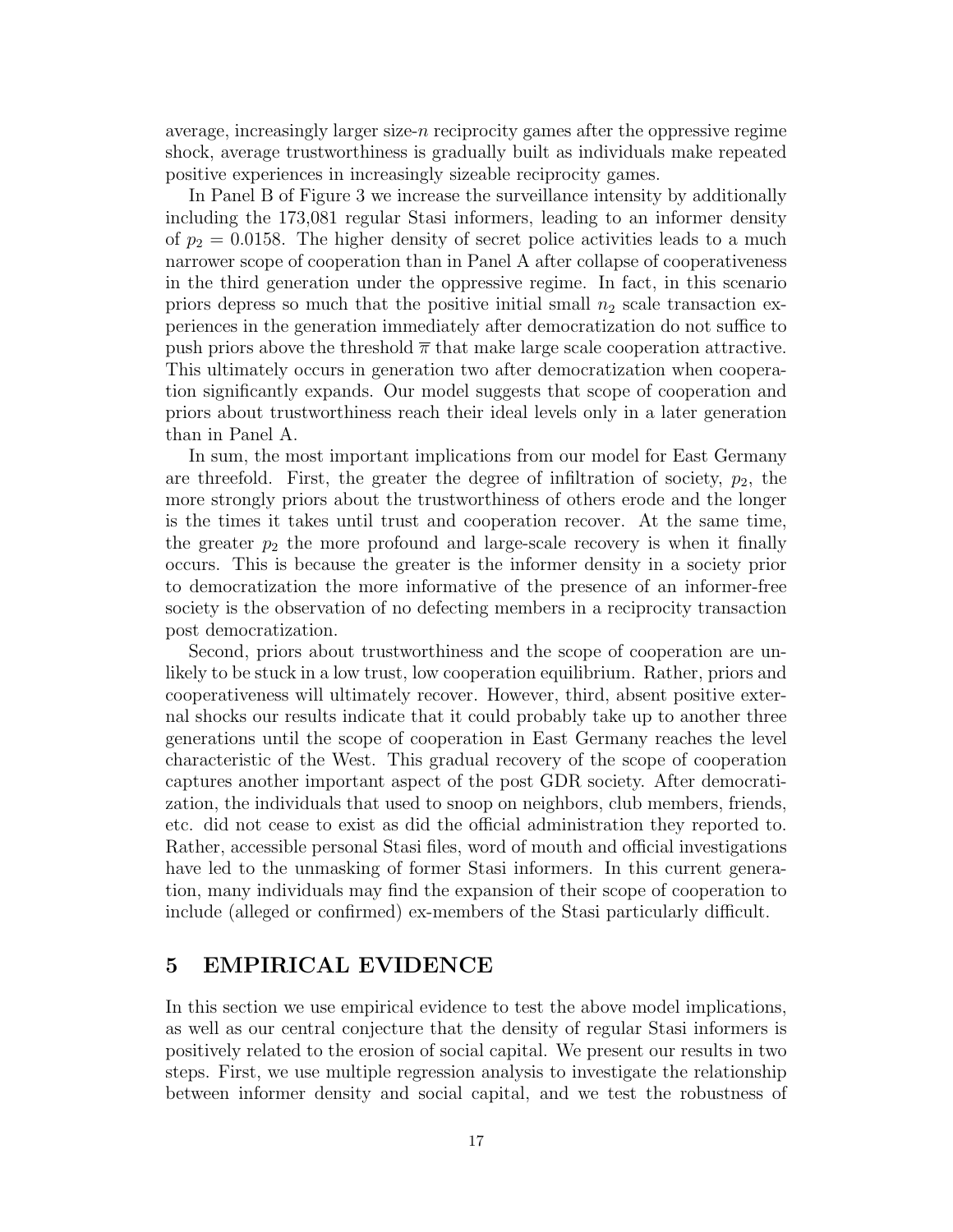average, increasingly larger size-$n$ reciprocity games after the oppressive regime shock, average trustworthiness is gradually built as individuals make repeated positive experiences in increasingly sizeable reciprocity games.

In Panel B of Figure 3 we increase the surveillance intensity by additionally including the 173,081 regular Stasi informers, leading to an informer density of $p_2 = 0.0158$. The higher density of secret police activities leads to a much narrower scope of cooperation than in Panel A after collapse of cooperativeness in the third generation under the oppressive regime. In fact, in this scenario priors depress so much that the positive initial small $n_2$ scale transaction experiences in the generation immediately after democratization do not suffice to push priors above the threshold $\overline{\pi}$ that make large scale cooperation attractive. This ultimately occurs in generation two after democratization when cooperation significantly expands. Our model suggests that scope of cooperation and priors about trustworthiness reach their ideal levels only in a later generation than in Panel A.

In sum, the most important implications from our model for East Germany are threefold. First, the greater the degree of infiltration of society, $p_2$, the more strongly priors about the trustworthiness of others erode and the longer is the times it takes until trust and cooperation recover. At the same time, the greater $p_2$ the more profound and large-scale recovery is when it finally occurs. This is because the greater is the informer density in a society prior to democratization the more informative of the presence of an informer-free society is the observation of no defecting members in a reciprocity transaction post democratization.

Second, priors about trustworthiness and the scope of cooperation are unlikely to be stuck in a low trust, low cooperation equilibrium. Rather, priors and cooperativeness will ultimately recover. However, third, absent positive external shocks our results indicate that it could probably take up to another three generations until the scope of cooperation in East Germany reaches the level characteristic of the West. This gradual recovery of the scope of cooperation captures another important aspect of the post GDR society. After democratization, the individuals that used to snoop on neighbors, club members, friends, etc. did not cease to exist as did the official administration they reported to. Rather, accessible personal Stasi files, word of mouth and official investigations have led to the unmasking of former Stasi informers. In this current generation, many individuals may find the expansion of their scope of cooperation to include (alleged or confirmed) ex-members of the Stasi particularly difficult.

# 5 EMPIRICAL EVIDENCE

In this section we use empirical evidence to test the above model implications, as well as our central conjecture that the density of regular Stasi informers is positively related to the erosion of social capital. We present our results in two steps. First, we use multiple regression analysis to investigate the relationship between informer density and social capital, and we test the robustness of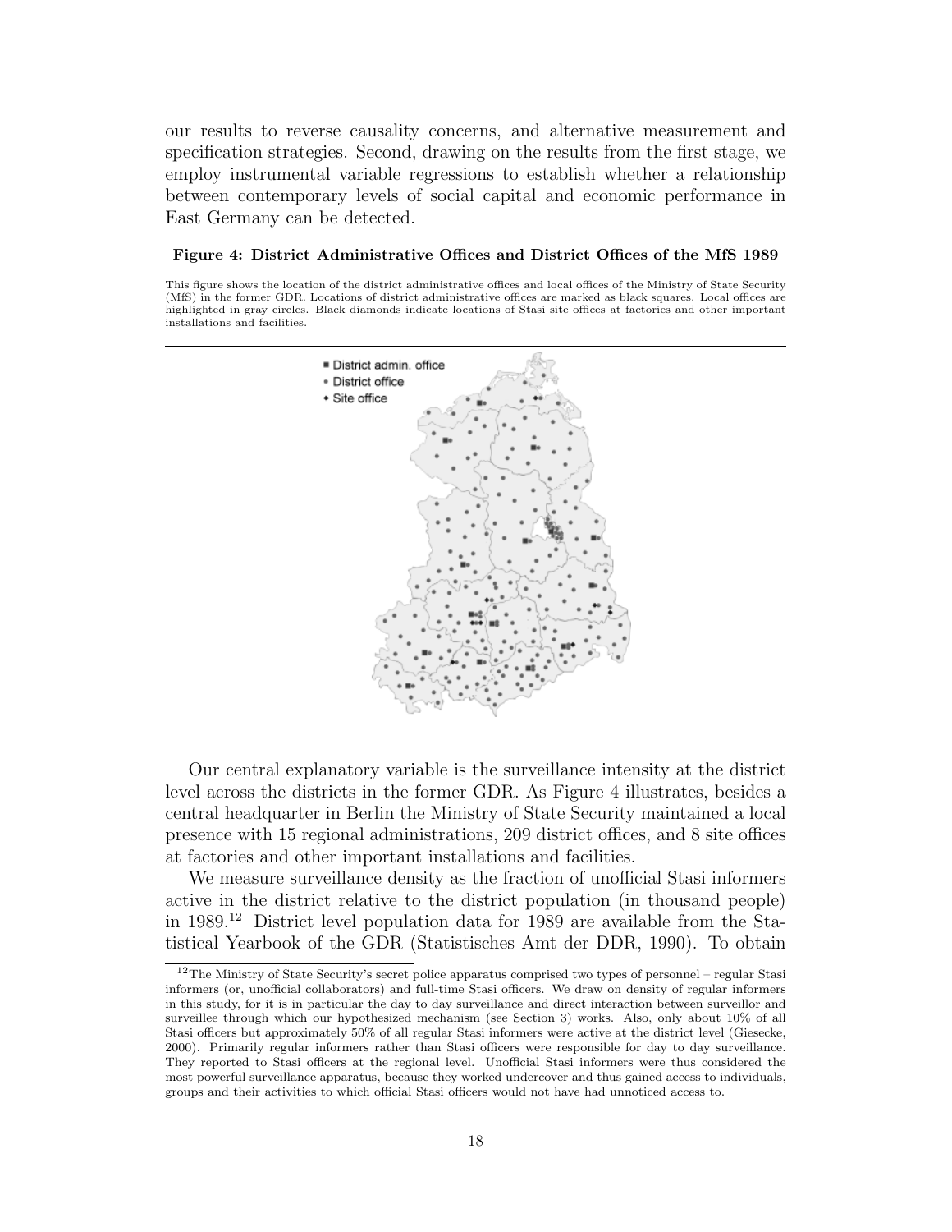our results to reverse causality concerns, and alternative measurement and specification strategies. Second, drawing on the results from the first stage, we employ instrumental variable regressions to establish whether a relationship between contemporary levels of social capital and economic performance in East Germany can be detected.

**Figure 4: District Administrative Offices and District Offices of the MfS 1989**

This figure shows the location of the district administrative offices and local offices of the Ministry of State Security (MfS) in the former GDR. Locations of district administrative offices are marked as black squares. Local offices are highlighted in gray circles. Black diamonds indicate locations of Stasi site offices at factories and other important installations and facilities.

Our central explanatory variable is the surveillance intensity at the district level across the districts in the former GDR. As Figure 4 illustrates, besides a central headquarter in Berlin the Ministry of State Security maintained a local presence with 15 regional administrations, 209 district offices, and 8 site offices at factories and other important installations and facilities.

We measure surveillance density as the fraction of unofficial Stasi informers active in the district relative to the district population (in thousand people) in 1989.[12] District level population data for 1989 are available from the Statistical Yearbook of the GDR (Statistisches Amt der DDR, 1990). To obtain

[12] The Ministry of State Security's secret police apparatus comprised two types of personnel – regular Stasi informers (or, unofficial collaborators) and full-time Stasi officers. We draw on density of regular informers in this study, for it is in particular the day to day surveillance and direct interaction between surveillor and surveillee through which our hypothesized mechanism (see Section 3) works. Also, only about 10% of all Stasi officers but approximately 50% of all regular Stasi informers were active at the district level (Giesecke, 2000). Primarily regular informers rather than Stasi officers were responsible for day to day surveillance. They reported to Stasi officers at the regional level. Unofficial Stasi informers were thus considered the most powerful surveillance apparatus, because they worked undercover and thus gained access to individuals, groups and their activities to which official Stasi officers would not have had unnoticed access to.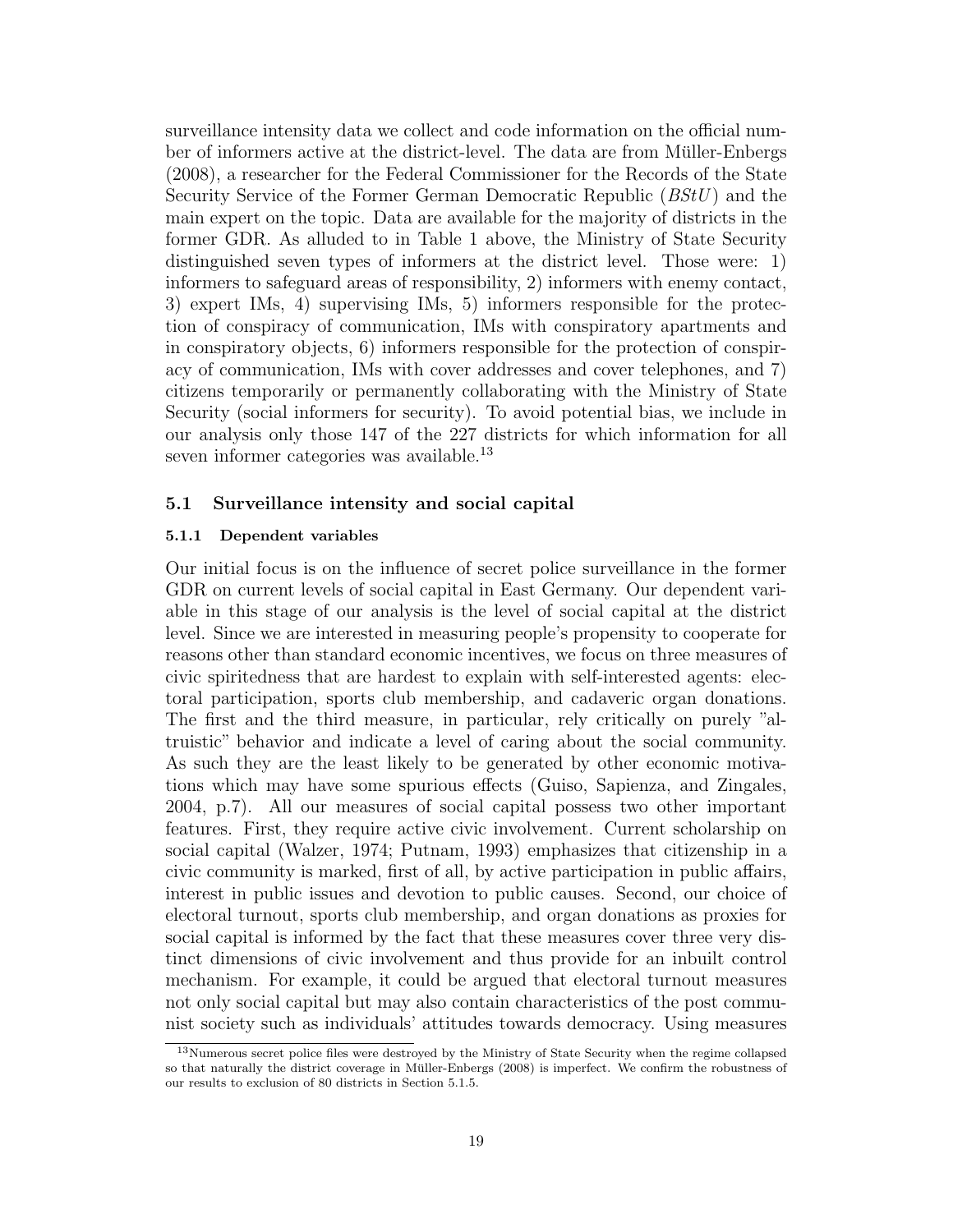surveillance intensity data we collect and code information on the official number of informers active at the district-level. The data are from Müller-Enbergs (2008), a researcher for the Federal Commissioner for the Records of the State Security Service of the Former German Democratic Republic (*BStU*) and the main expert on the topic. Data are available for the majority of districts in the former GDR. As alluded to in Table 1 above, the Ministry of State Security distinguished seven types of informers at the district level. Those were: 1) informers to safeguard areas of responsibility, 2) informers with enemy contact, 3) expert IMs, 4) supervising IMs, 5) informers responsible for the protection of conspiracy of communication, IMs with conspiratory apartments and in conspiratory objects, 6) informers responsible for the protection of conspiracy of communication, IMs with cover addresses and cover telephones, and 7) citizens temporarily or permanently collaborating with the Ministry of State Security (social informers for security). To avoid potential bias, we include in our analysis only those 147 of the 227 districts for which information for all seven informer categories was available.[13]

### 5.1 Surveillance intensity and social capital

#### 5.1.1 Dependent variables

Our initial focus is on the influence of secret police surveillance in the former GDR on current levels of social capital in East Germany. Our dependent variable in this stage of our analysis is the level of social capital at the district level. Since we are interested in measuring people's propensity to cooperate for reasons other than standard economic incentives, we focus on three measures of civic spiritedness that are hardest to explain with self-interested agents: electoral participation, sports club membership, and cadaveric organ donations. The first and the third measure, in particular, rely critically on purely "altruistic" behavior and indicate a level of caring about the social community. As such they are the least likely to be generated by other economic motivations which may have some spurious effects (Guiso, Sapienza, and Zingales, 2004, p.7). All our measures of social capital possess two other important features. First, they require active civic involvement. Current scholarship on social capital (Walzer, 1974; Putnam, 1993) emphasizes that citizenship in a civic community is marked, first of all, by active participation in public affairs, interest in public issues and devotion to public causes. Second, our choice of electoral turnout, sports club membership, and organ donations as proxies for social capital is informed by the fact that these measures cover three very distinct dimensions of civic involvement and thus provide for an inbuilt control mechanism. For example, it could be argued that electoral turnout measures not only social capital but may also contain characteristics of the post communist society such as individuals' attitudes towards democracy. Using measures

[13] Numerous secret police files were destroyed by the Ministry of State Security when the regime collapsed so that naturally the district coverage in Müller-Enbergs (2008) is imperfect. We confirm the robustness of our results to exclusion of 80 districts in Section 5.1.5.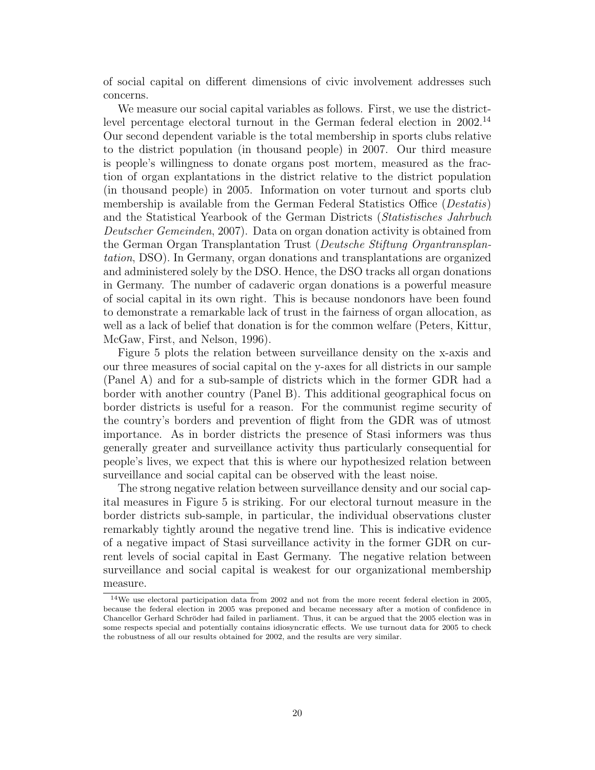of social capital on different dimensions of civic involvement addresses such concerns.

We measure our social capital variables as follows. First, we use the district-level percentage electoral turnout in the German federal election in 2002.[14] Our second dependent variable is the total membership in sports clubs relative to the district population (in thousand people) in 2007. Our third measure is people's willingness to donate organs post mortem, measured as the fraction of organ explantations in the district relative to the district population (in thousand people) in 2005. Information on voter turnout and sports club membership is available from the German Federal Statistics Office (*Destatis*) and the Statistical Yearbook of the German Districts (*Statistisches Jahrbuch Deutscher Gemeinden*, 2007). Data on organ donation activity is obtained from the German Organ Transplantation Trust (*Deutsche Stiftung Organtransplantation*, DSO). In Germany, organ donations and transplantations are organized and administered solely by the DSO. Hence, the DSO tracks all organ donations in Germany. The number of cadaveric organ donations is a powerful measure of social capital in its own right. This is because nondonors have been found to demonstrate a remarkable lack of trust in the fairness of organ allocation, as well as a lack of belief that donation is for the common welfare (Peters, Kittur, McGaw, First, and Nelson, 1996).

Figure 5 plots the relation between surveillance density on the x-axis and our three measures of social capital on the y-axes for all districts in our sample (Panel A) and for a sub-sample of districts which in the former GDR had a border with another country (Panel B). This additional geographical focus on border districts is useful for a reason. For the communist regime security of the country's borders and prevention of flight from the GDR was of utmost importance. As in border districts the presence of Stasi informers was thus generally greater and surveillance activity thus particularly consequential for people's lives, we expect that this is where our hypothesized relation between surveillance and social capital can be observed with the least noise.

The strong negative relation between surveillance density and our social capital measures in Figure 5 is striking. For our electoral turnout measure in the border districts sub-sample, in particular, the individual observations cluster remarkably tightly around the negative trend line. This is indicative evidence of a negative impact of Stasi surveillance activity in the former GDR on current levels of social capital in East Germany. The negative relation between surveillance and social capital is weakest for our organizational membership measure.

[14] We use electoral participation data from 2002 and not from the more recent federal election in 2005, because the federal election in 2005 was preponed and became necessary after a motion of confidence in Chancellor Gerhard Schröder had failed in parliament. Thus, it can be argued that the 2005 election was in some respects special and potentially contains idiosyncratic effects. We use turnout data for 2005 to check the robustness of all our results obtained for 2002, and the results are very similar.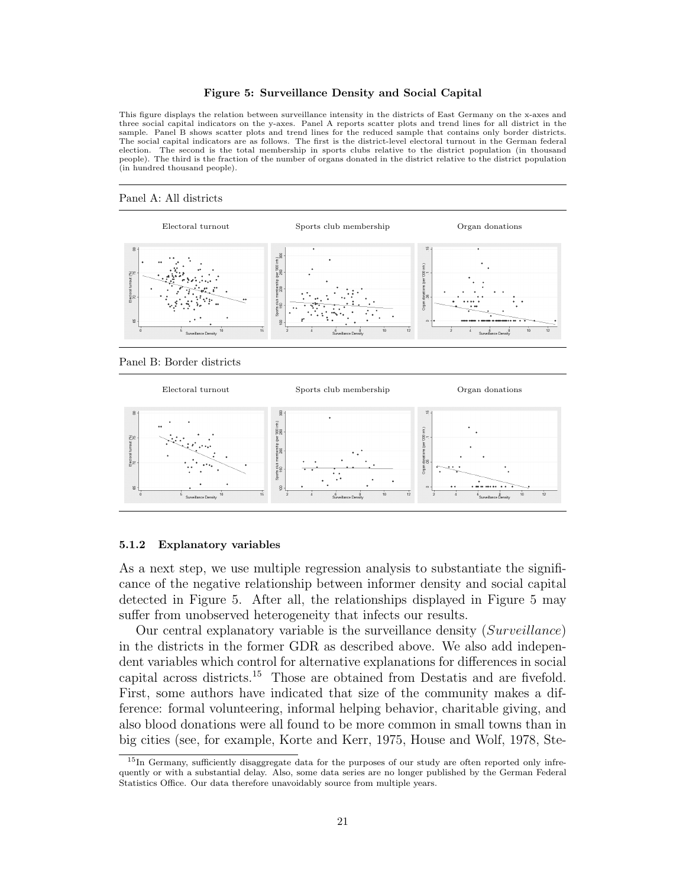**Figure 5: Surveillance Density and Social Capital**

This figure displays the relation between surveillance intensity in the districts of East Germany on the x-axes and three social capital indicators on the y-axes. Panel A reports scatter plots and trend lines for all district in the sample. Panel B shows scatter plots and trend lines for the reduced sample that contains only border districts. The social capital indicators are as follows. The first is the district-level electoral turnout in the German federal election. The second is the total membership in sports clubs relative to the district population (in thousand people). The third is the fraction of the number of organs donated in the district relative to the district population (in hundred thousand people).

Panel A: All districts

Electoral turnout | Sports club membership | Organ donations

Panel B: Border districts

Electoral turnout | Sports club membership | Organ donations

#### 5.1.2 Explanatory variables

As a next step, we use multiple regression analysis to substantiate the significance of the negative relationship between informer density and social capital detected in Figure 5. After all, the relationships displayed in Figure 5 may suffer from unobserved heterogeneity that infects our results.

Our central explanatory variable is the surveillance density (*Surveillance*) in the districts in the former GDR as described above. We also add independent variables which control for alternative explanations for differences in social capital across districts.[15] Those are obtained from Destatis and are fivefold. First, some authors have indicated that size of the community makes a difference: formal volunteering, informal helping behavior, charitable giving, and also blood donations were all found to be more common in small towns than in big cities (see, for example, Korte and Kerr, 1975, House and Wolf, 1978, Ste-

[15] In Germany, sufficiently disaggregate data for the purposes of our study are often reported only infrequently or with a substantial delay. Also, some data series are no longer published by the German Federal Statistics Office. Our data therefore unavoidably source from multiple years.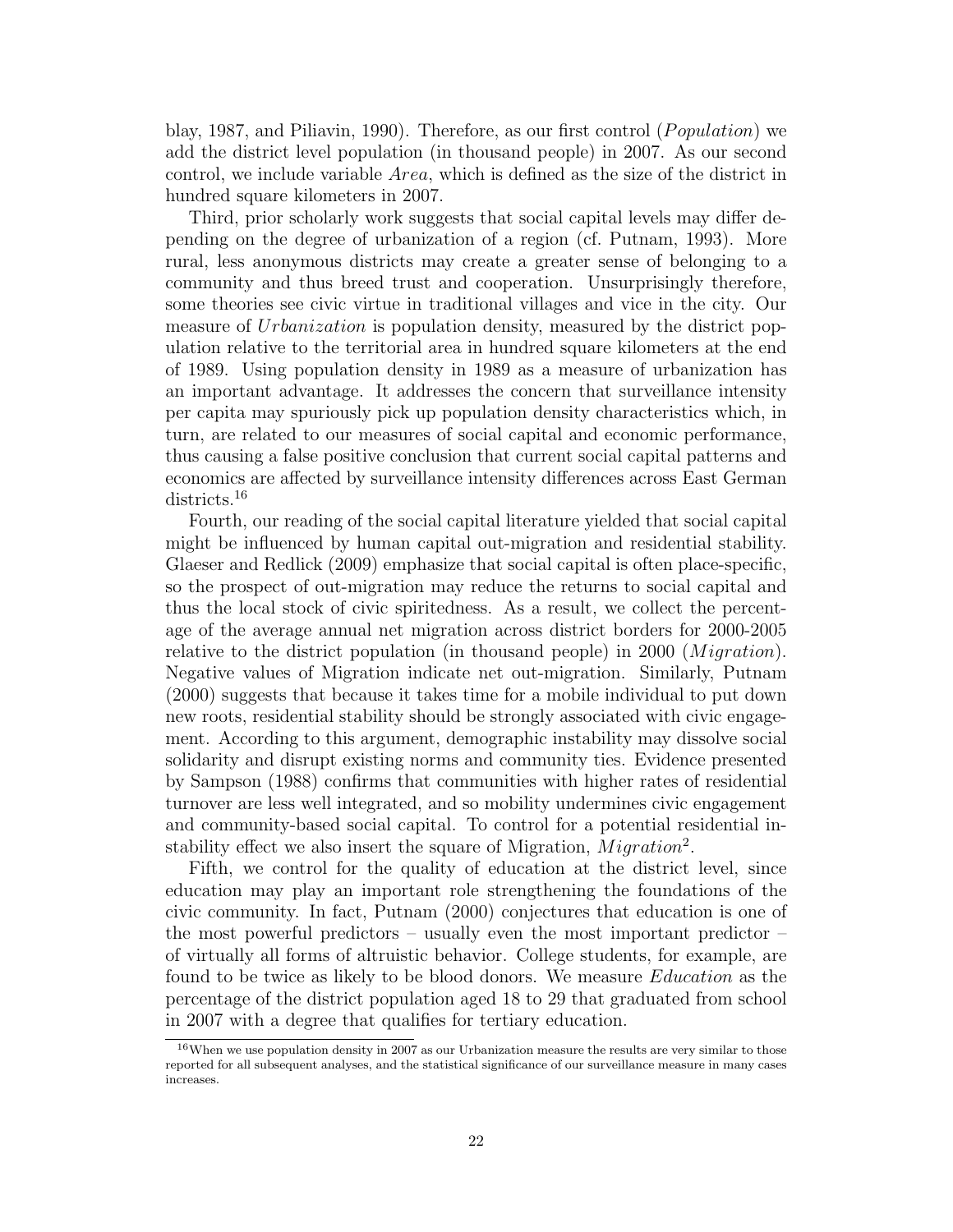blay, 1987, and Piliavin, 1990). Therefore, as our first control (*Population*) we add the district level population (in thousand people) in 2007. As our second control, we include variable *Area*, which is defined as the size of the district in hundred square kilometers in 2007.

Third, prior scholarly work suggests that social capital levels may differ depending on the degree of urbanization of a region (cf. Putnam, 1993). More rural, less anonymous districts may create a greater sense of belonging to a community and thus breed trust and cooperation. Unsurprisingly therefore, some theories see civic virtue in traditional villages and vice in the city. Our measure of *Urbanization* is population density, measured by the district population relative to the territorial area in hundred square kilometers at the end of 1989. Using population density in 1989 as a measure of urbanization has an important advantage. It addresses the concern that surveillance intensity per capita may spuriously pick up population density characteristics which, in turn, are related to our measures of social capital and economic performance, thus causing a false positive conclusion that current social capital patterns and economics are affected by surveillance intensity differences across East German districts.[16]

Fourth, our reading of the social capital literature yielded that social capital might be influenced by human capital out-migration and residential stability. Glaeser and Redlick (2009) emphasize that social capital is often place-specific, so the prospect of out-migration may reduce the returns to social capital and thus the local stock of civic spiritedness. As a result, we collect the percentage of the average annual net migration across district borders for 2000-2005 relative to the district population (in thousand people) in 2000 (*Migration*). Negative values of Migration indicate net out-migration. Similarly, Putnam (2000) suggests that because it takes time for a mobile individual to put down new roots, residential stability should be strongly associated with civic engagement. According to this argument, demographic instability may dissolve social solidarity and disrupt existing norms and community ties. Evidence presented by Sampson (1988) confirms that communities with higher rates of residential turnover are less well integrated, and so mobility undermines civic engagement and community-based social capital. To control for a potential residential instability effect we also insert the square of Migration, $Migration^2$.

Fifth, we control for the quality of education at the district level, since education may play an important role strengthening the foundations of the civic community. In fact, Putnam (2000) conjectures that education is one of the most powerful predictors – usually even the most important predictor – of virtually all forms of altruistic behavior. College students, for example, are found to be twice as likely to be blood donors. We measure *Education* as the percentage of the district population aged 18 to 29 that graduated from school in 2007 with a degree that qualifies for tertiary education.

[16] When we use population density in 2007 as our Urbanization measure the results are very similar to those reported for all subsequent analyses, and the statistical significance of our surveillance measure in many cases increases.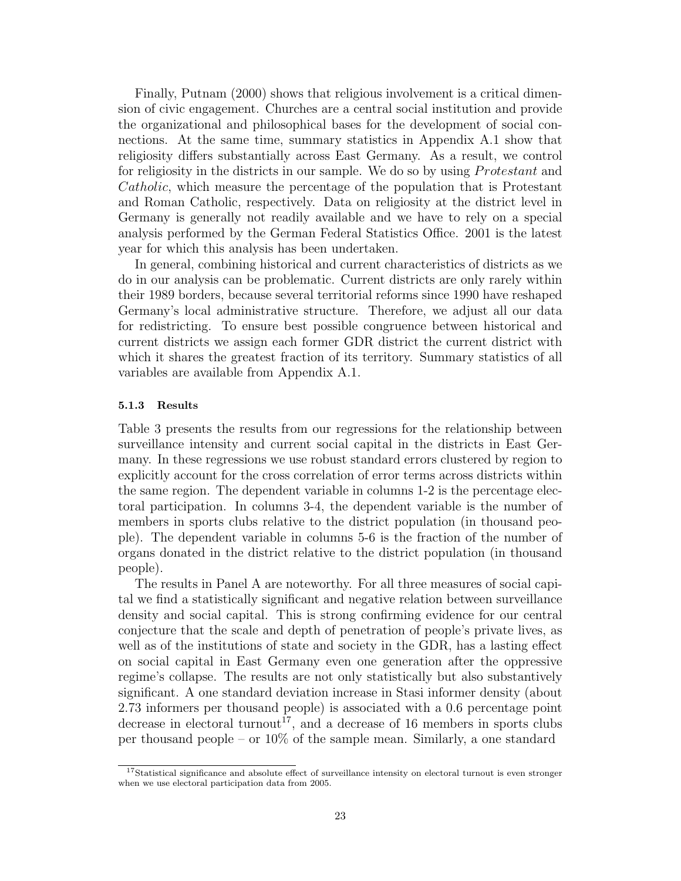Finally, Putnam (2000) shows that religious involvement is a critical dimension of civic engagement. Churches are a central social institution and provide the organizational and philosophical bases for the development of social connections. At the same time, summary statistics in Appendix A.1 show that religiosity differs substantially across East Germany. As a result, we control for religiosity in the districts in our sample. We do so by using *Protestant* and *Catholic*, which measure the percentage of the population that is Protestant and Roman Catholic, respectively. Data on religiosity at the district level in Germany is generally not readily available and we have to rely on a special analysis performed by the German Federal Statistics Office. 2001 is the latest year for which this analysis has been undertaken.

In general, combining historical and current characteristics of districts as we do in our analysis can be problematic. Current districts are only rarely within their 1989 borders, because several territorial reforms since 1990 have reshaped Germany's local administrative structure. Therefore, we adjust all our data for redistricting. To ensure best possible congruence between historical and current districts we assign each former GDR district the current district with which it shares the greatest fraction of its territory. Summary statistics of all variables are available from Appendix A.1.

#### 5.1.3 Results

Table 3 presents the results from our regressions for the relationship between surveillance intensity and current social capital in the districts in East Germany. In these regressions we use robust standard errors clustered by region to explicitly account for the cross correlation of error terms across districts within the same region. The dependent variable in columns 1-2 is the percentage electoral participation. In columns 3-4, the dependent variable is the number of members in sports clubs relative to the district population (in thousand people). The dependent variable in columns 5-6 is the fraction of the number of organs donated in the district relative to the district population (in thousand people).

The results in Panel A are noteworthy. For all three measures of social capital we find a statistically significant and negative relation between surveillance density and social capital. This is strong confirming evidence for our central conjecture that the scale and depth of penetration of people's private lives, as well as of the institutions of state and society in the GDR, has a lasting effect on social capital in East Germany even one generation after the oppressive regime's collapse. The results are not only statistically but also substantively significant. A one standard deviation increase in Stasi informer density (about 2.73 informers per thousand people) is associated with a 0.6 percentage point decrease in electoral turnout[17], and a decrease of 16 members in sports clubs per thousand people – or 10% of the sample mean. Similarly, a one standard

[17] Statistical significance and absolute effect of surveillance intensity on electoral turnout is even stronger when we use electoral participation data from 2005.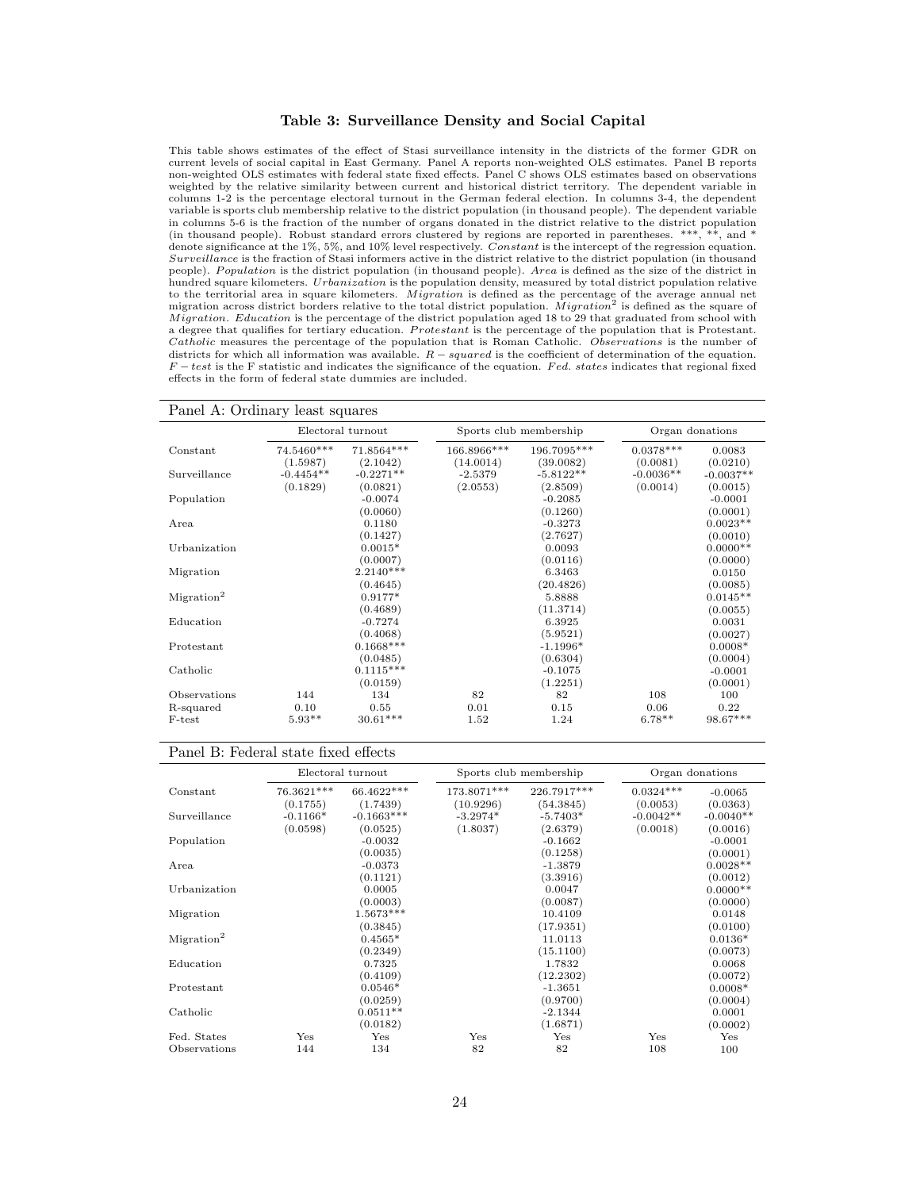### Table 3: Surveillance Density and Social Capital

This table shows estimates of the effect of Stasi surveillance intensity in the districts of the former GDR on current levels of social capital in East Germany. Panel A reports non-weighted OLS estimates. Panel B reports non-weighted OLS estimates with federal state fixed effects. Panel C shows OLS estimates based on observations weighted by the relative similarity between current and historical district territory. The dependent variable in columns 1-2 is the percentage electoral turnout in the German federal election. In columns 3-4, the dependent variable is sports club membership relative to the district population (in thousand people). The dependent variable in columns 5-6 is the fraction of the number of organs donated in the district relative to the district population (in thousand people). Robust standard errors clustered by regions are reported in parentheses. \*\*\*, \*\*, and \* denote significance at the 1%, 5%, and 10% level respectively. *Constant* is the intercept of the regression equation. *Surveillance* is the fraction of Stasi informers active in the district relative to the district population (in thousand people). *Population* is the district population (in thousand people). *Area* is defined as the size of the district in hundred square kilometers. *Urbanization* is the population density, measured by total district population relative to the territorial area in square kilometers. *Migration* is defined as the percentage of the average annual net migration across district borders relative to the total district population. *Migration*$^2$ is defined as the square of *Migration*. *Education* is the percentage of the district population aged 18 to 29 that graduated from school with a degree that qualifies for tertiary education. *Protestant* is the percentage of the population that is Protestant. *Catholic* measures the percentage of the population that is Roman Catholic. *Observations* is the number of districts for which all information was available. $R-squared$ is the coefficient of determination of the equation. $F-test$ is the F statistic and indicates the significance of the equation. *Fed. states* indicates that regional fixed effects in the form of federal state dummies are included.

**Panel A: Ordinary least squares**

| | Electoral turnout | | Sports club membership | | Organ donations | |
|---|---|---|---|---|---|---|
| Constant | 74.5460*** | 71.8564*** | 166.8966*** | 196.7095*** | 0.0378*** | 0.0083 |
| | (1.5987) | (2.1042) | (14.0014) | (39.0082) | (0.0081) | (0.0210) |
| Surveillance | -0.4454** | -0.2271** | -2.5379 | -5.8122** | -0.0036** | -0.0037** |
| | (0.1829) | (0.0821) | (2.0553) | (2.8509) | (0.0014) | (0.0015) |
| Population | | -0.0074 | | -0.2085 | | -0.0001 |
| | | (0.0060) | | (0.1260) | | (0.0001) |
| Area | | 0.1180 | | -0.3273 | | 0.0023** |
| | | (0.1427) | | (2.7627) | | (0.0010) |
| Urbanization | | 0.0015* | | 0.0093 | | 0.0000** |
| | | (0.0007) | | (0.0116) | | (0.0000) |
| Migration | | 2.2140*** | | 6.3463 | | 0.0150 |
| | | (0.4645) | | (20.4826) | | (0.0085) |
| Migration$^2$ | | 0.9177* | | 5.8888 | | 0.0145** |
| | | (0.4689) | | (11.3714) | | (0.0055) |
| Education | | -0.7274 | | 6.3925 | | 0.0031 |
| | | (0.4068) | | (5.9521) | | (0.0027) |
| Protestant | | 0.1668*** | | -1.1996* | | 0.0008* |
| | | (0.0485) | | (0.6304) | | (0.0004) |
| Catholic | | 0.1115*** | | -0.1075 | | -0.0001 |
| | | (0.0159) | | (1.2251) | | (0.0001) |
| Observations | 144 | 134 | 82 | 82 | 108 | 100 |
| R-squared | 0.10 | 0.55 | 0.01 | 0.15 | 0.06 | 0.22 |
| F-test | 5.93** | 30.61*** | 1.52 | 1.24 | 6.78** | 98.67*** |

**Panel B: Federal state fixed effects**

| | Electoral turnout | | Sports club membership | | Organ donations | |
|---|---|---|---|---|---|---|
| Constant | 76.3621*** | 66.4622*** | 173.8071*** | 226.7917*** | 0.0324*** | -0.0065 |
| | (0.1755) | (1.7439) | (10.9296) | (54.3845) | (0.0053) | (0.0363) |
| Surveillance | -0.1166* | -0.1663*** | -3.2974* | -5.7403* | -0.0042** | -0.0040** |
| | (0.0598) | (0.0525) | (1.8037) | (2.6379) | (0.0018) | (0.0016) |
| Population | | -0.0032 | | -0.1662 | | -0.0001 |
| | | (0.0035) | | (0.1258) | | (0.0001) |
| Area | | -0.0373 | | -1.3879 | | 0.0028** |
| | | (0.1121) | | (3.3916) | | (0.0012) |
| Urbanization | | 0.0005 | | 0.0047 | | 0.0000** |
| | | (0.0003) | | (0.0087) | | (0.0000) |
| Migration | | 1.5673*** | | 10.4109 | | 0.0148 |
| | | (0.3845) | | (17.9351) | | (0.0100) |
| Migration$^2$ | | 0.4565* | | 11.0113 | | 0.0136* |
| | | (0.2349) | | (15.1100) | | (0.0073) |
| Education | | 0.7325 | | 1.7832 | | 0.0068 |
| | | (0.4109) | | (12.2302) | | (0.0072) |
| Protestant | | 0.0546* | | -1.3651 | | 0.0008* |
| | | (0.0259) | | (0.9700) | | (0.0004) |
| Catholic | | 0.0511** | | -2.1344 | | 0.0001 |
| | | (0.0182) | | (1.6871) | | (0.0002) |
| Fed. States | Yes | Yes | Yes | Yes | Yes | Yes |
| Observations | 144 | 134 | 82 | 82 | 108 | 100 |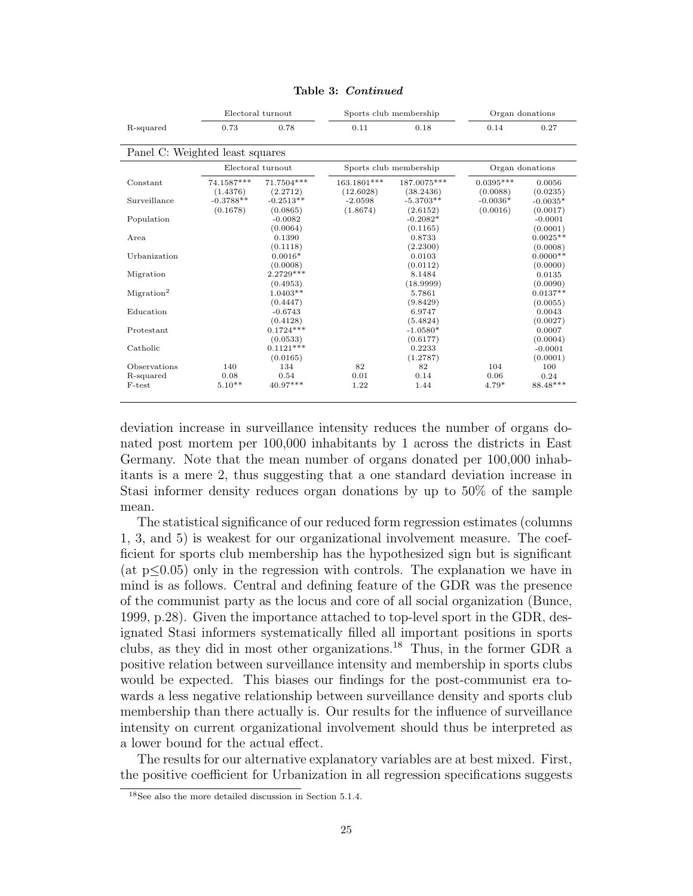**Table 3:** ***Continued***

| | Electoral turnout | | Sports club membership | | Organ donations | |
|---|---|---|---|---|---|---|
| R-squared | 0.73 | 0.78 | 0.11 | 0.18 | 0.14 | 0.27 |

Panel C: Weighted least squares

| | Electoral turnout | | Sports club membership | | Organ donations | |
|---|---|---|---|---|---|---|
| Constant | 74.1587*** | 71.7504*** | 163.1801*** | 187.0075*** | 0.0395*** | 0.0056 |
| | (1.4376) | (2.2712) | (12.6028) | (38.2436) | (0.0088) | (0.0235) |
| Surveillance | -0.3788** | -0.2513** | -2.0598 | -5.3703** | -0.0036* | -0.0035* |
| | (0.1678) | (0.0865) | (1.8674) | (2.6152) | (0.0016) | (0.0017) |
| Population | | -0.0082 | | -0.2082* | | -0.0001 |
| | | (0.0064) | | (0.1165) | | (0.0001) |
| Area | | 0.1390 | | 0.8733 | | 0.0025** |
| | | (0.1118) | | (2.2300) | | (0.0008) |
| Urbanization | | 0.0016* | | 0.0103 | | 0.0000** |
| | | (0.0008) | | (0.0112) | | (0.0000) |
| Migration | | 2.2729*** | | 8.1484 | | 0.0135 |
| | | (0.4953) | | (18.9999) | | (0.0090) |
| Migration$^2$ | | 1.0403** | | 5.7861 | | 0.0137** |
| | | (0.4447) | | (9.8429) | | (0.0055) |
| Education | | -0.6743 | | 6.9747 | | 0.0043 |
| | | (0.4128) | | (5.4824) | | (0.0027) |
| Protestant | | 0.1724*** | | -1.0580* | | 0.0007 |
| | | (0.0533) | | (0.6177) | | (0.0004) |
| Catholic | | 0.1121*** | | 0.2233 | | -0.0001 |
| | | (0.0165) | | (1.2787) | | (0.0001) |
| Observations | 140 | 134 | 82 | 82 | 104 | 100 |
| R-squared | 0.08 | 0.54 | 0.01 | 0.14 | 0.06 | 0.24 |
| F-test | 5.10** | 40.97*** | 1.22 | 1.44 | 4.79* | 88.48*** |

deviation increase in surveillance intensity reduces the number of organs donated post mortem per 100,000 inhabitants by 1 across the districts in East Germany. Note that the mean number of organs donated per 100,000 inhabitants is a mere 2, thus suggesting that a one standard deviation increase in Stasi informer density reduces organ donations by up to 50% of the sample mean.

The statistical significance of our reduced form regression estimates (columns 1, 3, and 5) is weakest for our organizational involvement measure. The coefficient for sports club membership has the hypothesized sign but is significant (at $p \leq 0.05$) only in the regression with controls. The explanation we have in mind is as follows. Central and defining feature of the GDR was the presence of the communist party as the locus and core of all social organization (Bunce, 1999, p.28). Given the importance attached to top-level sport in the GDR, designated Stasi informers systematically filled all important positions in sports clubs, as they did in most other organizations.[18] Thus, in the former GDR a positive relation between surveillance intensity and membership in sports clubs would be expected. This biases our findings for the post-communist era towards a less negative relationship between surveillance density and sports club membership than there actually is. Our results for the influence of surveillance intensity on current organizational involvement should thus be interpreted as a lower bound for the actual effect.

The results for our alternative explanatory variables are at best mixed. First, the positive coefficient for Urbanization in all regression specifications suggests

[18] See also the more detailed discussion in Section 5.1.4.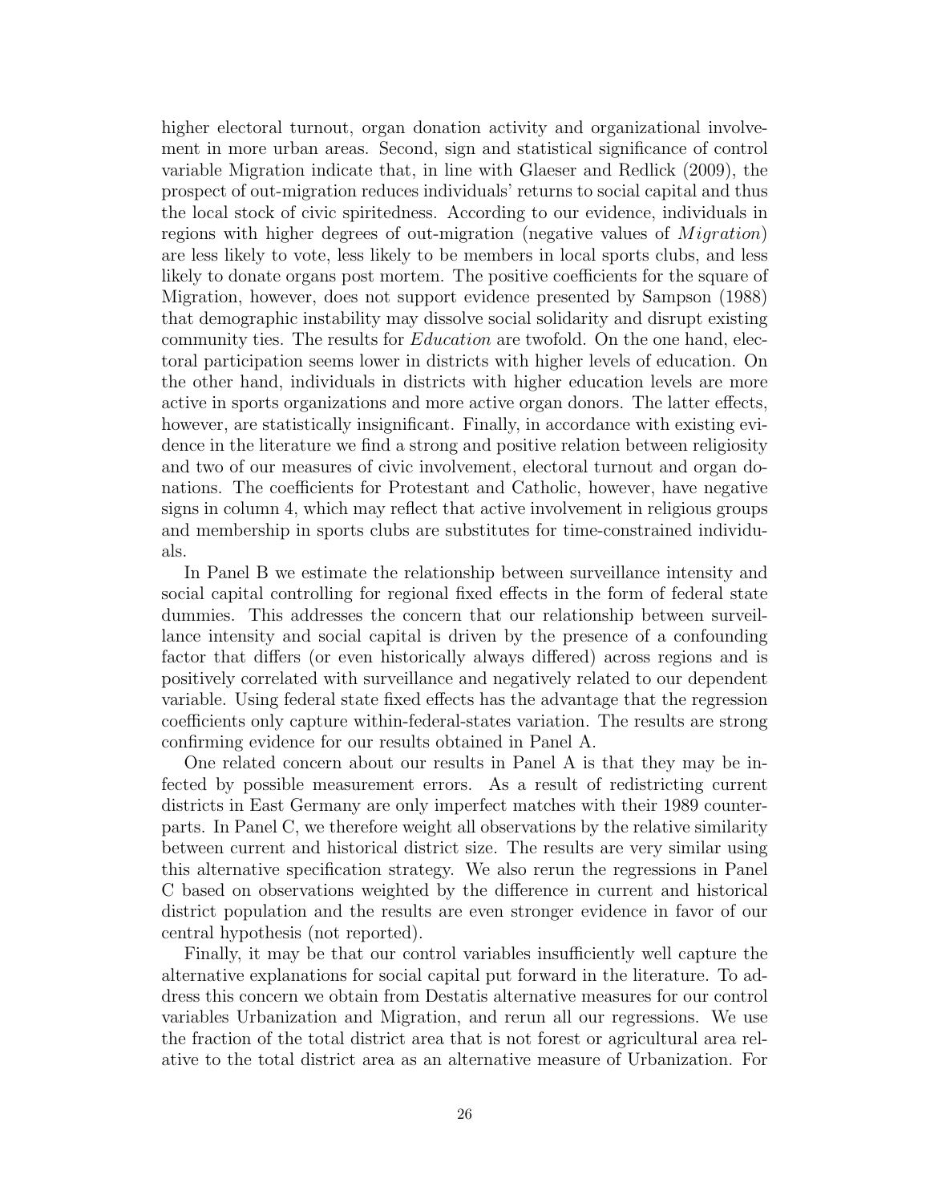higher electoral turnout, organ donation activity and organizational involvement in more urban areas. Second, sign and statistical significance of control variable Migration indicate that, in line with Glaeser and Redlick (2009), the prospect of out-migration reduces individuals' returns to social capital and thus the local stock of civic spiritedness. According to our evidence, individuals in regions with higher degrees of out-migration (negative values of *Migration*) are less likely to vote, less likely to be members in local sports clubs, and less likely to donate organs post mortem. The positive coefficients for the square of Migration, however, does not support evidence presented by Sampson (1988) that demographic instability may dissolve social solidarity and disrupt existing community ties. The results for *Education* are twofold. On the one hand, electoral participation seems lower in districts with higher levels of education. On the other hand, individuals in districts with higher education levels are more active in sports organizations and more active organ donors. The latter effects, however, are statistically insignificant. Finally, in accordance with existing evidence in the literature we find a strong and positive relation between religiosity and two of our measures of civic involvement, electoral turnout and organ donations. The coefficients for Protestant and Catholic, however, have negative signs in column 4, which may reflect that active involvement in religious groups and membership in sports clubs are substitutes for time-constrained individuals.

In Panel B we estimate the relationship between surveillance intensity and social capital controlling for regional fixed effects in the form of federal state dummies. This addresses the concern that our relationship between surveillance intensity and social capital is driven by the presence of a confounding factor that differs (or even historically always differed) across regions and is positively correlated with surveillance and negatively related to our dependent variable. Using federal state fixed effects has the advantage that the regression coefficients only capture within-federal-states variation. The results are strong confirming evidence for our results obtained in Panel A.

One related concern about our results in Panel A is that they may be infected by possible measurement errors. As a result of redistricting current districts in East Germany are only imperfect matches with their 1989 counterparts. In Panel C, we therefore weight all observations by the relative similarity between current and historical district size. The results are very similar using this alternative specification strategy. We also rerun the regressions in Panel C based on observations weighted by the difference in current and historical district population and the results are even stronger evidence in favor of our central hypothesis (not reported).

Finally, it may be that our control variables insufficiently well capture the alternative explanations for social capital put forward in the literature. To address this concern we obtain from Destatis alternative measures for our control variables Urbanization and Migration, and rerun all our regressions. We use the fraction of the total district area that is not forest or agricultural area relative to the total district area as an alternative measure of Urbanization. For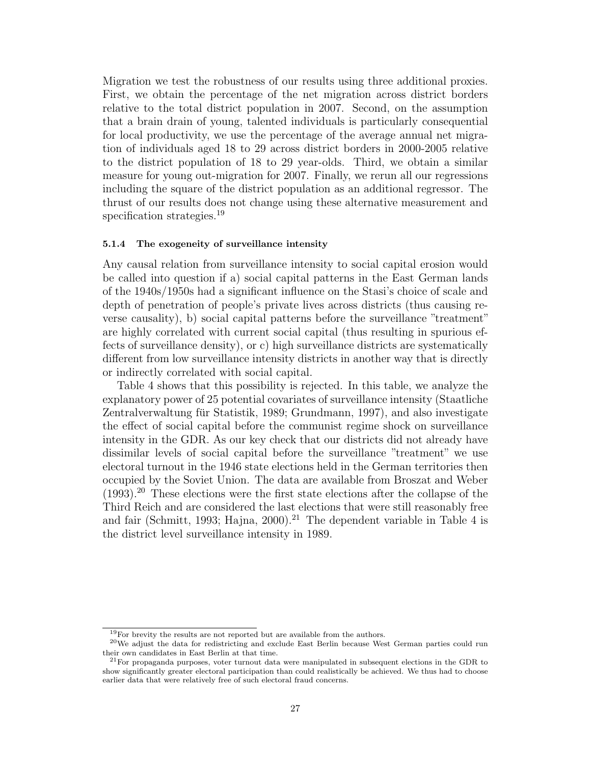Migration we test the robustness of our results using three additional proxies. First, we obtain the percentage of the net migration across district borders relative to the total district population in 2007. Second, on the assumption that a brain drain of young, talented individuals is particularly consequential for local productivity, we use the percentage of the average annual net migration of individuals aged 18 to 29 across district borders in 2000-2005 relative to the district population of 18 to 29 year-olds. Third, we obtain a similar measure for young out-migration for 2007. Finally, we rerun all our regressions including the square of the district population as an additional regressor. The thrust of our results does not change using these alternative measurement and specification strategies.[19]

#### 5.1.4 The exogeneity of surveillance intensity

Any causal relation from surveillance intensity to social capital erosion would be called into question if a) social capital patterns in the East German lands of the 1940s/1950s had a significant influence on the Stasi's choice of scale and depth of penetration of people's private lives across districts (thus causing reverse causality), b) social capital patterns before the surveillance "treatment" are highly correlated with current social capital (thus resulting in spurious effects of surveillance density), or c) high surveillance districts are systematically different from low surveillance intensity districts in another way that is directly or indirectly correlated with social capital.

Table 4 shows that this possibility is rejected. In this table, we analyze the explanatory power of 25 potential covariates of surveillance intensity (Staatliche Zentralverwaltung für Statistik, 1989; Grundmann, 1997), and also investigate the effect of social capital before the communist regime shock on surveillance intensity in the GDR. As our key check that our districts did not already have dissimilar levels of social capital before the surveillance "treatment" we use electoral turnout in the 1946 state elections held in the German territories then occupied by the Soviet Union. The data are available from Broszat and Weber (1993).[20] These elections were the first state elections after the collapse of the Third Reich and are considered the last elections that were still reasonably free and fair (Schmitt, 1993; Hajna, 2000).[21] The dependent variable in Table 4 is the district level surveillance intensity in 1989.

[19] For brevity the results are not reported but are available from the authors.

[20] We adjust the data for redistricting and exclude East Berlin because West German parties could run their own candidates in East Berlin at that time.

[21] For propaganda purposes, voter turnout data were manipulated in subsequent elections in the GDR to show significantly greater electoral participation than could realistically be achieved. We thus had to choose earlier data that were relatively free of such electoral fraud concerns.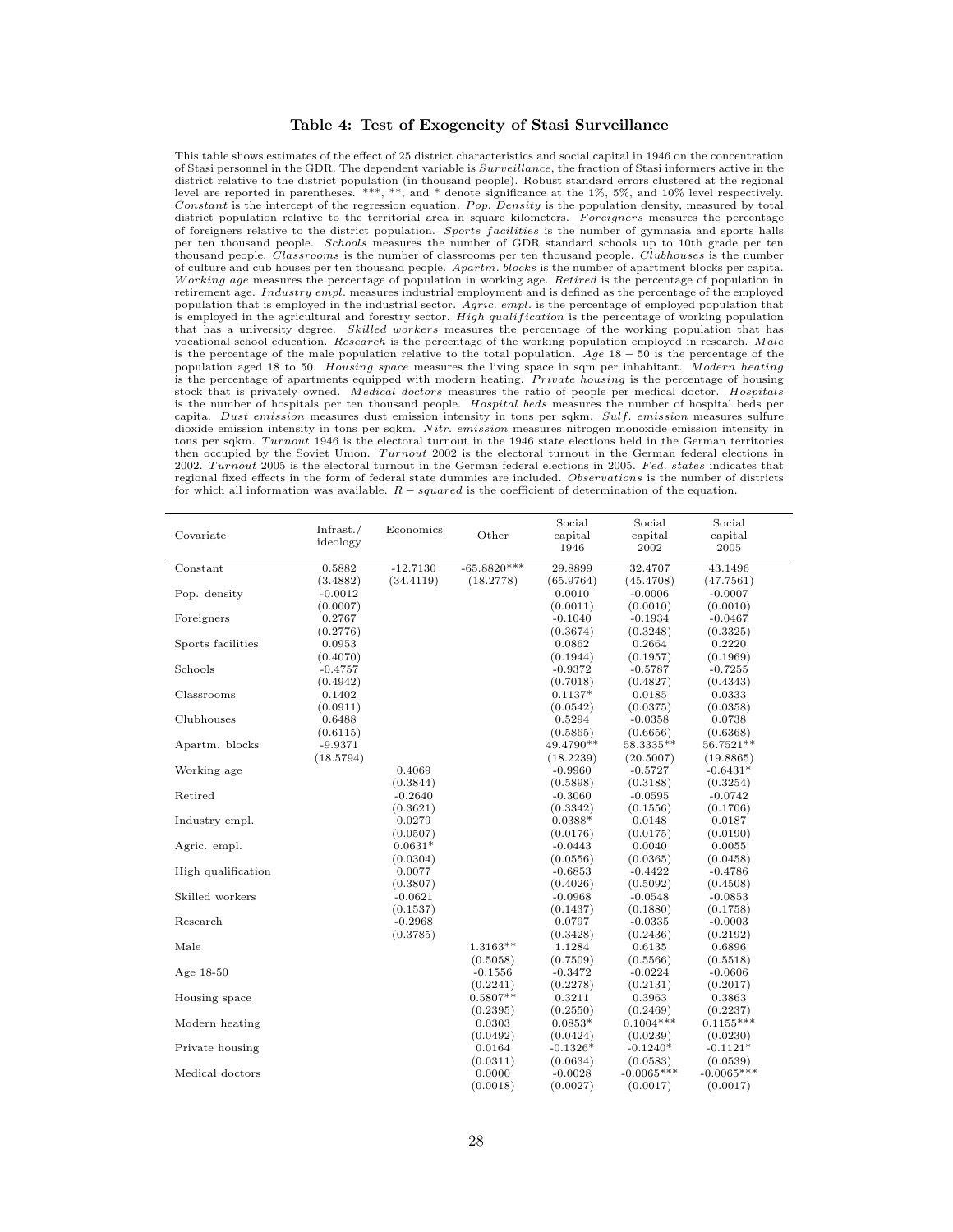### Table 4: Test of Exogeneity of Stasi Surveillance

This table shows estimates of the effect of 25 district characteristics and social capital in 1946 on the concentration of Stasi personnel in the GDR. The dependent variable is *Surveillance*, the fraction of Stasi informers active in the district relative to the district population (in thousand people). Robust standard errors clustered at the regional level are reported in parentheses. ***, **, and * denote significance at the 1%, 5%, and 10% level respectively. *Constant* is the intercept of the regression equation. *Pop. Density* is the population density, measured by total district population relative to the territorial area in square kilometers. *Foreigners* measures the percentage of foreigners relative to the district population. *Sports facilities* is the number of gymnasia and sports halls per ten thousand people. *Schools* measures the number of GDR standard schools up to 10th grade per ten thousand people. *Classrooms* is the number of classrooms per ten thousand people. *Clubhouses* is the number of culture and cub houses per ten thousand people. *Apartm. blocks* is the number of apartment blocks per capita. *Working age* measures the percentage of population in working age. *Retired* is the percentage of population in retirement age. *Industry empl.* measures industrial employment and is defined as the percentage of the employed population that is employed in the industrial sector. *Agric. empl.* is the percentage of employed population that is employed in the agricultural and forestry sector. *High qualification* is the percentage of working population that has a university degree. *Skilled workers* measures the percentage of the working population that has vocational school education. *Research* is the percentage of the working population employed in research. *Male* is the percentage of the male population relative to the total population. *Age* 18 − 50 is the percentage of the population aged 18 to 50. *Housing space* measures the living space in sqm per inhabitant. *Modern heating* is the percentage of apartments equipped with modern heating. *Private housing* is the percentage of housing stock that is privately owned. *Medical doctors* measures the ratio of people per medical doctor. *Hospitals* is the number of hospitals per ten thousand people. *Hospital beds* measures the number of hospital beds per capita. *Dust emission* measures dust emission intensity in tons per sqkm. *Sulf. emission* measures sulfure dioxide emission intensity in tons per sqkm. *Nitr. emission* measures nitrogen monoxide emission intensity in tons per sqkm. *Turnout* 1946 is the electoral turnout in the 1946 state elections held in the German territories then occupied by the Soviet Union. *Turnout* 2002 is the electoral turnout in the German federal elections in 2002. *Turnout* 2005 is the electoral turnout in the German federal elections in 2005. *Fed. states* indicates that regional fixed effects in the form of federal state dummies are included. *Observations* is the number of districts for which all information was available. *R* − *squared* is the coefficient of determination of the equation.

| Covariate | Infrast./ ideology | Economics | Other | Social capital 1946 | Social capital 2002 | Social capital 2005 |
|---|---|---|---|---|---|---|
| Constant | 0.5882 | -12.7130 | -65.8820*** | 29.8899 | 32.4707 | 43.1496 |
| | (3.4882) | (34.4119) | (18.2778) | (65.9764) | (45.4708) | (47.7561) |
| Pop. density | -0.0012 | | | 0.0010 | -0.0006 | -0.0007 |
| | (0.0007) | | | (0.0011) | (0.0010) | (0.0010) |
| Foreigners | 0.2767 | | | -0.1040 | -0.1934 | -0.0467 |
| | (0.2776) | | | (0.3674) | (0.3248) | (0.3325) |
| Sports facilities | 0.0953 | | | 0.0862 | 0.2664 | 0.2220 |
| | (0.4070) | | | (0.1944) | (0.1957) | (0.1969) |
| Schools | -0.4757 | | | -0.9372 | -0.5787 | -0.7255 |
| | (0.4942) | | | (0.7018) | (0.4827) | (0.4343) |
| Classrooms | 0.1402 | | | 0.1137* | 0.0185 | 0.0333 |
| | (0.0911) | | | (0.0542) | (0.0375) | (0.0358) |
| Clubhouses | 0.6488 | | | 0.5294 | -0.0358 | 0.0738 |
| | (0.6115) | | | (0.5865) | (0.6656) | (0.6368) |
| Apartm. blocks | -9.9371 | | | 49.4790** | 58.3335** | 56.7521** |
| | (18.5794) | | | (18.2239) | (20.5007) | (19.8865) |
| Working age | | 0.4069 | | -0.9960 | -0.5727 | -0.6431* |
| | | (0.3844) | | (0.5898) | (0.3188) | (0.3254) |
| Retired | | -0.2640 | | -0.3060 | -0.0595 | -0.0742 |
| | | (0.3621) | | (0.3342) | (0.1556) | (0.1706) |
| Industry empl. | | 0.0279 | | 0.0388* | 0.0148 | 0.0187 |
| | | (0.0507) | | (0.0176) | (0.0175) | (0.0190) |
| Agric. empl. | | 0.0631* | | -0.0443 | 0.0040 | 0.0055 |
| | | (0.0304) | | (0.0556) | (0.0365) | (0.0458) |
| High qualification | | 0.0077 | | -0.6853 | -0.4422 | -0.4786 |
| | | (0.3807) | | (0.4026) | (0.5092) | (0.4508) |
| Skilled workers | | -0.0621 | | -0.0968 | -0.0548 | -0.0853 |
| | | (0.1537) | | (0.1437) | (0.1880) | (0.1758) |
| Research | | -0.2968 | | 0.0797 | -0.0335 | -0.0003 |
| | | (0.3785) | | (0.3428) | (0.2436) | (0.2192) |
| Male | | | 1.3163** | 1.1284 | 0.6135 | 0.6896 |
| | | | (0.5058) | (0.7509) | (0.5566) | (0.5518) |
| Age 18-50 | | | -0.1556 | -0.3472 | -0.0224 | -0.0606 |
| | | | (0.2241) | (0.2278) | (0.2131) | (0.2017) |
| Housing space | | | 0.5807** | 0.3211 | 0.3963 | 0.3863 |
| | | | (0.2395) | (0.2550) | (0.2469) | (0.2237) |
| Modern heating | | | 0.0303 | 0.0853* | 0.1004*** | 0.1155*** |
| | | | (0.0492) | (0.0424) | (0.0239) | (0.0230) |
| Private housing | | | 0.0164 | -0.1326* | -0.1240* | -0.1121* |
| | | | (0.0311) | (0.0634) | (0.0583) | (0.0539) |
| Medical doctors | | | 0.0000 | -0.0028 | -0.0065*** | -0.0065*** |
| | | | (0.0018) | (0.0027) | (0.0017) | (0.0017) |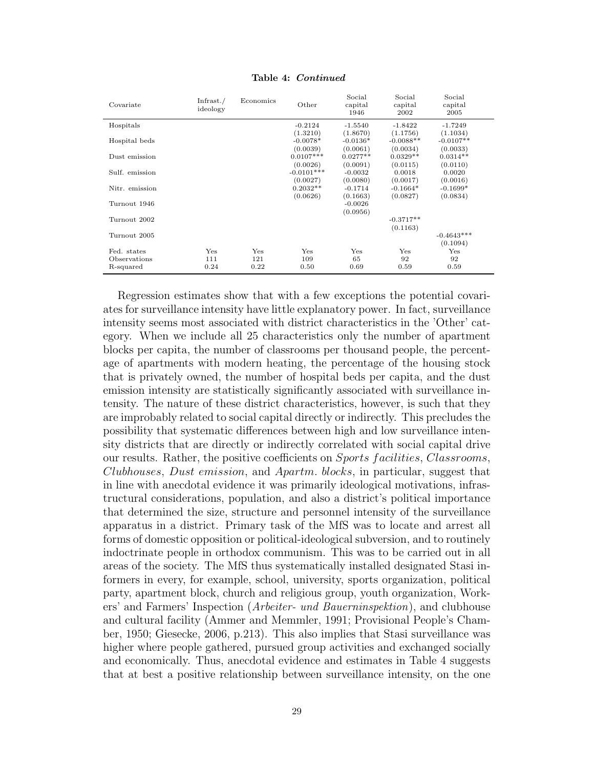**Table 4: *Continued***

| Covariate | Infrast./ ideology | Economics | Other | Social capital 1946 | Social capital 2002 | Social capital 2005 |
|---|---|---|---|---|---|---|
| Hospitals | | | -0.2124 | -1.5540 | -1.8422 | -1.7249 |
| | | | (1.3210) | (1.8670) | (1.1756) | (1.1034) |
| Hospital beds | | | -0.0078* | -0.0136* | -0.0088** | -0.0107** |
| | | | (0.0039) | (0.0061) | (0.0034) | (0.0033) |
| Dust emission | | | 0.0107*** | 0.0277** | 0.0329** | 0.0314** |
| | | | (0.0026) | (0.0091) | (0.0115) | (0.0110) |
| Sulf. emission | | | -0.0101*** | -0.0032 | 0.0018 | 0.0020 |
| | | | (0.0027) | (0.0080) | (0.0017) | (0.0016) |
| Nitr. emission | | | 0.2032** | -0.1714 | -0.1664* | -0.1699* |
| | | | (0.0626) | (0.1663) | (0.0827) | (0.0834) |
| Turnout 1946 | | | | -0.0026 | | |
| | | | | (0.0956) | | |
| Turnout 2002 | | | | | -0.3717** | |
| | | | | | (0.1163) | |
| Turnout 2005 | | | | | | -0.4643*** |
| | | | | | | (0.1094) |
| Fed. states | Yes | Yes | Yes | Yes | Yes | Yes |
| Observations | 111 | 121 | 109 | 65 | 92 | 92 |
| R-squared | 0.24 | 0.22 | 0.50 | 0.69 | 0.59 | 0.59 |

Regression estimates show that with a few exceptions the potential covariates for surveillance intensity have little explanatory power. In fact, surveillance intensity seems most associated with district characteristics in the 'Other' category. When we include all 25 characteristics only the number of apartment blocks per capita, the number of classrooms per thousand people, the percentage of apartments with modern heating, the percentage of the housing stock that is privately owned, the number of hospital beds per capita, and the dust emission intensity are statistically significantly associated with surveillance intensity. The nature of these district characteristics, however, is such that they are improbably related to social capital directly or indirectly. This precludes the possibility that systematic differences between high and low surveillance intensity districts that are directly or indirectly correlated with social capital drive our results. Rather, the positive coefficients on *Sports facilities*, *Classrooms*, *Clubhouses*, *Dust emission*, and *Apartm. blocks*, in particular, suggest that in line with anecdotal evidence it was primarily ideological motivations, infrastructural considerations, population, and also a district's political importance that determined the size, structure and personnel intensity of the surveillance apparatus in a district. Primary task of the MfS was to locate and arrest all forms of domestic opposition or political-ideological subversion, and to routinely indoctrinate people in orthodox communism. This was to be carried out in all areas of the society. The MfS thus systematically installed designated Stasi informers in every, for example, school, university, sports organization, political party, apartment block, church and religious group, youth organization, Workers' and Farmers' Inspection (*Arbeiter- und Bauerninspektion*), and clubhouse and cultural facility (Ammer and Memmler, 1991; Provisional People's Chamber, 1950; Giesecke, 2006, p.213). This also implies that Stasi surveillance was higher where people gathered, pursued group activities and exchanged socially and economically. Thus, anecdotal evidence and estimates in Table 4 suggests that at best a positive relationship between surveillance intensity, on the one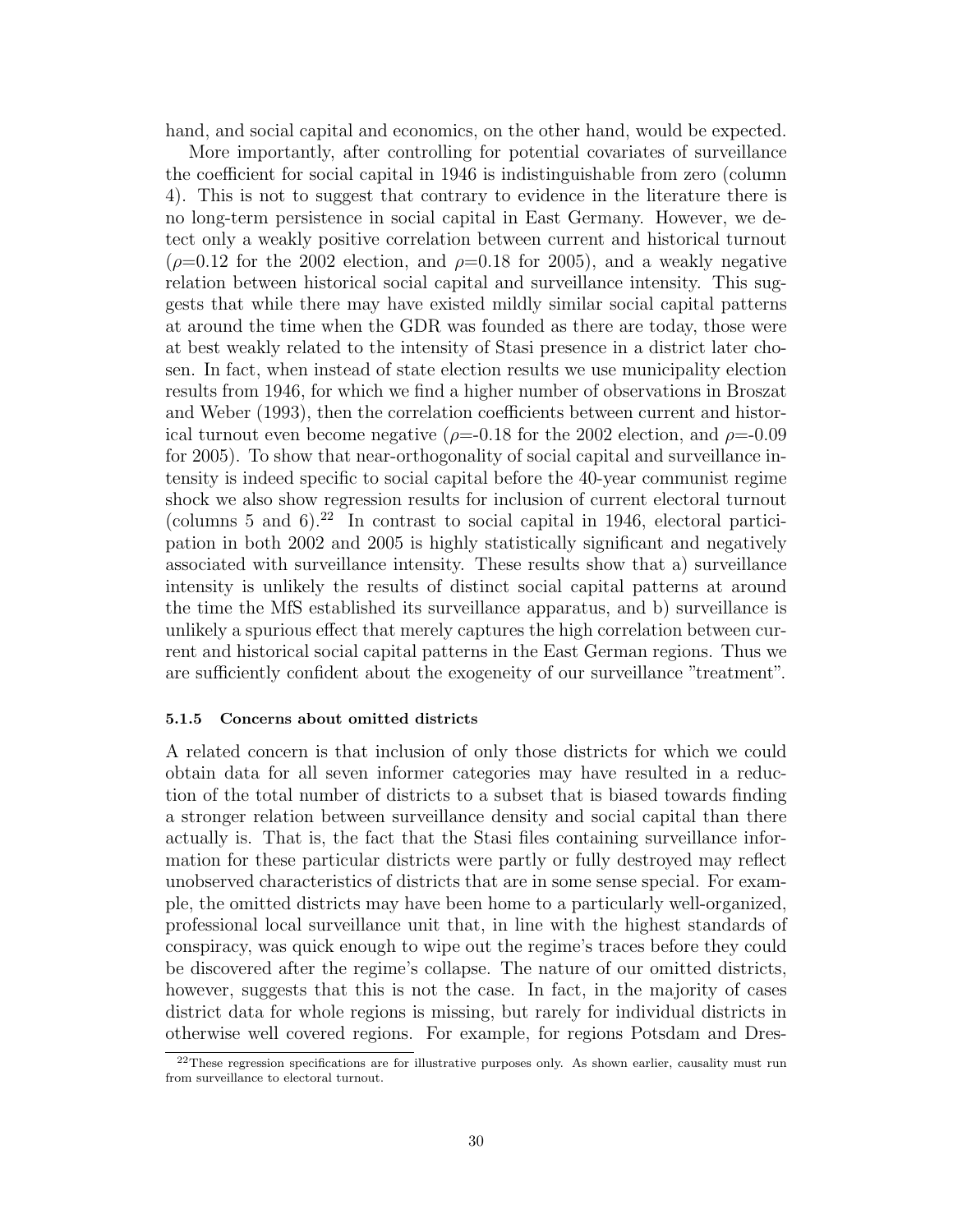hand, and social capital and economics, on the other hand, would be expected.

More importantly, after controlling for potential covariates of surveillance the coefficient for social capital in 1946 is indistinguishable from zero (column 4). This is not to suggest that contrary to evidence in the literature there is no long-term persistence in social capital in East Germany. However, we detect only a weakly positive correlation between current and historical turnout ($\rho$=0.12 for the 2002 election, and $\rho$=0.18 for 2005), and a weakly negative relation between historical social capital and surveillance intensity. This suggests that while there may have existed mildly similar social capital patterns at around the time when the GDR was founded as there are today, those were at best weakly related to the intensity of Stasi presence in a district later chosen. In fact, when instead of state election results we use municipality election results from 1946, for which we find a higher number of observations in Broszat and Weber (1993), then the correlation coefficients between current and historical turnout even become negative ($\rho$=-0.18 for the 2002 election, and $\rho$=-0.09 for 2005). To show that near-orthogonality of social capital and surveillance intensity is indeed specific to social capital before the 40-year communist regime shock we also show regression results for inclusion of current electoral turnout (columns 5 and 6).[22] In contrast to social capital in 1946, electoral participation in both 2002 and 2005 is highly statistically significant and negatively associated with surveillance intensity. These results show that a) surveillance intensity is unlikely the results of distinct social capital patterns at around the time the MfS established its surveillance apparatus, and b) surveillance is unlikely a spurious effect that merely captures the high correlation between current and historical social capital patterns in the East German regions. Thus we are sufficiently confident about the exogeneity of our surveillance "treatment".

#### 5.1.5 Concerns about omitted districts

A related concern is that inclusion of only those districts for which we could obtain data for all seven informer categories may have resulted in a reduction of the total number of districts to a subset that is biased towards finding a stronger relation between surveillance density and social capital than there actually is. That is, the fact that the Stasi files containing surveillance information for these particular districts were partly or fully destroyed may reflect unobserved characteristics of districts that are in some sense special. For example, the omitted districts may have been home to a particularly well-organized, professional local surveillance unit that, in line with the highest standards of conspiracy, was quick enough to wipe out the regime's traces before they could be discovered after the regime's collapse. The nature of our omitted districts, however, suggests that this is not the case. In fact, in the majority of cases district data for whole regions is missing, but rarely for individual districts in otherwise well covered regions. For example, for regions Potsdam and Dres-

[22] These regression specifications are for illustrative purposes only. As shown earlier, causality must run from surveillance to electoral turnout.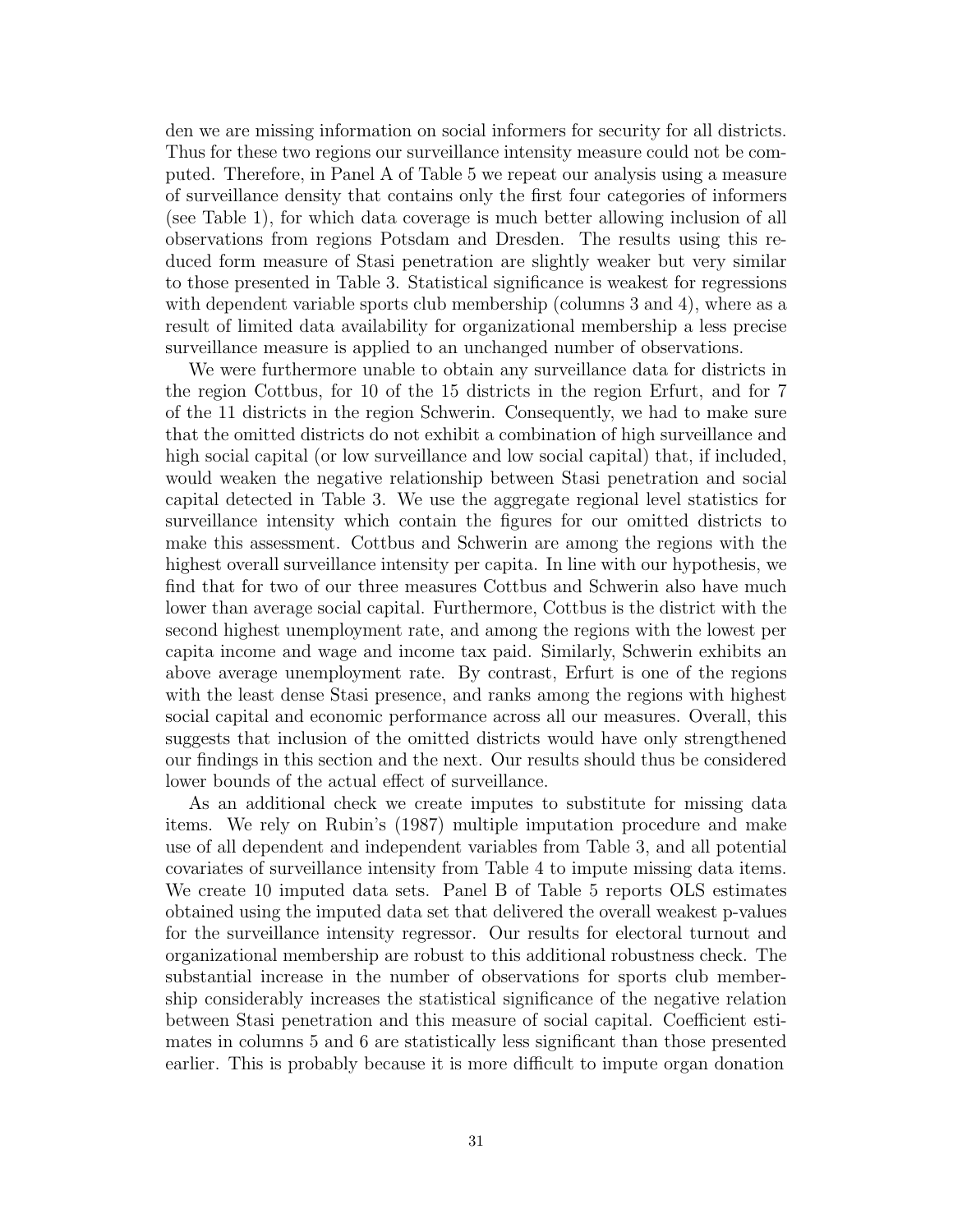den we are missing information on social informers for security for all districts. Thus for these two regions our surveillance intensity measure could not be computed. Therefore, in Panel A of Table 5 we repeat our analysis using a measure of surveillance density that contains only the first four categories of informers (see Table 1), for which data coverage is much better allowing inclusion of all observations from regions Potsdam and Dresden. The results using this reduced form measure of Stasi penetration are slightly weaker but very similar to those presented in Table 3. Statistical significance is weakest for regressions with dependent variable sports club membership (columns 3 and 4), where as a result of limited data availability for organizational membership a less precise surveillance measure is applied to an unchanged number of observations.

We were furthermore unable to obtain any surveillance data for districts in the region Cottbus, for 10 of the 15 districts in the region Erfurt, and for 7 of the 11 districts in the region Schwerin. Consequently, we had to make sure that the omitted districts do not exhibit a combination of high surveillance and high social capital (or low surveillance and low social capital) that, if included, would weaken the negative relationship between Stasi penetration and social capital detected in Table 3. We use the aggregate regional level statistics for surveillance intensity which contain the figures for our omitted districts to make this assessment. Cottbus and Schwerin are among the regions with the highest overall surveillance intensity per capita. In line with our hypothesis, we find that for two of our three measures Cottbus and Schwerin also have much lower than average social capital. Furthermore, Cottbus is the district with the second highest unemployment rate, and among the regions with the lowest per capita income and wage and income tax paid. Similarly, Schwerin exhibits an above average unemployment rate. By contrast, Erfurt is one of the regions with the least dense Stasi presence, and ranks among the regions with highest social capital and economic performance across all our measures. Overall, this suggests that inclusion of the omitted districts would have only strengthened our findings in this section and the next. Our results should thus be considered lower bounds of the actual effect of surveillance.

As an additional check we create imputes to substitute for missing data items. We rely on Rubin's (1987) multiple imputation procedure and make use of all dependent and independent variables from Table 3, and all potential covariates of surveillance intensity from Table 4 to impute missing data items. We create 10 imputed data sets. Panel B of Table 5 reports OLS estimates obtained using the imputed data set that delivered the overall weakest p-values for the surveillance intensity regressor. Our results for electoral turnout and organizational membership are robust to this additional robustness check. The substantial increase in the number of observations for sports club membership considerably increases the statistical significance of the negative relation between Stasi penetration and this measure of social capital. Coefficient estimates in columns 5 and 6 are statistically less significant than those presented earlier. This is probably because it is more difficult to impute organ donation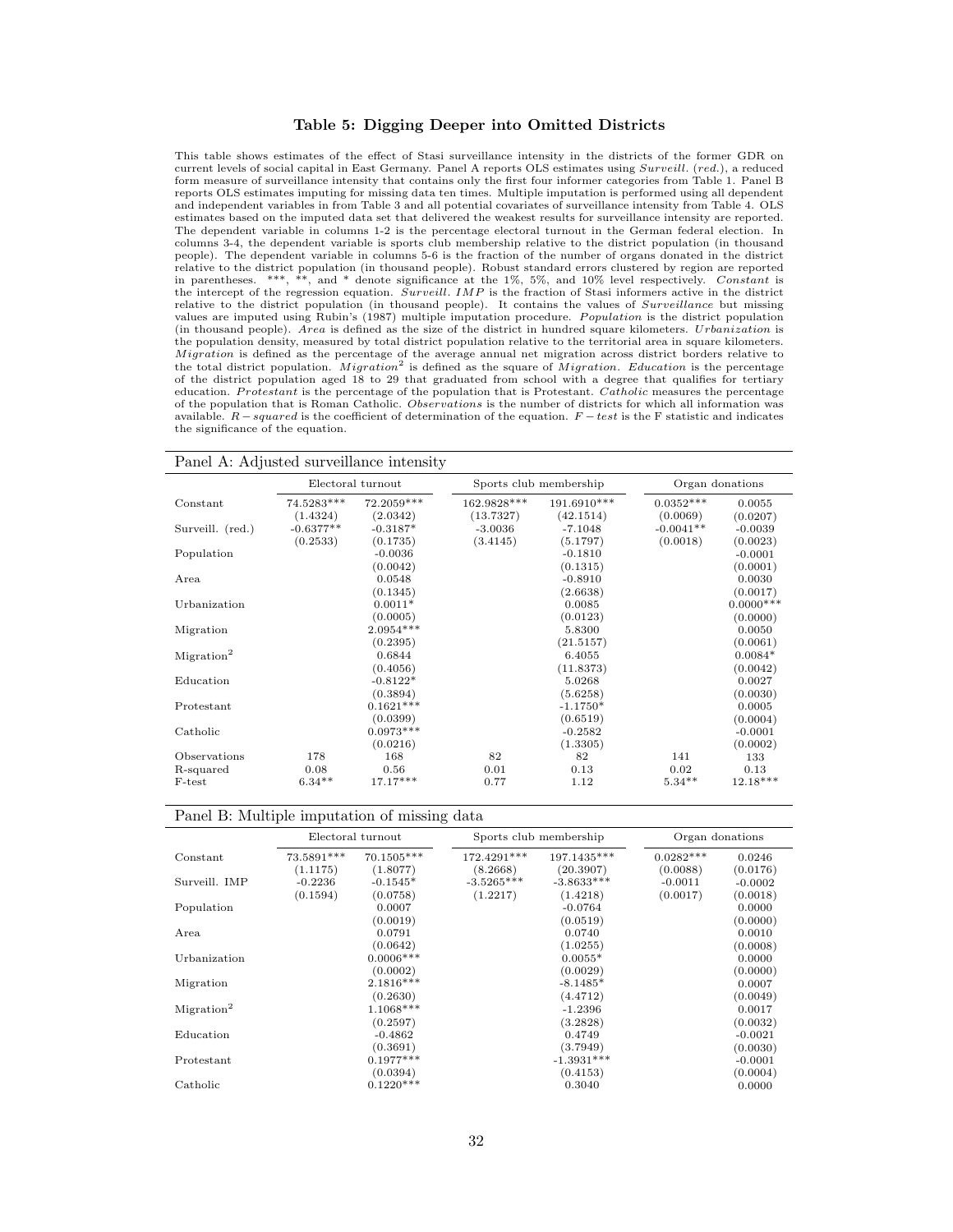### Table 5: Digging Deeper into Omitted Districts

This table shows estimates of the effect of Stasi surveillance intensity in the districts of the former GDR on current levels of social capital in East Germany. Panel A reports OLS estimates using *Surveill. (red.)*, a reduced form measure of surveillance intensity that contains only the first four informer categories from Table 1. Panel B reports OLS estimates imputing for missing data ten times. Multiple imputation is performed using all dependent and independent variables in from Table 3 and all potential covariates of surveillance intensity from Table 4. OLS estimates based on the imputed data set that delivered the weakest results for surveillance intensity are reported. The dependent variable in columns 1-2 is the percentage electoral turnout in the German federal election. In columns 3-4, the dependent variable is sports club membership relative to the district population (in thousand people). The dependent variable in columns 5-6 is the fraction of the number of organs donated in the district relative to the district population (in thousand people). Robust standard errors clustered by region are reported in parentheses. ***, **, and * denote significance at the 1%, 5%, and 10% level respectively. *Constant* is the intercept of the regression equation. *Surveill. IMP* is the fraction of Stasi informers active in the district relative to the district population (in thousand people). It contains the values of *Surveillance* but missing values are imputed using Rubin's (1987) multiple imputation procedure. *Population* is the district population (in thousand people). *Area* is defined as the size of the district in hundred square kilometers. *Urbanization* is the population density, measured by total district population relative to the territorial area in square kilometers. *Migration* is defined as the percentage of the average annual net migration across district borders relative to the total district population. *Migration*$^2$ is defined as the square of *Migration*. *Education* is the percentage of the district population aged 18 to 29 that graduated from school with a degree that qualifies for tertiary education. *Protestant* is the percentage of the population that is Protestant. *Catholic* measures the percentage of the population that is Roman Catholic. *Observations* is the number of districts for which all information was available. *R − squared* is the coefficient of determination of the equation. *F − test* is the F statistic and indicates the significance of the equation.

Panel A: Adjusted surveillance intensity

| | Electoral turnout | | Sports club membership | | Organ donations | |
|---|---|---|---|---|---|---|
| Constant | 74.5283*** | 72.2059*** | 162.9828*** | 191.6910*** | 0.0352*** | 0.0055 |
| | (1.4324) | (2.0342) | (13.7327) | (42.1514) | (0.0069) | (0.0207) |
| Surveill. (red.) | -0.6377** | -0.3187* | -3.0036 | -7.1048 | -0.0041** | -0.0039 |
| | (0.2533) | (0.1735) | (3.4145) | (5.1797) | (0.0018) | (0.0023) |
| Population | | -0.0036 | | -0.1810 | | -0.0001 |
| | | (0.0042) | | (0.1315) | | (0.0001) |
| Area | | 0.0548 | | -0.8910 | | 0.0030 |
| | | (0.1345) | | (2.6638) | | (0.0017) |
| Urbanization | | 0.0011* | | 0.0085 | | 0.0000*** |
| | | (0.0005) | | (0.0123) | | (0.0000) |
| Migration | | 2.0954*** | | 5.8300 | | 0.0050 |
| | | (0.2395) | | (21.5157) | | (0.0061) |
| Migration$^2$ | | 0.6844 | | 6.4055 | | 0.0084* |
| | | (0.4056) | | (11.8373) | | (0.0042) |
| Education | | -0.8122* | | 5.0268 | | 0.0027 |
| | | (0.3894) | | (5.6258) | | (0.0030) |
| Protestant | | 0.1621*** | | -1.1750* | | 0.0005 |
| | | (0.0399) | | (0.6519) | | (0.0004) |
| Catholic | | 0.0973*** | | -0.2582 | | -0.0001 |
| | | (0.0216) | | (1.3305) | | (0.0002) |
| Observations | 178 | 168 | 82 | 82 | 141 | 133 |
| R-squared | 0.08 | 0.56 | 0.01 | 0.13 | 0.02 | 0.13 |
| F-test | 6.34** | 17.17*** | 0.77 | 1.12 | 5.34** | 12.18*** |

Panel B: Multiple imputation of missing data

| | Electoral turnout | | Sports club membership | | Organ donations | |
|---|---|---|---|---|---|---|
| Constant | 73.5891*** | 70.1505*** | 172.4291*** | 197.1435*** | 0.0282*** | 0.0246 |
| | (1.1175) | (1.8077) | (8.2668) | (20.3907) | (0.0088) | (0.0176) |
| Surveill. IMP | -0.2236 | -0.1545* | -3.5265*** | -3.8633*** | -0.0011 | -0.0002 |
| | (0.1594) | (0.0758) | (1.2217) | (1.4218) | (0.0017) | (0.0018) |
| Population | | 0.0007 | | -0.0764 | | 0.0000 |
| | | (0.0019) | | (0.0519) | | (0.0000) |
| Area | | 0.0791 | | 0.0740 | | 0.0010 |
| | | (0.0642) | | (1.0255) | | (0.0008) |
| Urbanization | | 0.0006*** | | 0.0055* | | 0.0000 |
| | | (0.0002) | | (0.0029) | | (0.0000) |
| Migration | | 2.1816*** | | -8.1485* | | 0.0007 |
| | | (0.2630) | | (4.4712) | | (0.0049) |
| Migration$^2$ | | 1.1068*** | | -1.2396 | | 0.0017 |
| | | (0.2597) | | (3.2828) | | (0.0032) |
| Education | | -0.4862 | | 0.4749 | | -0.0021 |
| | | (0.3691) | | (3.7949) | | (0.0030) |
| Protestant | | 0.1977*** | | -1.3931*** | | -0.0001 |
| | | (0.0394) | | (0.4153) | | (0.0004) |
| Catholic | | 0.1220*** | | 0.3040 | | 0.0000 |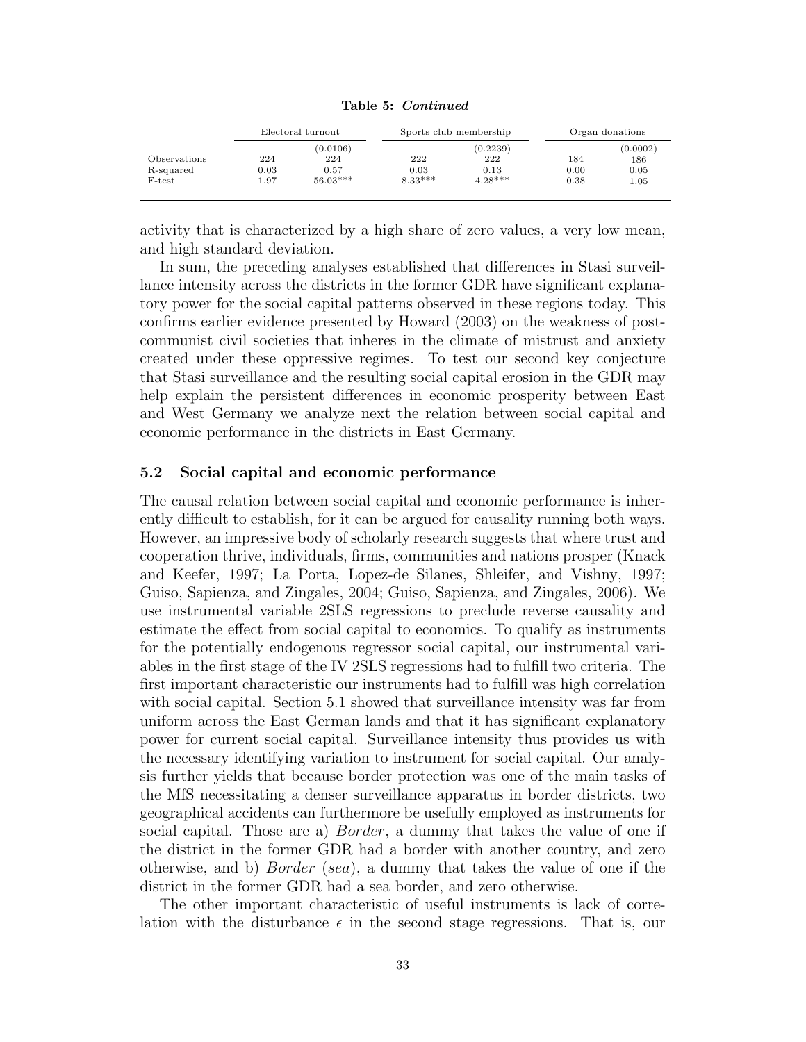**Table 5:** ***Continued***

| | Electoral turnout | | Sports club membership | | Organ donations | |
|---|---|---|---|---|---|---|
| | | (0.0106) | | (0.2239) | | (0.0002) |
| Observations | 224 | 224 | 222 | 222 | 184 | 186 |
| R-squared | 0.03 | 0.57 | 0.03 | 0.13 | 0.00 | 0.05 |
| F-test | 1.97 | 56.03*** | 8.33*** | 4.28*** | 0.38 | 1.05 |

activity that is characterized by a high share of zero values, a very low mean, and high standard deviation.

In sum, the preceding analyses established that differences in Stasi surveillance intensity across the districts in the former GDR have significant explanatory power for the social capital patterns observed in these regions today. This confirms earlier evidence presented by Howard (2003) on the weakness of post-communist civil societies that inheres in the climate of mistrust and anxiety created under these oppressive regimes. To test our second key conjecture that Stasi surveillance and the resulting social capital erosion in the GDR may help explain the persistent differences in economic prosperity between East and West Germany we analyze next the relation between social capital and economic performance in the districts in East Germany.

### 5.2 Social capital and economic performance

The causal relation between social capital and economic performance is inherently difficult to establish, for it can be argued for causality running both ways. However, an impressive body of scholarly research suggests that where trust and cooperation thrive, individuals, firms, communities and nations prosper (Knack and Keefer, 1997; La Porta, Lopez-de Silanes, Shleifer, and Vishny, 1997; Guiso, Sapienza, and Zingales, 2004; Guiso, Sapienza, and Zingales, 2006). We use instrumental variable 2SLS regressions to preclude reverse causality and estimate the effect from social capital to economics. To qualify as instruments for the potentially endogenous regressor social capital, our instrumental variables in the first stage of the IV 2SLS regressions had to fulfill two criteria. The first important characteristic our instruments had to fulfill was high correlation with social capital. Section 5.1 showed that surveillance intensity was far from uniform across the East German lands and that it has significant explanatory power for current social capital. Surveillance intensity thus provides us with the necessary identifying variation to instrument for social capital. Our analysis further yields that because border protection was one of the main tasks of the MfS necessitating a denser surveillance apparatus in border districts, two geographical accidents can furthermore be usefully employed as instruments for social capital. Those are a) *Border*, a dummy that takes the value of one if the district in the former GDR had a border with another country, and zero otherwise, and b) *Border (sea)*, a dummy that takes the value of one if the district in the former GDR had a sea border, and zero otherwise.

The other important characteristic of useful instruments is lack of correlation with the disturbance $\epsilon$ in the second stage regressions. That is, our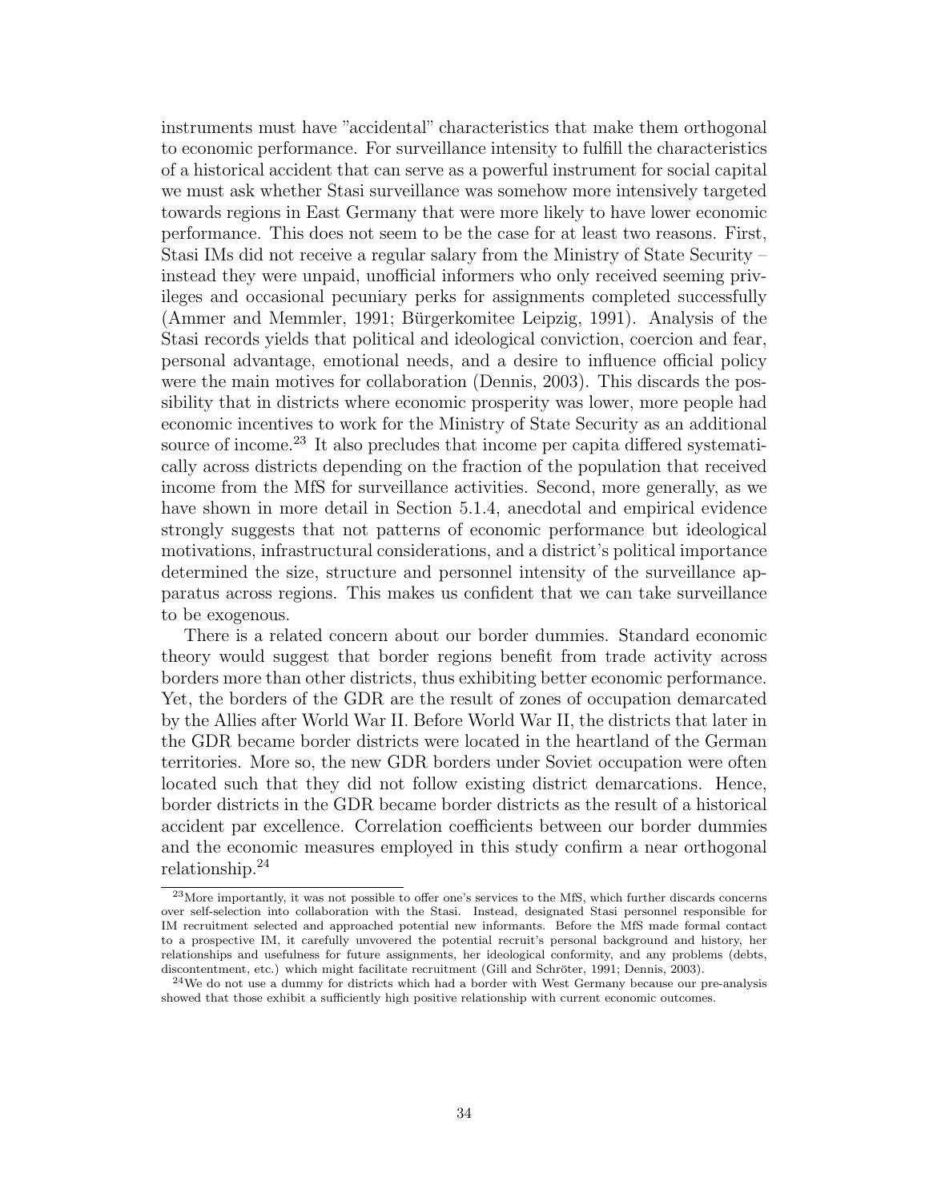instruments must have "accidental" characteristics that make them orthogonal to economic performance. For surveillance intensity to fulfill the characteristics of a historical accident that can serve as a powerful instrument for social capital we must ask whether Stasi surveillance was somehow more intensively targeted towards regions in East Germany that were more likely to have lower economic performance. This does not seem to be the case for at least two reasons. First, Stasi IMs did not receive a regular salary from the Ministry of State Security – instead they were unpaid, unofficial informers who only received seeming privileges and occasional pecuniary perks for assignments completed successfully (Ammer and Memmler, 1991; Bürgerkomitee Leipzig, 1991). Analysis of the Stasi records yields that political and ideological conviction, coercion and fear, personal advantage, emotional needs, and a desire to influence official policy were the main motives for collaboration (Dennis, 2003). This discards the possibility that in districts where economic prosperity was lower, more people had economic incentives to work for the Ministry of State Security as an additional source of income.[23] It also precludes that income per capita differed systematically across districts depending on the fraction of the population that received income from the MfS for surveillance activities. Second, more generally, as we have shown in more detail in Section 5.1.4, anecdotal and empirical evidence strongly suggests that not patterns of economic performance but ideological motivations, infrastructural considerations, and a district's political importance determined the size, structure and personnel intensity of the surveillance apparatus across regions. This makes us confident that we can take surveillance to be exogenous.

There is a related concern about our border dummies. Standard economic theory would suggest that border regions benefit from trade activity across borders more than other districts, thus exhibiting better economic performance. Yet, the borders of the GDR are the result of zones of occupation demarcated by the Allies after World War II. Before World War II, the districts that later in the GDR became border districts were located in the heartland of the German territories. More so, the new GDR borders under Soviet occupation were often located such that they did not follow existing district demarcations. Hence, border districts in the GDR became border districts as the result of a historical accident par excellence. Correlation coefficients between our border dummies and the economic measures employed in this study confirm a near orthogonal relationship.[24]

[23] More importantly, it was not possible to offer one's services to the MfS, which further discards concerns over self-selection into collaboration with the Stasi. Instead, designated Stasi personnel responsible for IM recruitment selected and approached potential new informants. Before the MfS made formal contact to a prospective IM, it carefully unvovered the potential recruit's personal background and history, her relationships and usefulness for future assignments, her ideological conformity, and any problems (debts, discontentment, etc.) which might facilitate recruitment (Gill and Schröter, 1991; Dennis, 2003).

[24] We do not use a dummy for districts which had a border with West Germany because our pre-analysis showed that those exhibit a sufficiently high positive relationship with current economic outcomes.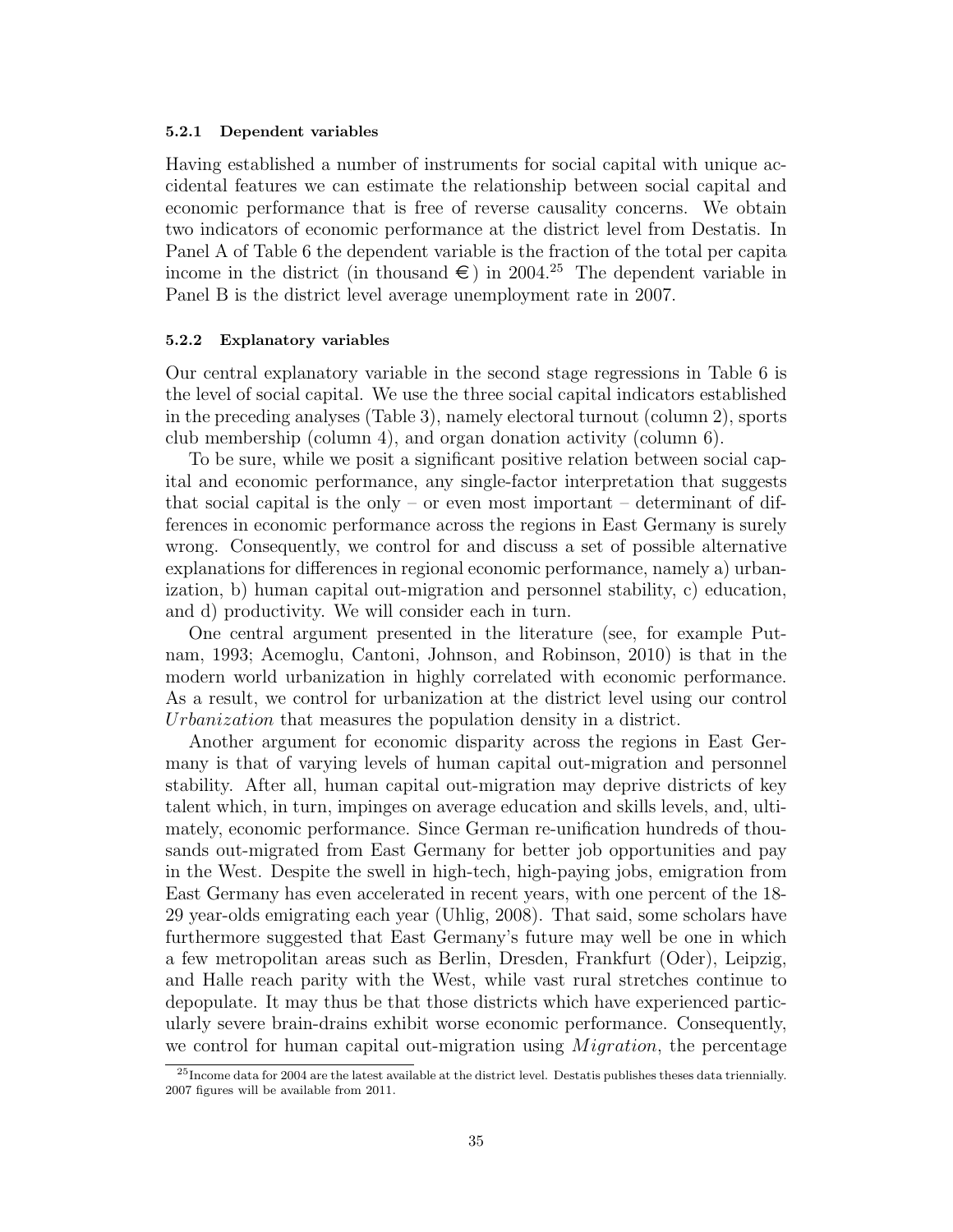#### 5.2.1 Dependent variables

Having established a number of instruments for social capital with unique accidental features we can estimate the relationship between social capital and economic performance that is free of reverse causality concerns. We obtain two indicators of economic performance at the district level from Destatis. In Panel A of Table 6 the dependent variable is the fraction of the total per capita income in the district (in thousand €) in 2004.[25] The dependent variable in Panel B is the district level average unemployment rate in 2007.

#### 5.2.2 Explanatory variables

Our central explanatory variable in the second stage regressions in Table 6 is the level of social capital. We use the three social capital indicators established in the preceding analyses (Table 3), namely electoral turnout (column 2), sports club membership (column 4), and organ donation activity (column 6).

To be sure, while we posit a significant positive relation between social capital and economic performance, any single-factor interpretation that suggests that social capital is the only – or even most important – determinant of differences in economic performance across the regions in East Germany is surely wrong. Consequently, we control for and discuss a set of possible alternative explanations for differences in regional economic performance, namely a) urbanization, b) human capital out-migration and personnel stability, c) education, and d) productivity. We will consider each in turn.

One central argument presented in the literature (see, for example Putnam, 1993; Acemoglu, Cantoni, Johnson, and Robinson, 2010) is that in the modern world urbanization in highly correlated with economic performance. As a result, we control for urbanization at the district level using our control *Urbanization* that measures the population density in a district.

Another argument for economic disparity across the regions in East Germany is that of varying levels of human capital out-migration and personnel stability. After all, human capital out-migration may deprive districts of key talent which, in turn, impinges on average education and skills levels, and, ultimately, economic performance. Since German re-unification hundreds of thousands out-migrated from East Germany for better job opportunities and pay in the West. Despite the swell in high-tech, high-paying jobs, emigration from East Germany has even accelerated in recent years, with one percent of the 18-29 year-olds emigrating each year (Uhlig, 2008). That said, some scholars have furthermore suggested that East Germany's future may well be one in which a few metropolitan areas such as Berlin, Dresden, Frankfurt (Oder), Leipzig, and Halle reach parity with the West, while vast rural stretches continue to depopulate. It may thus be that those districts which have experienced particularly severe brain-drains exhibit worse economic performance. Consequently, we control for human capital out-migration using *Migration*, the percentage

[25] Income data for 2004 are the latest available at the district level. Destatis publishes theses data triennially. 2007 figures will be available from 2011.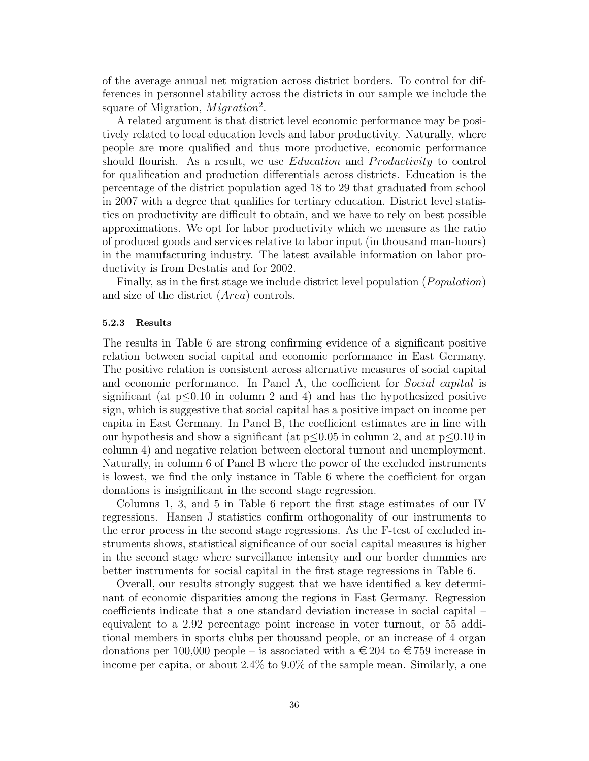of the average annual net migration across district borders. To control for differences in personnel stability across the districts in our sample we include the square of Migration, $Migration^2$.

A related argument is that district level economic performance may be positively related to local education levels and labor productivity. Naturally, where people are more qualified and thus more productive, economic performance should flourish. As a result, we use *Education* and *Productivity* to control for qualification and production differentials across districts. Education is the percentage of the district population aged 18 to 29 that graduated from school in 2007 with a degree that qualifies for tertiary education. District level statistics on productivity are difficult to obtain, and we have to rely on best possible approximations. We opt for labor productivity which we measure as the ratio of produced goods and services relative to labor input (in thousand man-hours) in the manufacturing industry. The latest available information on labor productivity is from Destatis and for 2002.

Finally, as in the first stage we include district level population (*Population*) and size of the district (*Area*) controls.

#### 5.2.3 Results

The results in Table 6 are strong confirming evidence of a significant positive relation between social capital and economic performance in East Germany. The positive relation is consistent across alternative measures of social capital and economic performance. In Panel A, the coefficient for *Social capital* is significant (at $p \leq 0.10$ in column 2 and 4) and has the hypothesized positive sign, which is suggestive that social capital has a positive impact on income per capita in East Germany. In Panel B, the coefficient estimates are in line with our hypothesis and show a significant (at $p \leq 0.05$ in column 2, and at $p \leq 0.10$ in column 4) and negative relation between electoral turnout and unemployment. Naturally, in column 6 of Panel B where the power of the excluded instruments is lowest, we find the only instance in Table 6 where the coefficient for organ donations is insignificant in the second stage regression.

Columns 1, 3, and 5 in Table 6 report the first stage estimates of our IV regressions. Hansen J statistics confirm orthogonality of our instruments to the error process in the second stage regressions. As the F-test of excluded instruments shows, statistical significance of our social capital measures is higher in the second stage where surveillance intensity and our border dummies are better instruments for social capital in the first stage regressions in Table 6.

Overall, our results strongly suggest that we have identified a key determinant of economic disparities among the regions in East Germany. Regression coefficients indicate that a one standard deviation increase in social capital – equivalent to a 2.92 percentage point increase in voter turnout, or 55 additional members in sports clubs per thousand people, or an increase of 4 organ donations per 100,000 people – is associated with a €204 to €759 increase in income per capita, or about 2.4% to 9.0% of the sample mean. Similarly, a one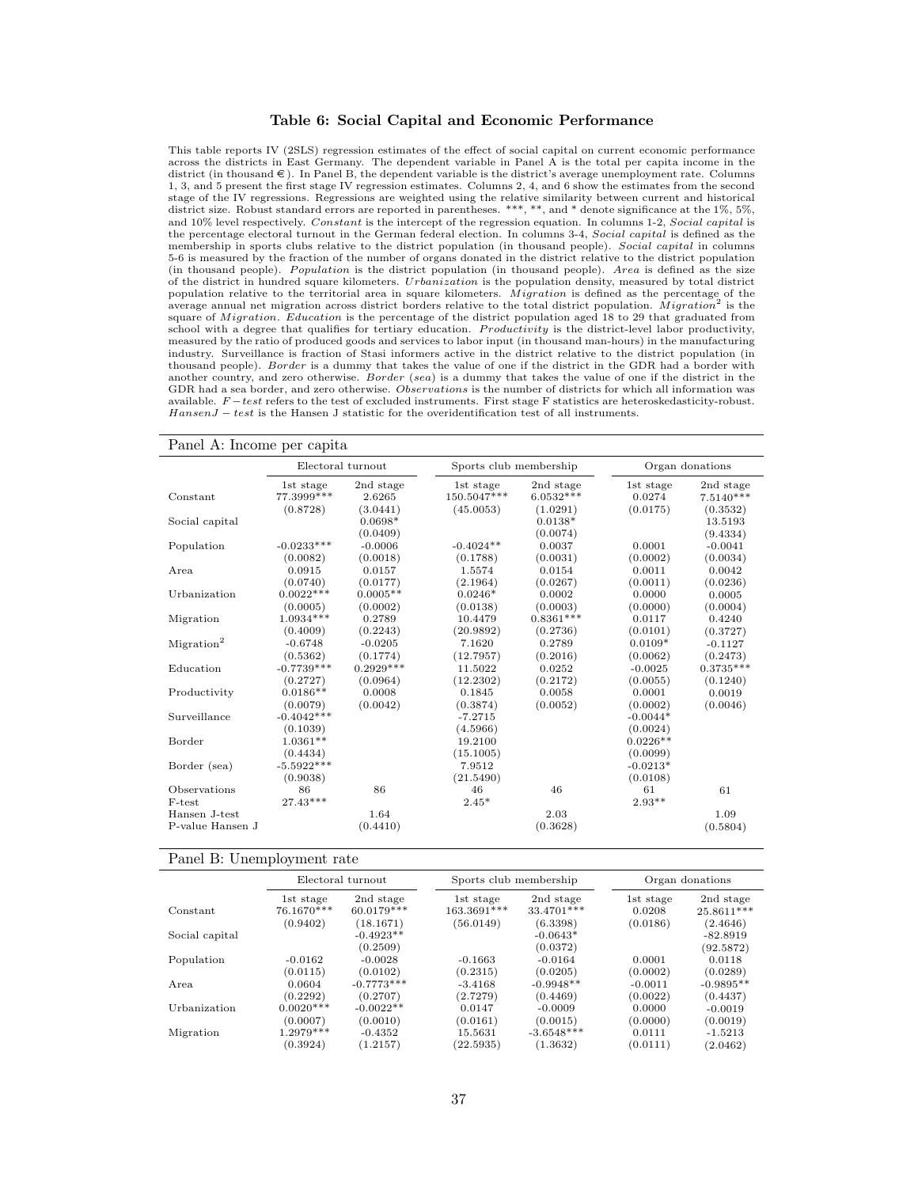**Table 6: Social Capital and Economic Performance**

This table reports IV (2SLS) regression estimates of the effect of social capital on current economic performance across the districts in East Germany. The dependent variable in Panel A is the total per capita income in the district (in thousand €). In Panel B, the dependent variable is the district's average unemployment rate. Columns 1, 3, and 5 present the first stage IV regression estimates. Columns 2, 4, and 6 show the estimates from the second stage of the IV regressions. Regressions are weighted using the relative similarity between current and historical district size. Robust standard errors are reported in parentheses. ***, **, and * denote significance at the 1%, 5%, and 10% level respectively. *Constant* is the intercept of the regression equation. In columns 1-2, *Social capital* is the percentage electoral turnout in the German federal election. In columns 3-4, *Social capital* is defined as the membership in sports clubs relative to the district population (in thousand people). *Social capital* in columns 5-6 is measured by the fraction of the number of organs donated in the district relative to the district population (in thousand people). *Population* is the district population (in thousand people). *Area* is defined as the size of the district in hundred square kilometers. *Urbanization* is the population density, measured by total district population relative to the territorial area in square kilometers. *Migration* is defined as the percentage of the average annual net migration across district borders relative to the total district population. $Migration^2$ is the square of *Migration*. *Education* is the percentage of the district population aged 18 to 29 that graduated from school with a degree that qualifies for tertiary education. *Productivity* is the district-level labor productivity, measured by the ratio of produced goods and services to labor input (in thousand man-hours) in the manufacturing industry. Surveillance is fraction of Stasi informers active in the district relative to the district population (in thousand people). *Border* is a dummy that takes the value of one if the district in the GDR had a border with another country, and zero otherwise. *Border (sea)* is a dummy that takes the value of one if the district in the GDR had a sea border, and zero otherwise. *Observations* is the number of districts for which all information was available. $F-test$ refers to the test of excluded instruments. First stage F statistics are heteroskedasticity-robust. $HansenJ-test$ is the Hansen J statistic for the overidentification test of all instruments.

**Panel A: Income per capita**

| | Electoral turnout | | Sports club membership | | Organ donations | |
|---|---|---|---|---|---|---|
| | 1st stage | 2nd stage | 1st stage | 2nd stage | 1st stage | 2nd stage |
| Constant | 77.3999*** | 2.6265 | 150.5047*** | 6.0532*** | 0.0274 | 7.5140*** |
| | (0.8728) | (3.0441) | (45.0053) | (1.0291) | (0.0175) | (0.3532) |
| Social capital | | 0.0698* | | 0.0138* | | 13.5193 |
| | | (0.0409) | | (0.0074) | | (9.4334) |
| Population | -0.0233*** | -0.0006 | -0.4024** | 0.0037 | 0.0001 | -0.0041 |
| | (0.0082) | (0.0018) | (0.1788) | (0.0031) | (0.0002) | (0.0034) |
| Area | 0.0915 | 0.0157 | 1.5574 | 0.0154 | 0.0011 | 0.0042 |
| | (0.0740) | (0.0177) | (2.1964) | (0.0267) | (0.0011) | (0.0236) |
| Urbanization | 0.0022*** | 0.0005** | 0.0246* | 0.0002 | 0.0000 | 0.0005 |
| | (0.0005) | (0.0002) | (0.0138) | (0.0003) | (0.0000) | (0.0004) |
| Migration | 1.0934*** | 0.2789 | 10.4479 | 0.8361*** | 0.0117 | 0.4240 |
| | (0.4009) | (0.2243) | (20.9892) | (0.2736) | (0.0101) | (0.3727) |
| $Migration^2$ | -0.6748 | -0.0205 | 7.1620 | 0.2789 | 0.0109* | -0.1127 |
| | (0.5362) | (0.1774) | (12.7957) | (0.2016) | (0.0062) | (0.2473) |
| Education | -0.7739*** | 0.2929*** | 11.5022 | 0.0252 | -0.0025 | 0.3735*** |
| | (0.2727) | (0.0964) | (12.2302) | (0.2172) | (0.0055) | (0.1240) |
| Productivity | 0.0186** | 0.0008 | 0.1845 | 0.0058 | 0.0001 | 0.0019 |
| | (0.0079) | (0.0042) | (0.3874) | (0.0052) | (0.0002) | (0.0046) |
| Surveillance | -0.4042*** | | -7.2715 | | -0.0044* | |
| | (0.1039) | | (4.5966) | | (0.0024) | |
| Border | 1.0361** | | 19.2100 | | 0.0226** | |
| | (0.4434) | | (15.1005) | | (0.0099) | |
| Border (sea) | -5.5922*** | | 7.9512 | | -0.0213* | |
| | (0.9038) | | (21.5490) | | (0.0108) | |
| Observations | 86 | 86 | 46 | 46 | 61 | 61 |
| F-test | 27.43*** | | 2.45* | | 2.93** | |
| Hansen J-test | | 1.64 | | 2.03 | | 1.09 |
| P-value Hansen J | | (0.4410) | | (0.3628) | | (0.5804) |

**Panel B: Unemployment rate**

| | Electoral turnout | | Sports club membership | | Organ donations | |
|---|---|---|---|---|---|---|
| | 1st stage | 2nd stage | 1st stage | 2nd stage | 1st stage | 2nd stage |
| Constant | 76.1670*** | 60.0179*** | 163.3691*** | 33.4701*** | 0.0208 | 25.8611*** |
| | (0.9402) | (18.1671) | (56.0149) | (6.3398) | (0.0186) | (2.4646) |
| Social capital | | -0.4923** | | -0.0643* | | -82.8919 |
| | | (0.2509) | | (0.0372) | | (92.5872) |
| Population | -0.0162 | -0.0028 | -0.1663 | -0.0164 | 0.0001 | 0.0118 |
| | (0.0115) | (0.0102) | (0.2315) | (0.0205) | (0.0002) | (0.0289) |
| Area | 0.0604 | -0.7773*** | -3.4168 | -0.9948** | -0.0011 | -0.9895** |
| | (0.2292) | (0.2707) | (2.7279) | (0.4469) | (0.0022) | (0.4437) |
| Urbanization | 0.0020*** | -0.0022** | 0.0147 | -0.0009 | 0.0000 | -0.0019 |
| | (0.0007) | (0.0010) | (0.0161) | (0.0015) | (0.0000) | (0.0019) |
| Migration | 1.2979*** | -0.4352 | 15.5631 | -3.6548*** | 0.0111 | -1.5213 |
| | (0.3924) | (1.2157) | (22.5935) | (1.3632) | (0.0111) | (2.0462) |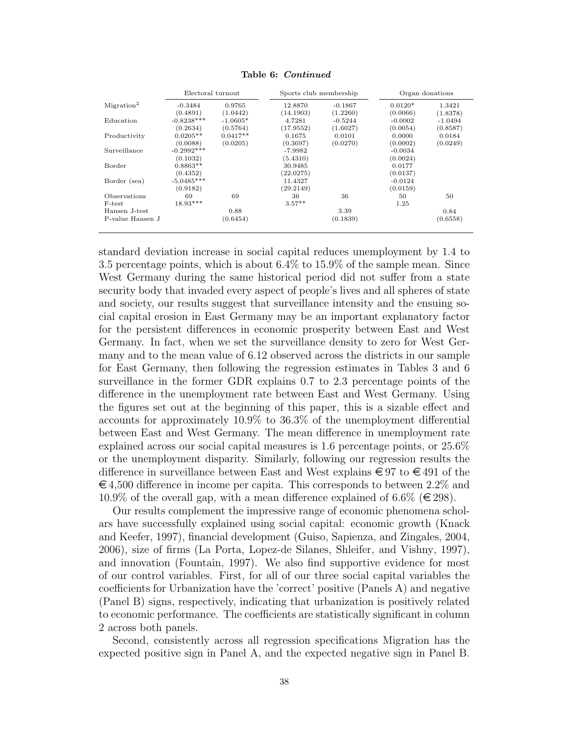**Table 6:** ***Continued***

| | Electoral turnout | | Sports club membership | | Organ donations | |
|---|---|---|---|---|---|---|
| Migration[2] | -0.3484 | 0.9765 | 12.8870 | -0.1867 | 0.0120* | 1.3421 |
| | (0.4891) | (1.0442) | (14.1903) | (1.2260) | (0.0066) | (1.8378) |
| Education | -0.8238*** | -1.0605* | 4.7281 | -0.5244 | -0.0002 | -1.0494 |
| | (0.2634) | (0.5764) | (17.9552) | (1.6027) | (0.0054) | (0.8587) |
| Productivity | 0.0205** | 0.0417** | 0.1675 | 0.0101 | 0.0000 | 0.0184 |
| | (0.0088) | (0.0205) | (0.3697) | (0.0270) | (0.0002) | (0.0249) |
| Surveillance | -0.2992*** | | -7.9982 | | -0.0034 | |
| | (0.1032) | | (5.4310) | | (0.0024) | |
| Border | 0.8863** | | 30.9485 | | 0.0177 | |
| | (0.4352) | | (22.0275) | | (0.0137) | |
| Border (sea) | -5.0485*** | | 11.4327 | | -0.0124 | |
| | (0.9182) | | (29.2149) | | (0.0159) | |
| Observations | 69 | 69 | 36 | 36 | 50 | 50 |
| F-test | 18.93*** | | 3.57** | | 1.25 | |
| Hansen J-test | | 0.88 | | 3.39 | | 0.84 |
| P-value Hansen J | | (0.6454) | | (0.1839) | | (0.6558) |

standard deviation increase in social capital reduces unemployment by 1.4 to 3.5 percentage points, which is about 6.4% to 15.9% of the sample mean. Since West Germany during the same historical period did not suffer from a state security body that invaded every aspect of people's lives and all spheres of state and society, our results suggest that surveillance intensity and the ensuing social capital erosion in East Germany may be an important explanatory factor for the persistent differences in economic prosperity between East and West Germany. In fact, when we set the surveillance density to zero for West Germany and to the mean value of 6.12 observed across the districts in our sample for East Germany, then following the regression estimates in Tables 3 and 6 surveillance in the former GDR explains 0.7 to 2.3 percentage points of the difference in the unemployment rate between East and West Germany. Using the figures set out at the beginning of this paper, this is a sizable effect and accounts for approximately 10.9% to 36.3% of the unemployment differential between East and West Germany. The mean difference in unemployment rate explained across our social capital measures is 1.6 percentage points, or 25.6% or the unemployment disparity. Similarly, following our regression results the difference in surveillance between East and West explains €97 to €491 of the €4,500 difference in income per capita. This corresponds to between 2.2% and 10.9% of the overall gap, with a mean difference explained of 6.6% (€298).

Our results complement the impressive range of economic phenomena scholars have successfully explained using social capital: economic growth (Knack and Keefer, 1997), financial development (Guiso, Sapienza, and Zingales, 2004, 2006), size of firms (La Porta, Lopez-de Silanes, Shleifer, and Vishny, 1997), and innovation (Fountain, 1997). We also find supportive evidence for most of our control variables. First, for all of our three social capital variables the coefficients for Urbanization have the 'correct' positive (Panels A) and negative (Panel B) signs, respectively, indicating that urbanization is positively related to economic performance. The coefficients are statistically significant in column 2 across both panels.

Second, consistently across all regression specifications Migration has the expected positive sign in Panel A, and the expected negative sign in Panel B.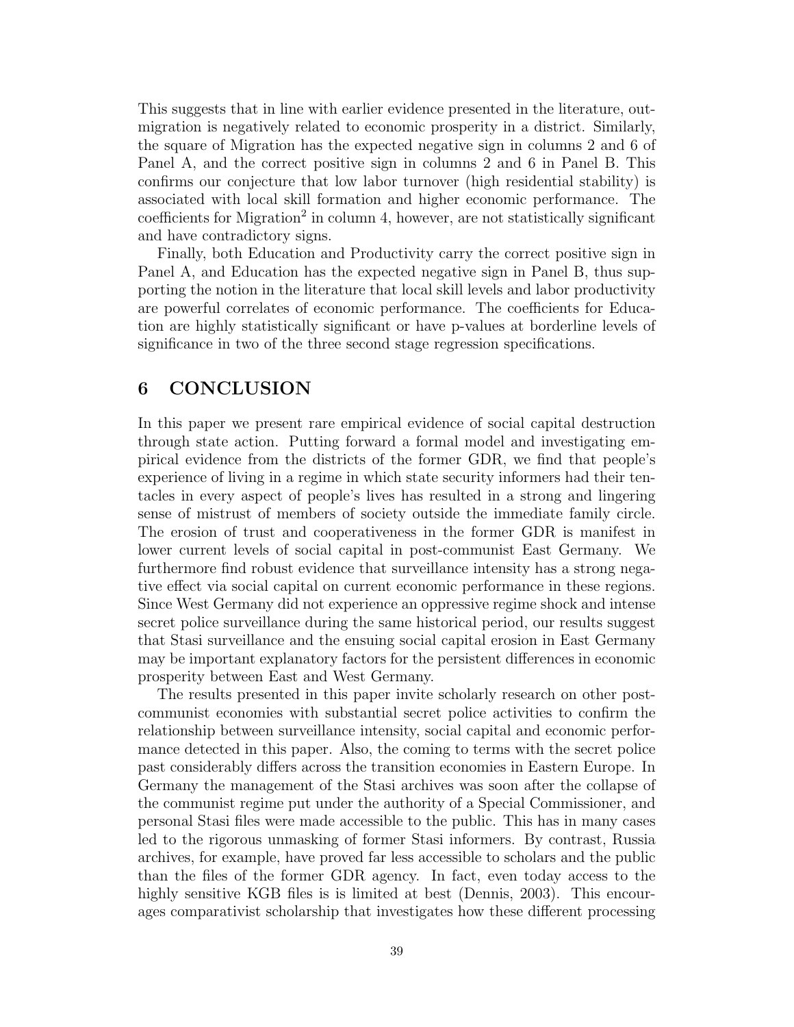This suggests that in line with earlier evidence presented in the literature, out-migration is negatively related to economic prosperity in a district. Similarly, the square of Migration has the expected negative sign in columns 2 and 6 of Panel A, and the correct positive sign in columns 2 and 6 in Panel B. This confirms our conjecture that low labor turnover (high residential stability) is associated with local skill formation and higher economic performance. The coefficients for Migration$^2$ in column 4, however, are not statistically significant and have contradictory signs.

Finally, both Education and Productivity carry the correct positive sign in Panel A, and Education has the expected negative sign in Panel B, thus supporting the notion in the literature that local skill levels and labor productivity are powerful correlates of economic performance. The coefficients for Education are highly statistically significant or have p-values at borderline levels of significance in two of the three second stage regression specifications.

## 6 CONCLUSION

In this paper we present rare empirical evidence of social capital destruction through state action. Putting forward a formal model and investigating empirical evidence from the districts of the former GDR, we find that people's experience of living in a regime in which state security informers had their tentacles in every aspect of people's lives has resulted in a strong and lingering sense of mistrust of members of society outside the immediate family circle. The erosion of trust and cooperativeness in the former GDR is manifest in lower current levels of social capital in post-communist East Germany. We furthermore find robust evidence that surveillance intensity has a strong negative effect via social capital on current economic performance in these regions. Since West Germany did not experience an oppressive regime shock and intense secret police surveillance during the same historical period, our results suggest that Stasi surveillance and the ensuing social capital erosion in East Germany may be important explanatory factors for the persistent differences in economic prosperity between East and West Germany.

The results presented in this paper invite scholarly research on other post-communist economies with substantial secret police activities to confirm the relationship between surveillance intensity, social capital and economic performance detected in this paper. Also, the coming to terms with the secret police past considerably differs across the transition economies in Eastern Europe. In Germany the management of the Stasi archives was soon after the collapse of the communist regime put under the authority of a Special Commissioner, and personal Stasi files were made accessible to the public. This has in many cases led to the rigorous unmasking of former Stasi informers. By contrast, Russia archives, for example, have proved far less accessible to scholars and the public than the files of the former GDR agency. In fact, even today access to the highly sensitive KGB files is is limited at best (Dennis, 2003). This encourages comparativist scholarship that investigates how these different processing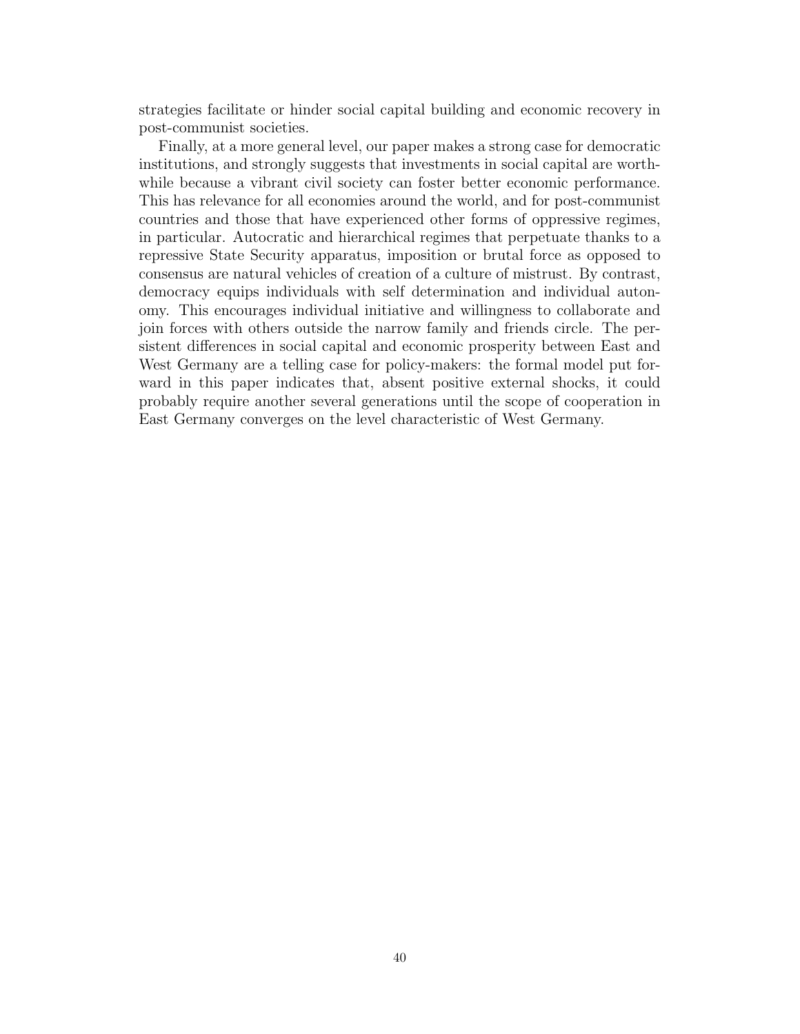strategies facilitate or hinder social capital building and economic recovery in post-communist societies.

Finally, at a more general level, our paper makes a strong case for democratic institutions, and strongly suggests that investments in social capital are worthwhile because a vibrant civil society can foster better economic performance. This has relevance for all economies around the world, and for post-communist countries and those that have experienced other forms of oppressive regimes, in particular. Autocratic and hierarchical regimes that perpetuate thanks to a repressive State Security apparatus, imposition or brutal force as opposed to consensus are natural vehicles of creation of a culture of mistrust. By contrast, democracy equips individuals with self determination and individual autonomy. This encourages individual initiative and willingness to collaborate and join forces with others outside the narrow family and friends circle. The persistent differences in social capital and economic prosperity between East and West Germany are a telling case for policy-makers: the formal model put forward in this paper indicates that, absent positive external shocks, it could probably require another several generations until the scope of cooperation in East Germany converges on the level characteristic of West Germany.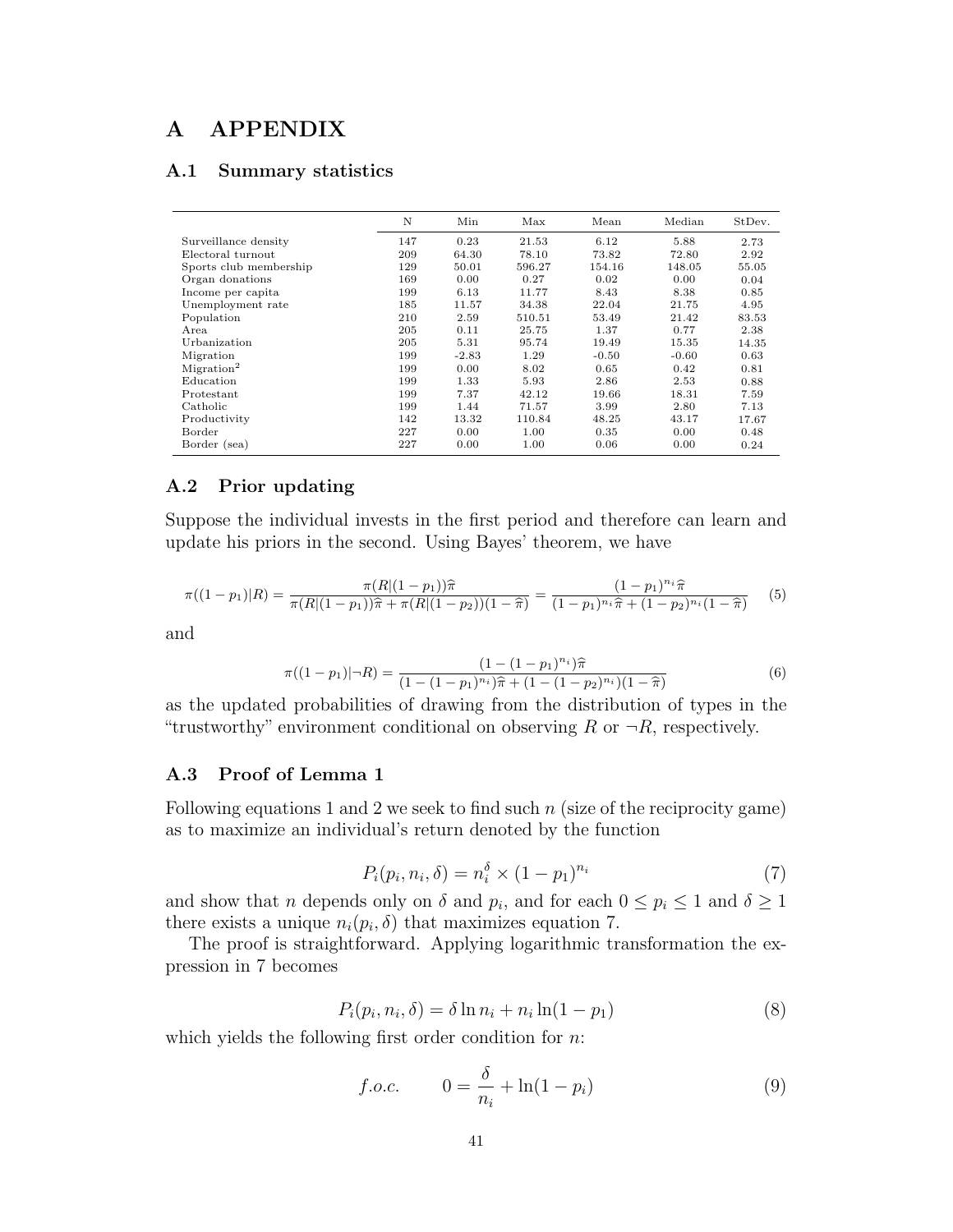# A APPENDIX

## A.1 Summary statistics

| | N | Min | Max | Mean | Median | StDev. |
|---|---|---|---|---|---|---|
| Surveillance density | 147 | 0.23 | 21.53 | 6.12 | 5.88 | 2.73 |
| Electoral turnout | 209 | 64.30 | 78.10 | 73.82 | 72.80 | 2.92 |
| Sports club membership | 129 | 50.01 | 596.27 | 154.16 | 148.05 | 55.05 |
| Organ donations | 169 | 0.00 | 0.27 | 0.02 | 0.00 | 0.04 |
| Income per capita | 199 | 6.13 | 11.77 | 8.43 | 8.38 | 0.85 |
| Unemployment rate | 185 | 11.57 | 34.38 | 22.04 | 21.75 | 4.95 |
| Population | 210 | 2.59 | 510.51 | 53.49 | 21.42 | 83.53 |
| Area | 205 | 0.11 | 25.75 | 1.37 | 0.77 | 2.38 |
| Urbanization | 205 | 5.31 | 95.74 | 19.49 | 15.35 | 14.35 |
| Migration | 199 | -2.83 | 1.29 | -0.50 | -0.60 | 0.63 |
| Migration$^2$ | 199 | 0.00 | 8.02 | 0.65 | 0.42 | 0.81 |
| Education | 199 | 1.33 | 5.93 | 2.86 | 2.53 | 0.88 |
| Protestant | 199 | 7.37 | 42.12 | 19.66 | 18.31 | 7.59 |
| Catholic | 199 | 1.44 | 71.57 | 3.99 | 2.80 | 7.13 |
| Productivity | 142 | 13.32 | 110.84 | 48.25 | 43.17 | 17.67 |
| Border | 227 | 0.00 | 1.00 | 0.35 | 0.00 | 0.48 |
| Border (sea) | 227 | 0.00 | 1.00 | 0.06 | 0.00 | 0.24 |

## A.2 Prior updating

Suppose the individual invests in the first period and therefore can learn and update his priors in the second. Using Bayes' theorem, we have

$$\pi((1-p_1)|R) = \frac{\pi(R|(1-p_1))\widehat{\pi}}{\pi(R|(1-p_1))\widehat{\pi} + \pi(R|(1-p_2))(1-\widehat{\pi})} = \frac{(1-p_1)^{n_i}\widehat{\pi}}{(1-p_1)^{n_i}\widehat{\pi} + (1-p_2)^{n_i}(1-\widehat{\pi})} \quad (5)$$

and

$$\pi((1-p_1)|\neg R) = \frac{(1-(1-p_1)^{n_i})\widehat{\pi}}{(1-(1-p_1)^{n_i})\widehat{\pi} + (1-(1-p_2)^{n_i})(1-\widehat{\pi})} \quad (6)$$

as the updated probabilities of drawing from the distribution of types in the "trustworthy" environment conditional on observing $R$ or $\neg R$, respectively.

## A.3 Proof of Lemma 1

Following equations 1 and 2 we seek to find such $n$ (size of the reciprocity game) as to maximize an individual's return denoted by the function

$$P_i(p_i, n_i, \delta) = n_i^{\delta} \times (1-p_1)^{n_i} \quad (7)$$

and show that $n$ depends only on $\delta$ and $p_i$, and for each $0 \leq p_i \leq 1$ and $\delta \geq 1$ there exists a unique $n_i(p_i, \delta)$ that maximizes equation 7.

The proof is straightforward. Applying logarithmic transformation the expression in 7 becomes

$$P_i(p_i, n_i, \delta) = \delta \ln n_i + n_i \ln(1-p_1) \quad (8)$$

which yields the following first order condition for $n$:

$$f.o.c. \qquad 0 = \frac{\delta}{n_i} + \ln(1-p_i) \quad (9)$$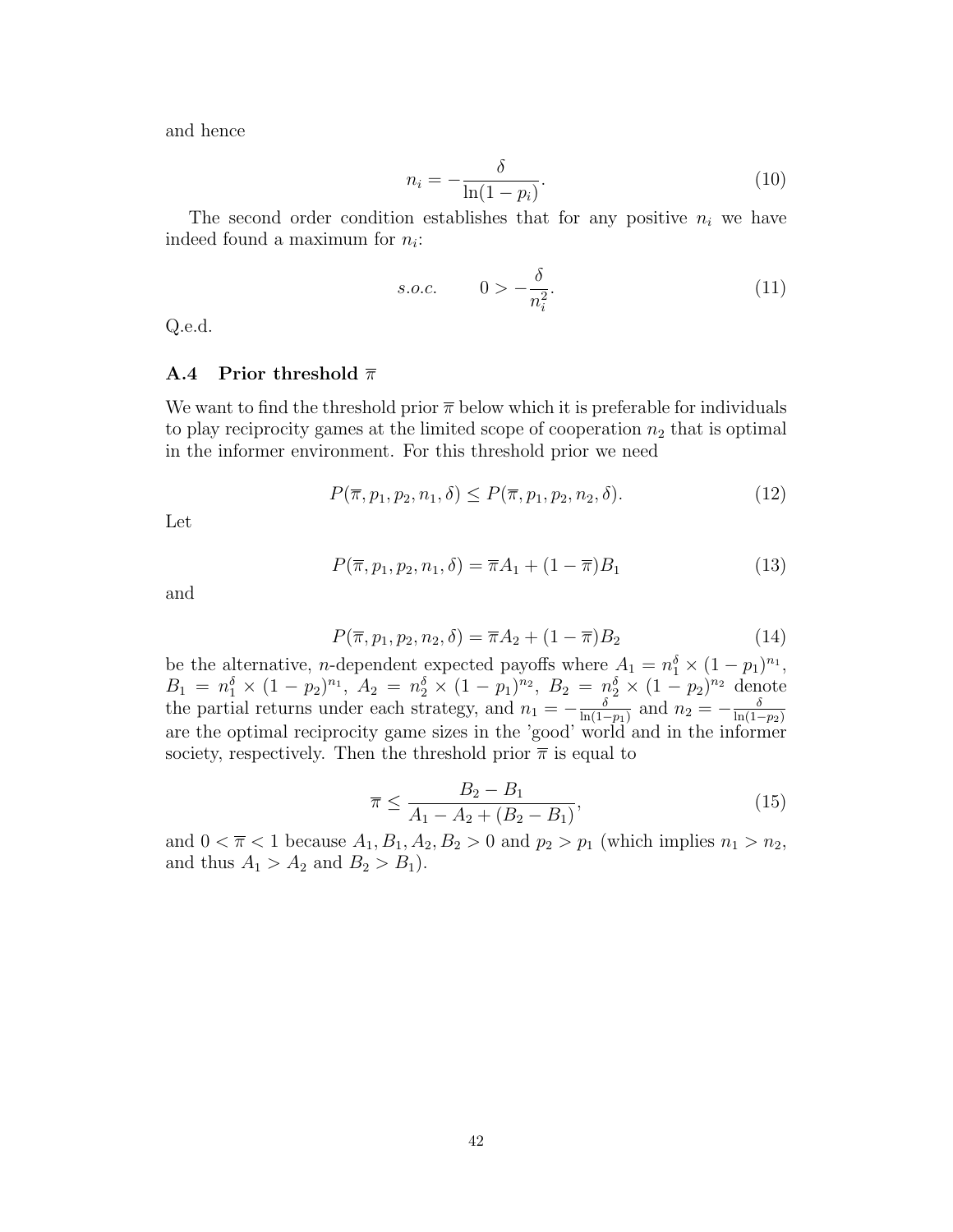and hence

$$n_i = -\frac{\delta}{\ln(1-p_i)}. \tag{10}$$

The second order condition establishes that for any positive $n_i$ we have indeed found a maximum for $n_i$:

$$s.o.c. \qquad 0 > -\frac{\delta}{n_i^2}. \tag{11}$$

Q.e.d.

### A.4 Prior threshold $\overline{\pi}$

We want to find the threshold prior $\overline{\pi}$ below which it is preferable for individuals to play reciprocity games at the limited scope of cooperation $n_2$ that is optimal in the informer environment. For this threshold prior we need

$$P(\overline{\pi}, p_1, p_2, n_1, \delta) \leq P(\overline{\pi}, p_1, p_2, n_2, \delta). \tag{12}$$

Let

$$P(\overline{\pi}, p_1, p_2, n_1, \delta) = \overline{\pi}A_1 + (1-\overline{\pi})B_1 \tag{13}$$

and

$$P(\overline{\pi}, p_1, p_2, n_2, \delta) = \overline{\pi}A_2 + (1-\overline{\pi})B_2 \tag{14}$$

be the alternative, $n$-dependent expected payoffs where $A_1 = n_1^\delta \times (1-p_1)^{n_1}$, $B_1 = n_1^\delta \times (1-p_2)^{n_1}$, $A_2 = n_2^\delta \times (1-p_1)^{n_2}$, $B_2 = n_2^\delta \times (1-p_2)^{n_2}$ denote the partial returns under each strategy, and $n_1 = -\frac{\delta}{\ln(1-p_1)}$ and $n_2 = -\frac{\delta}{\ln(1-p_2)}$ are the optimal reciprocity game sizes in the 'good' world and in the informer society, respectively. Then the threshold prior $\overline{\pi}$ is equal to

$$\overline{\pi} \leq \frac{B_2 - B_1}{A_1 - A_2 + (B_2 - B_1)}, \tag{15}$$

and $0 < \overline{\pi} < 1$ because $A_1, B_1, A_2, B_2 > 0$ and $p_2 > p_1$ (which implies $n_1 > n_2$, and thus $A_1 > A_2$ and $B_2 > B_1$).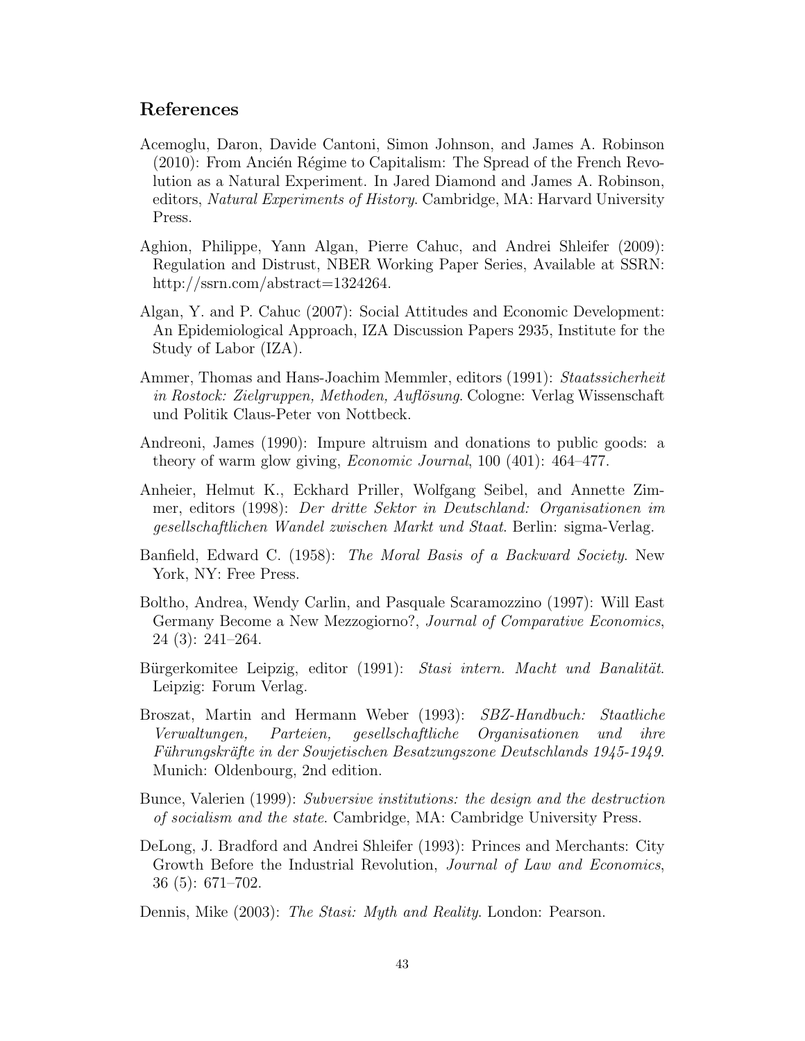## References

Acemoglu, Daron, Davide Cantoni, Simon Johnson, and James A. Robinson (2010): From Ancién Régime to Capitalism: The Spread of the French Revolution as a Natural Experiment. In Jared Diamond and James A. Robinson, editors, *Natural Experiments of History*. Cambridge, MA: Harvard University Press.

Aghion, Philippe, Yann Algan, Pierre Cahuc, and Andrei Shleifer (2009): Regulation and Distrust, NBER Working Paper Series, Available at SSRN: http://ssrn.com/abstract=1324264.

Algan, Y. and P. Cahuc (2007): Social Attitudes and Economic Development: An Epidemiological Approach, IZA Discussion Papers 2935, Institute for the Study of Labor (IZA).

Ammer, Thomas and Hans-Joachim Memmler, editors (1991): *Staatssicherheit in Rostock: Zielgruppen, Methoden, Auflösung*. Cologne: Verlag Wissenschaft und Politik Claus-Peter von Nottbeck.

Andreoni, James (1990): Impure altruism and donations to public goods: a theory of warm glow giving, *Economic Journal*, 100 (401): 464–477.

Anheier, Helmut K., Eckhard Priller, Wolfgang Seibel, and Annette Zimmer, editors (1998): *Der dritte Sektor in Deutschland: Organisationen im gesellschaftlichen Wandel zwischen Markt und Staat*. Berlin: sigma-Verlag.

Banfield, Edward C. (1958): *The Moral Basis of a Backward Society*. New York, NY: Free Press.

Boltho, Andrea, Wendy Carlin, and Pasquale Scaramozzino (1997): Will East Germany Become a New Mezzogiorno?, *Journal of Comparative Economics*, 24 (3): 241–264.

Bürgerkomitee Leipzig, editor (1991): *Stasi intern. Macht und Banalität*. Leipzig: Forum Verlag.

Broszat, Martin and Hermann Weber (1993): *SBZ-Handbuch: Staatliche Verwaltungen, Parteien, gesellschaftliche Organisationen und ihre Führungskräfte in der Sowjetischen Besatzungszone Deutschlands 1945-1949*. Munich: Oldenbourg, 2nd edition.

Bunce, Valerien (1999): *Subversive institutions: the design and the destruction of socialism and the state*. Cambridge, MA: Cambridge University Press.

DeLong, J. Bradford and Andrei Shleifer (1993): Princes and Merchants: City Growth Before the Industrial Revolution, *Journal of Law and Economics*, 36 (5): 671–702.

Dennis, Mike (2003): *The Stasi: Myth and Reality*. London: Pearson.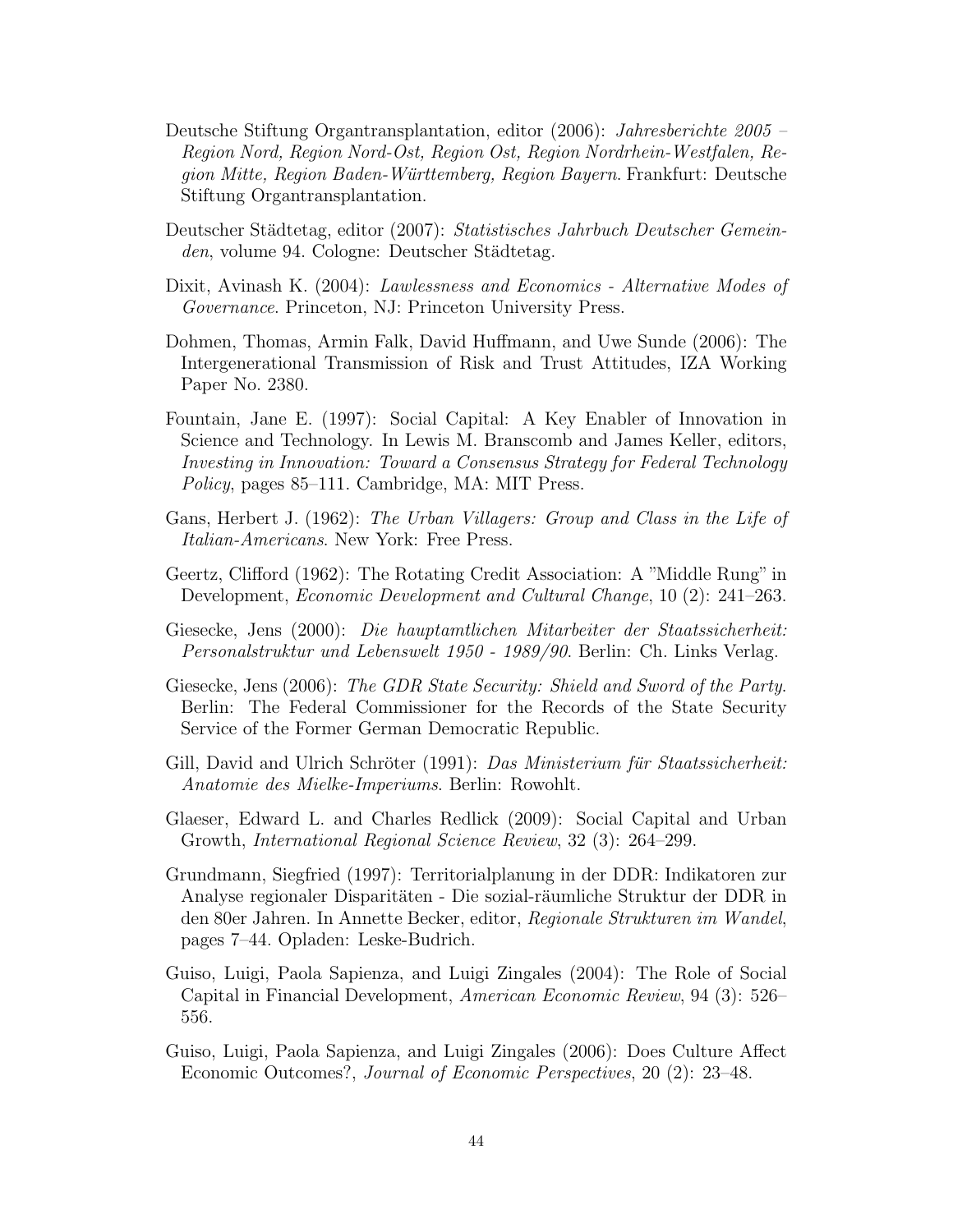Deutsche Stiftung Organtransplantation, editor (2006): *Jahresberichte 2005 – Region Nord, Region Nord-Ost, Region Ost, Region Nordrhein-Westfalen, Region Mitte, Region Baden-Württemberg, Region Bayern*. Frankfurt: Deutsche Stiftung Organtransplantation.

Deutscher Städtetag, editor (2007): *Statistisches Jahrbuch Deutscher Gemeinden*, volume 94. Cologne: Deutscher Städtetag.

Dixit, Avinash K. (2004): *Lawlessness and Economics - Alternative Modes of Governance*. Princeton, NJ: Princeton University Press.

Dohmen, Thomas, Armin Falk, David Huffmann, and Uwe Sunde (2006): The Intergenerational Transmission of Risk and Trust Attitudes, IZA Working Paper No. 2380.

Fountain, Jane E. (1997): Social Capital: A Key Enabler of Innovation in Science and Technology. In Lewis M. Branscomb and James Keller, editors, *Investing in Innovation: Toward a Consensus Strategy for Federal Technology Policy*, pages 85–111. Cambridge, MA: MIT Press.

Gans, Herbert J. (1962): *The Urban Villagers: Group and Class in the Life of Italian-Americans*. New York: Free Press.

Geertz, Clifford (1962): The Rotating Credit Association: A "Middle Rung" in Development, *Economic Development and Cultural Change*, 10 (2): 241–263.

Giesecke, Jens (2000): *Die hauptamtlichen Mitarbeiter der Staatssicherheit: Personalstruktur und Lebenswelt 1950 - 1989/90*. Berlin: Ch. Links Verlag.

Giesecke, Jens (2006): *The GDR State Security: Shield and Sword of the Party*. Berlin: The Federal Commissioner for the Records of the State Security Service of the Former German Democratic Republic.

Gill, David and Ulrich Schröter (1991): *Das Ministerium für Staatssicherheit: Anatomie des Mielke-Imperiums*. Berlin: Rowohlt.

Glaeser, Edward L. and Charles Redlick (2009): Social Capital and Urban Growth, *International Regional Science Review*, 32 (3): 264–299.

Grundmann, Siegfried (1997): Territorialplanung in der DDR: Indikatoren zur Analyse regionaler Disparitäten - Die sozial-räumliche Struktur der DDR in den 80er Jahren. In Annette Becker, editor, *Regionale Strukturen im Wandel*, pages 7–44. Opladen: Leske-Budrich.

Guiso, Luigi, Paola Sapienza, and Luigi Zingales (2004): The Role of Social Capital in Financial Development, *American Economic Review*, 94 (3): 526–556.

Guiso, Luigi, Paola Sapienza, and Luigi Zingales (2006): Does Culture Affect Economic Outcomes?, *Journal of Economic Perspectives*, 20 (2): 23–48.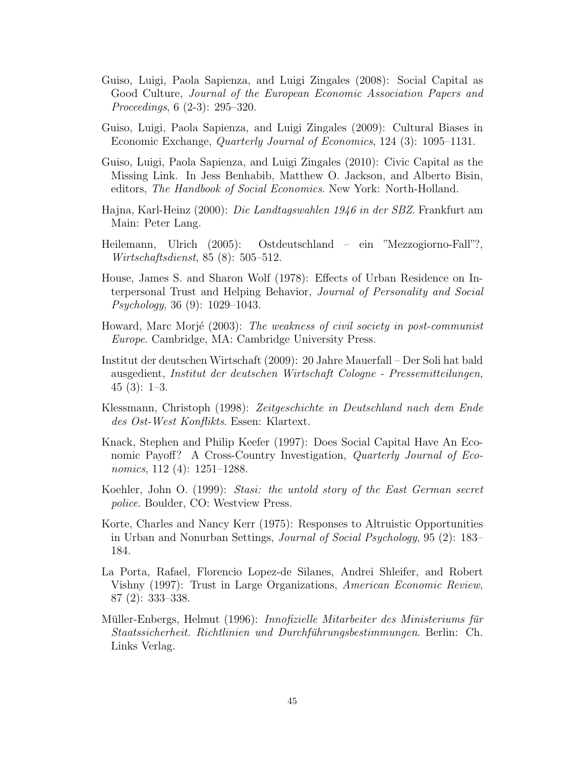Guiso, Luigi, Paola Sapienza, and Luigi Zingales (2008): Social Capital as Good Culture, *Journal of the European Economic Association Papers and Proceedings*, 6 (2-3): 295–320.

Guiso, Luigi, Paola Sapienza, and Luigi Zingales (2009): Cultural Biases in Economic Exchange, *Quarterly Journal of Economics*, 124 (3): 1095–1131.

Guiso, Luigi, Paola Sapienza, and Luigi Zingales (2010): Civic Capital as the Missing Link. In Jess Benhabib, Matthew O. Jackson, and Alberto Bisin, editors, *The Handbook of Social Economics*. New York: North-Holland.

Hajna, Karl-Heinz (2000): *Die Landtagswahlen 1946 in der SBZ*. Frankfurt am Main: Peter Lang.

Heilemann, Ulrich (2005): Ostdeutschland – ein "Mezzogiorno-Fall"?, *Wirtschaftsdienst*, 85 (8): 505–512.

House, James S. and Sharon Wolf (1978): Effects of Urban Residence on Interpersonal Trust and Helping Behavior, *Journal of Personality and Social Psychology*, 36 (9): 1029–1043.

Howard, Marc Morjé (2003): *The weakness of civil society in post-communist Europe*. Cambridge, MA: Cambridge University Press.

Institut der deutschen Wirtschaft (2009): 20 Jahre Mauerfall – Der Soli hat bald ausgedient, *Institut der deutschen Wirtschaft Cologne - Pressemitteilungen*, 45 (3): 1–3.

Klessmann, Christoph (1998): *Zeitgeschichte in Deutschland nach dem Ende des Ost-West Konflikts*. Essen: Klartext.

Knack, Stephen and Philip Keefer (1997): Does Social Capital Have An Economic Payoff? A Cross-Country Investigation, *Quarterly Journal of Economics*, 112 (4): 1251–1288.

Koehler, John O. (1999): *Stasi: the untold story of the East German secret police*. Boulder, CO: Westview Press.

Korte, Charles and Nancy Kerr (1975): Responses to Altruistic Opportunities in Urban and Nonurban Settings, *Journal of Social Psychology*, 95 (2): 183–184.

La Porta, Rafael, Florencio Lopez-de Silanes, Andrei Shleifer, and Robert Vishny (1997): Trust in Large Organizations, *American Economic Review*, 87 (2): 333–338.

Müller-Enbergs, Helmut (1996): *Innofizielle Mitarbeiter des Ministeriums für Staatssicherheit. Richtlinien und Durchführungsbestimmungen*. Berlin: Ch. Links Verlag.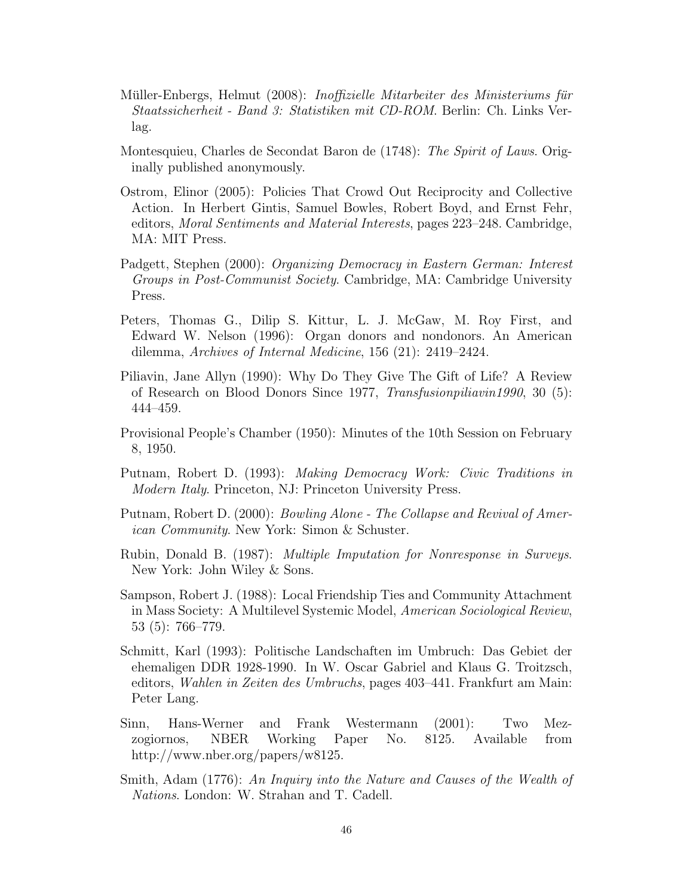Müller-Enbergs, Helmut (2008): *Inoffizielle Mitarbeiter des Ministeriums für Staatssicherheit - Band 3: Statistiken mit CD-ROM*. Berlin: Ch. Links Verlag.

Montesquieu, Charles de Secondat Baron de (1748): *The Spirit of Laws*. Originally published anonymously.

Ostrom, Elinor (2005): Policies That Crowd Out Reciprocity and Collective Action. In Herbert Gintis, Samuel Bowles, Robert Boyd, and Ernst Fehr, editors, *Moral Sentiments and Material Interests*, pages 223–248. Cambridge, MA: MIT Press.

Padgett, Stephen (2000): *Organizing Democracy in Eastern German: Interest Groups in Post-Communist Society*. Cambridge, MA: Cambridge University Press.

Peters, Thomas G., Dilip S. Kittur, L. J. McGaw, M. Roy First, and Edward W. Nelson (1996): Organ donors and nondonors. An American dilemma, *Archives of Internal Medicine*, 156 (21): 2419–2424.

Piliavin, Jane Allyn (1990): Why Do They Give The Gift of Life? A Review of Research on Blood Donors Since 1977, *Transfusionpiliavin1990*, 30 (5): 444–459.

Provisional People's Chamber (1950): Minutes of the 10th Session on February 8, 1950.

Putnam, Robert D. (1993): *Making Democracy Work: Civic Traditions in Modern Italy*. Princeton, NJ: Princeton University Press.

Putnam, Robert D. (2000): *Bowling Alone - The Collapse and Revival of American Community*. New York: Simon & Schuster.

Rubin, Donald B. (1987): *Multiple Imputation for Nonresponse in Surveys*. New York: John Wiley & Sons.

Sampson, Robert J. (1988): Local Friendship Ties and Community Attachment in Mass Society: A Multilevel Systemic Model, *American Sociological Review*, 53 (5): 766–779.

Schmitt, Karl (1993): Politische Landschaften im Umbruch: Das Gebiet der ehemaligen DDR 1928-1990. In W. Oscar Gabriel and Klaus G. Troitzsch, editors, *Wahlen in Zeiten des Umbruchs*, pages 403–441. Frankfurt am Main: Peter Lang.

Sinn, Hans-Werner and Frank Westermann (2001): Two Mezzogiornos, NBER Working Paper No. 8125. Available from http://www.nber.org/papers/w8125.

Smith, Adam (1776): *An Inquiry into the Nature and Causes of the Wealth of Nations*. London: W. Strahan and T. Cadell.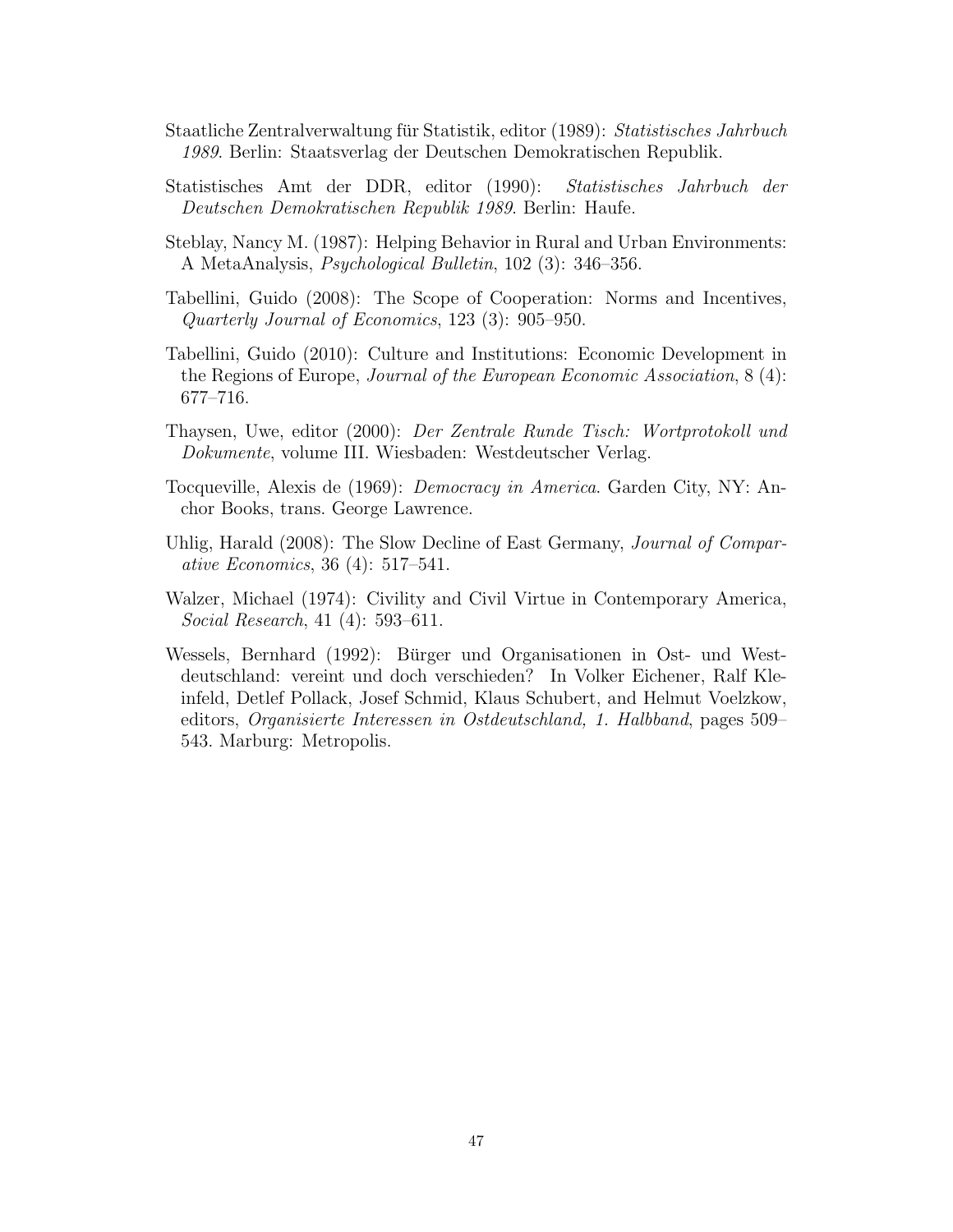Staatliche Zentralverwaltung für Statistik, editor (1989): *Statistisches Jahrbuch 1989*. Berlin: Staatsverlag der Deutschen Demokratischen Republik.

Statistisches Amt der DDR, editor (1990): *Statistisches Jahrbuch der Deutschen Demokratischen Republik 1989*. Berlin: Haufe.

Steblay, Nancy M. (1987): Helping Behavior in Rural and Urban Environments: A MetaAnalysis, *Psychological Bulletin*, 102 (3): 346–356.

Tabellini, Guido (2008): The Scope of Cooperation: Norms and Incentives, *Quarterly Journal of Economics*, 123 (3): 905–950.

Tabellini, Guido (2010): Culture and Institutions: Economic Development in the Regions of Europe, *Journal of the European Economic Association*, 8 (4): 677–716.

Thaysen, Uwe, editor (2000): *Der Zentrale Runde Tisch: Wortprotokoll und Dokumente*, volume III. Wiesbaden: Westdeutscher Verlag.

Tocqueville, Alexis de (1969): *Democracy in America*. Garden City, NY: Anchor Books, trans. George Lawrence.

Uhlig, Harald (2008): The Slow Decline of East Germany, *Journal of Comparative Economics*, 36 (4): 517–541.

Walzer, Michael (1974): Civility and Civil Virtue in Contemporary America, *Social Research*, 41 (4): 593–611.

Wessels, Bernhard (1992): Bürger und Organisationen in Ost- und Westdeutschland: vereint und doch verschieden? In Volker Eichener, Ralf Kleinfeld, Detlef Pollack, Josef Schmid, Klaus Schubert, and Helmut Voelzkow, editors, *Organisierte Interessen in Ostdeutschland, 1. Halbband*, pages 509–543. Marburg: Metropolis.